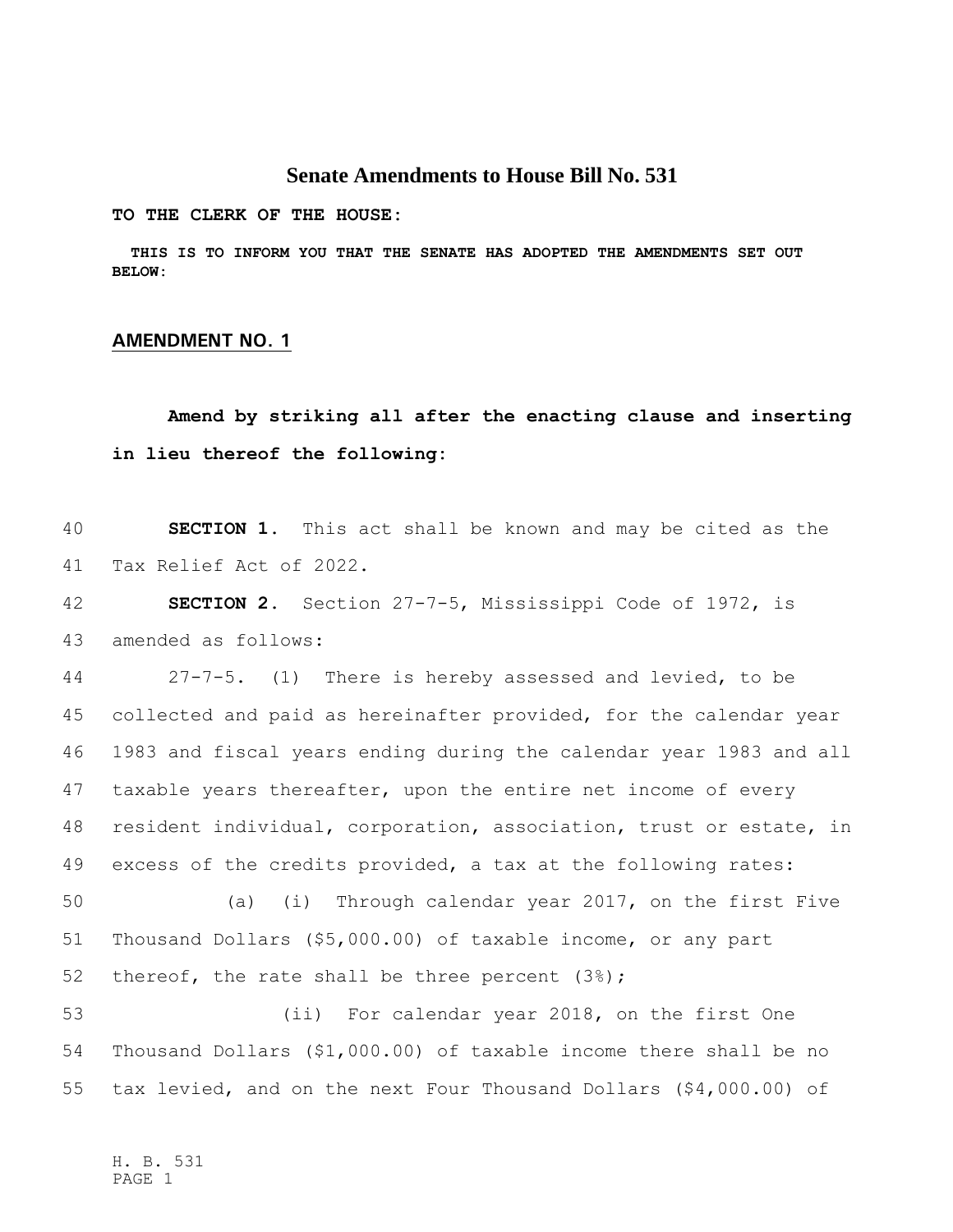# Senate Amendments to House Bill No. 531

**TO THE CLERK OF THE HOUSE:**

**THIS IS TO INFORM YOU THAT THE SENATE HAS ADOPTED THE AMENDMENTS SET OUT BELOW:**

## AMENDMENT NO. 1

**Amend by striking all after the enacting clause and inserting in lieu thereof the following:**

40 **SECTION 1.** This act shall be known and may be cited as the
41 Tax Relief Act of 2022.

42 **SECTION 2.** Section 27-7-5, Mississippi Code of 1972, is
43 amended as follows:

44 27-7-5. (1) There is hereby assessed and levied, to be
45 collected and paid as hereinafter provided, for the calendar year
46 1983 and fiscal years ending during the calendar year 1983 and all
47 taxable years thereafter, upon the entire net income of every
48 resident individual, corporation, association, trust or estate, in
49 excess of the credits provided, a tax at the following rates:

50 (a) (i) Through calendar year 2017, on the first Five
51 Thousand Dollars ($5,000.00) of taxable income, or any part
52 thereof, the rate shall be three percent (3%);

53 (ii) For calendar year 2018, on the first One
54 Thousand Dollars ($1,000.00) of taxable income there shall be no
55 tax levied, and on the next Four Thousand Dollars ($4,000.00) of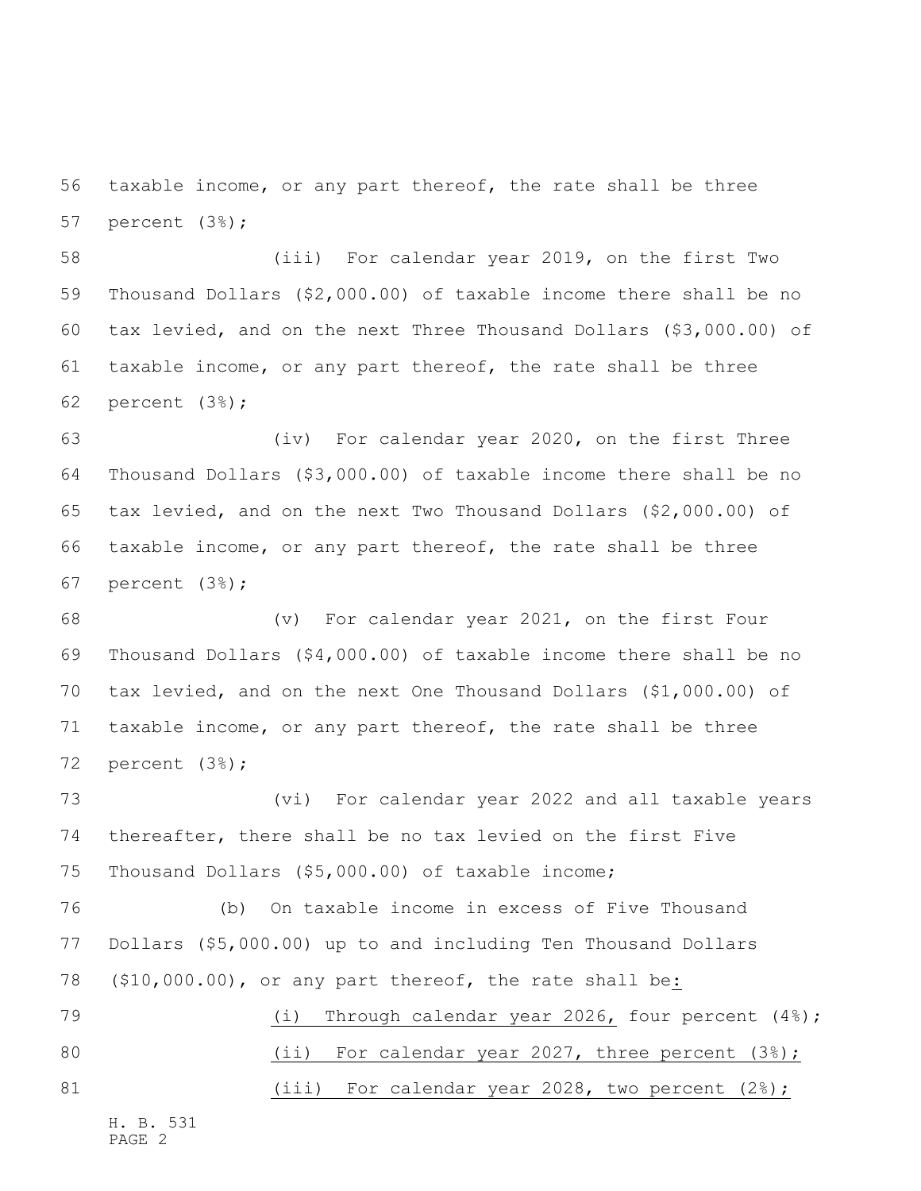taxable income, or any part thereof, the rate shall be three percent (3%);

(iii) For calendar year 2019, on the first Two Thousand Dollars ($2,000.00) of taxable income there shall be no tax levied, and on the next Three Thousand Dollars ($3,000.00) of taxable income, or any part thereof, the rate shall be three percent (3%);

(iv) For calendar year 2020, on the first Three Thousand Dollars ($3,000.00) of taxable income there shall be no tax levied, and on the next Two Thousand Dollars ($2,000.00) of taxable income, or any part thereof, the rate shall be three percent (3%);

(v) For calendar year 2021, on the first Four Thousand Dollars ($4,000.00) of taxable income there shall be no tax levied, and on the next One Thousand Dollars ($1,000.00) of taxable income, or any part thereof, the rate shall be three percent (3%);

(vi) For calendar year 2022 and all taxable years thereafter, there shall be no tax levied on the first Five Thousand Dollars ($5,000.00) of taxable income;

(b) On taxable income in excess of Five Thousand Dollars ($5,000.00) up to and including Ten Thousand Dollars ($10,000.00), or any part thereof, the rate shall be:

(i) Through calendar year 2026, four percent (4%);

(ii) For calendar year 2027, three percent (3%);

(iii) For calendar year 2028, two percent (2%);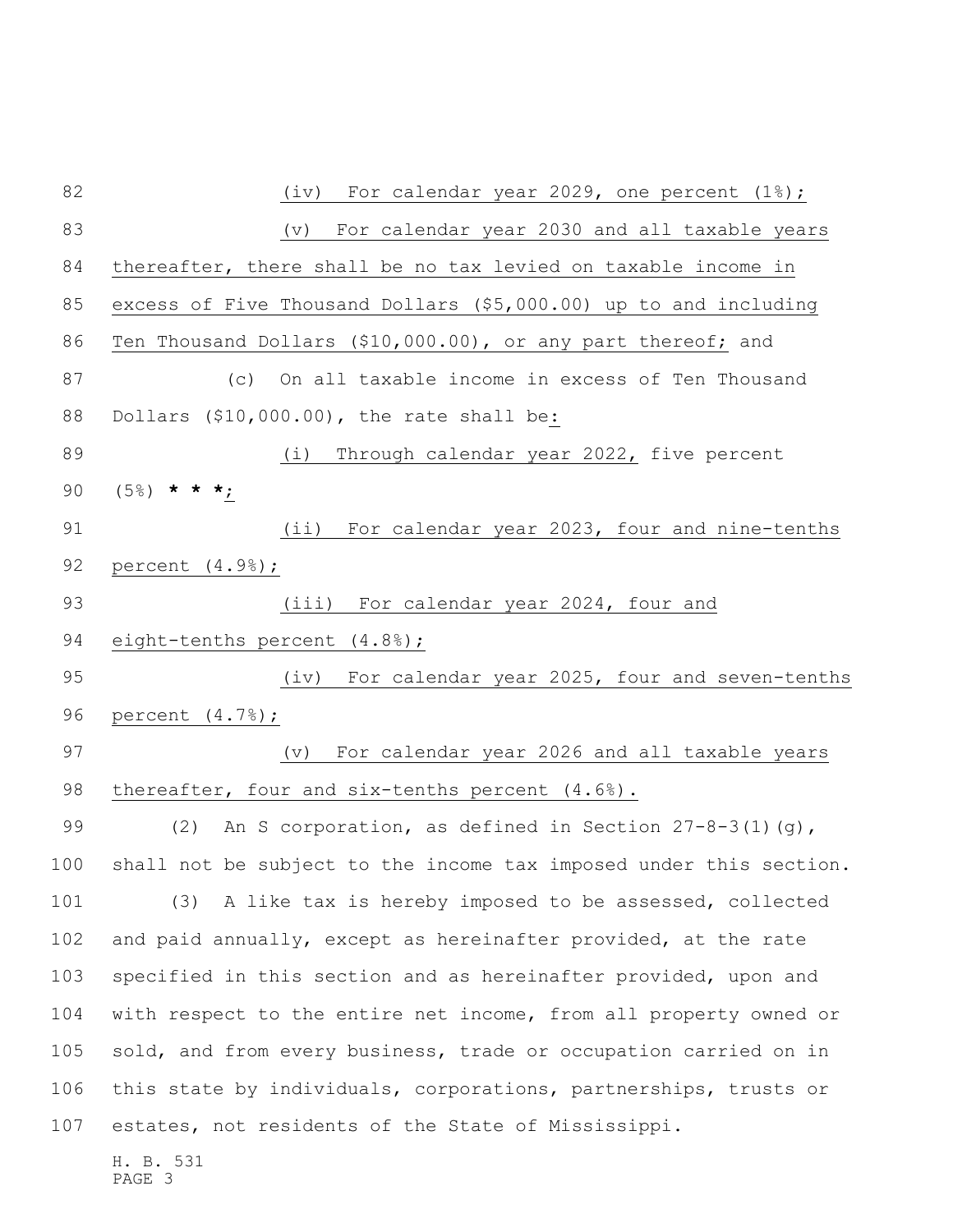(iv) For calendar year 2029, one percent (1%);

(v) For calendar year 2030 and all taxable years thereafter, there shall be no tax levied on taxable income in excess of Five Thousand Dollars ($5,000.00) up to and including Ten Thousand Dollars ($10,000.00), or any part thereof; and

(c) On all taxable income in excess of Ten Thousand Dollars ($10,000.00), the rate shall be:

(i) Through calendar year 2022, five percent (5%) **\* \* \***;

(ii) For calendar year 2023, four and nine-tenths percent (4.9%);

(iii) For calendar year 2024, four and eight-tenths percent (4.8%);

(iv) For calendar year 2025, four and seven-tenths percent (4.7%);

(v) For calendar year 2026 and all taxable years thereafter, four and six-tenths percent (4.6%).

(2) An S corporation, as defined in Section 27-8-3(1)(g), shall not be subject to the income tax imposed under this section.

(3) A like tax is hereby imposed to be assessed, collected and paid annually, except as hereinafter provided, at the rate specified in this section and as hereinafter provided, upon and with respect to the entire net income, from all property owned or sold, and from every business, trade or occupation carried on in this state by individuals, corporations, partnerships, trusts or estates, not residents of the State of Mississippi.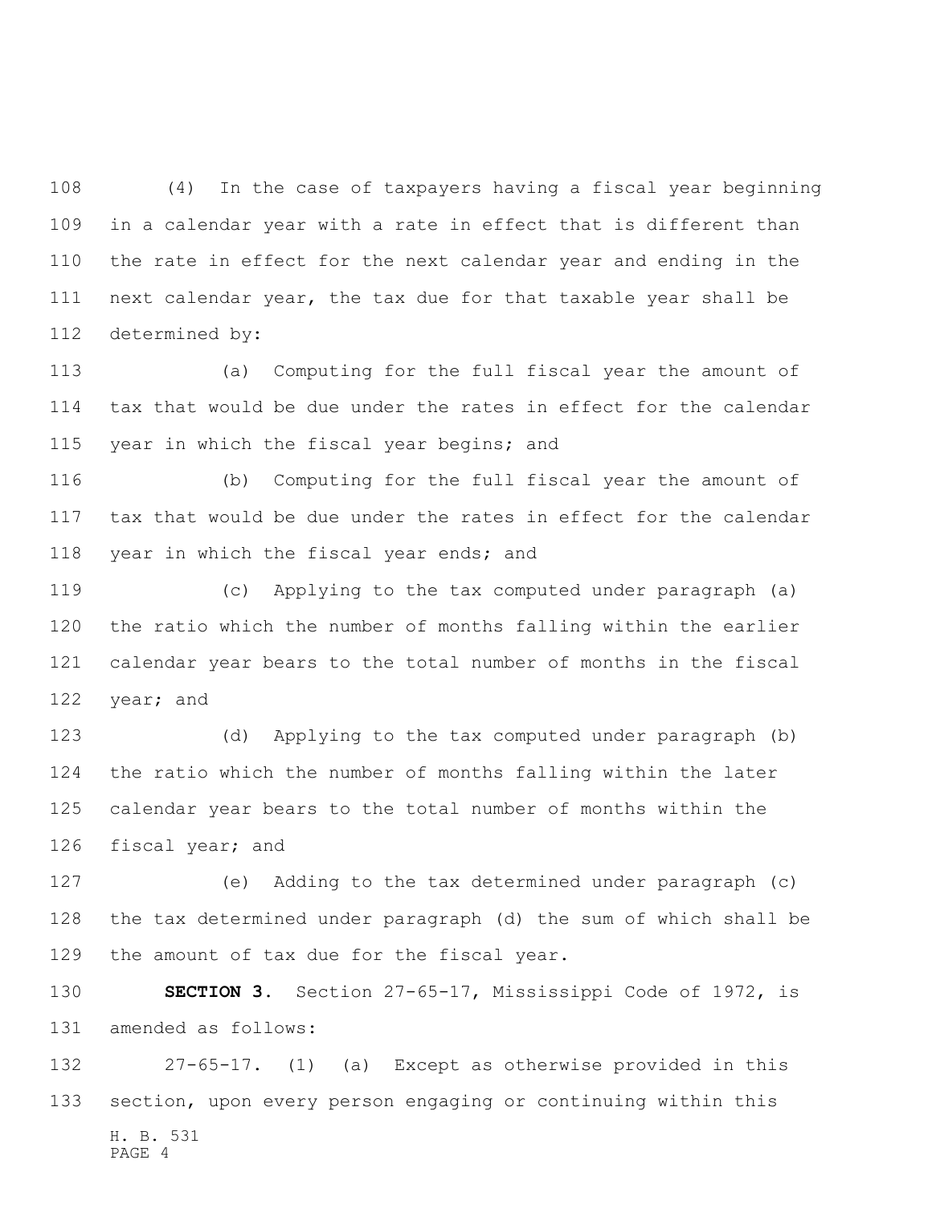(4) In the case of taxpayers having a fiscal year beginning in a calendar year with a rate in effect that is different than the rate in effect for the next calendar year and ending in the next calendar year, the tax due for that taxable year shall be determined by:

(a) Computing for the full fiscal year the amount of tax that would be due under the rates in effect for the calendar year in which the fiscal year begins; and

(b) Computing for the full fiscal year the amount of tax that would be due under the rates in effect for the calendar year in which the fiscal year ends; and

(c) Applying to the tax computed under paragraph (a) the ratio which the number of months falling within the earlier calendar year bears to the total number of months in the fiscal year; and

(d) Applying to the tax computed under paragraph (b) the ratio which the number of months falling within the later calendar year bears to the total number of months within the fiscal year; and

(e) Adding to the tax determined under paragraph (c) the tax determined under paragraph (d) the sum of which shall be the amount of tax due for the fiscal year.

**SECTION 3.** Section 27-65-17, Mississippi Code of 1972, is amended as follows:

27-65-17. (1) (a) Except as otherwise provided in this section, upon every person engaging or continuing within this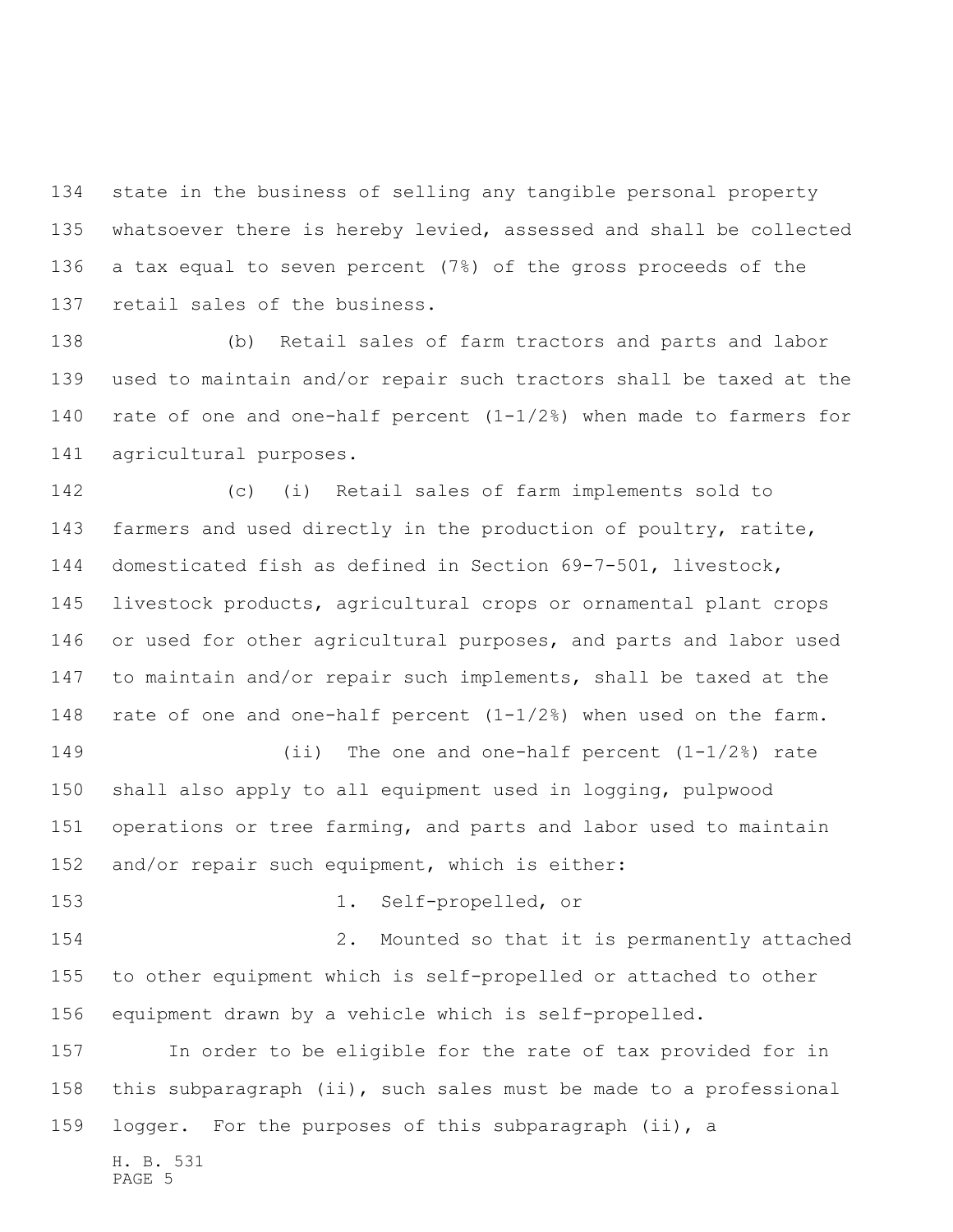state in the business of selling any tangible personal property whatsoever there is hereby levied, assessed and shall be collected a tax equal to seven percent (7%) of the gross proceeds of the retail sales of the business.

(b) Retail sales of farm tractors and parts and labor used to maintain and/or repair such tractors shall be taxed at the rate of one and one-half percent (1-1/2%) when made to farmers for agricultural purposes.

(c) (i) Retail sales of farm implements sold to farmers and used directly in the production of poultry, ratite, domesticated fish as defined in Section 69-7-501, livestock, livestock products, agricultural crops or ornamental plant crops or used for other agricultural purposes, and parts and labor used to maintain and/or repair such implements, shall be taxed at the rate of one and one-half percent (1-1/2%) when used on the farm.

(ii) The one and one-half percent (1-1/2%) rate shall also apply to all equipment used in logging, pulpwood operations or tree farming, and parts and labor used to maintain and/or repair such equipment, which is either:

1. Self-propelled, or

2. Mounted so that it is permanently attached to other equipment which is self-propelled or attached to other equipment drawn by a vehicle which is self-propelled.

In order to be eligible for the rate of tax provided for in this subparagraph (ii), such sales must be made to a professional logger. For the purposes of this subparagraph (ii), a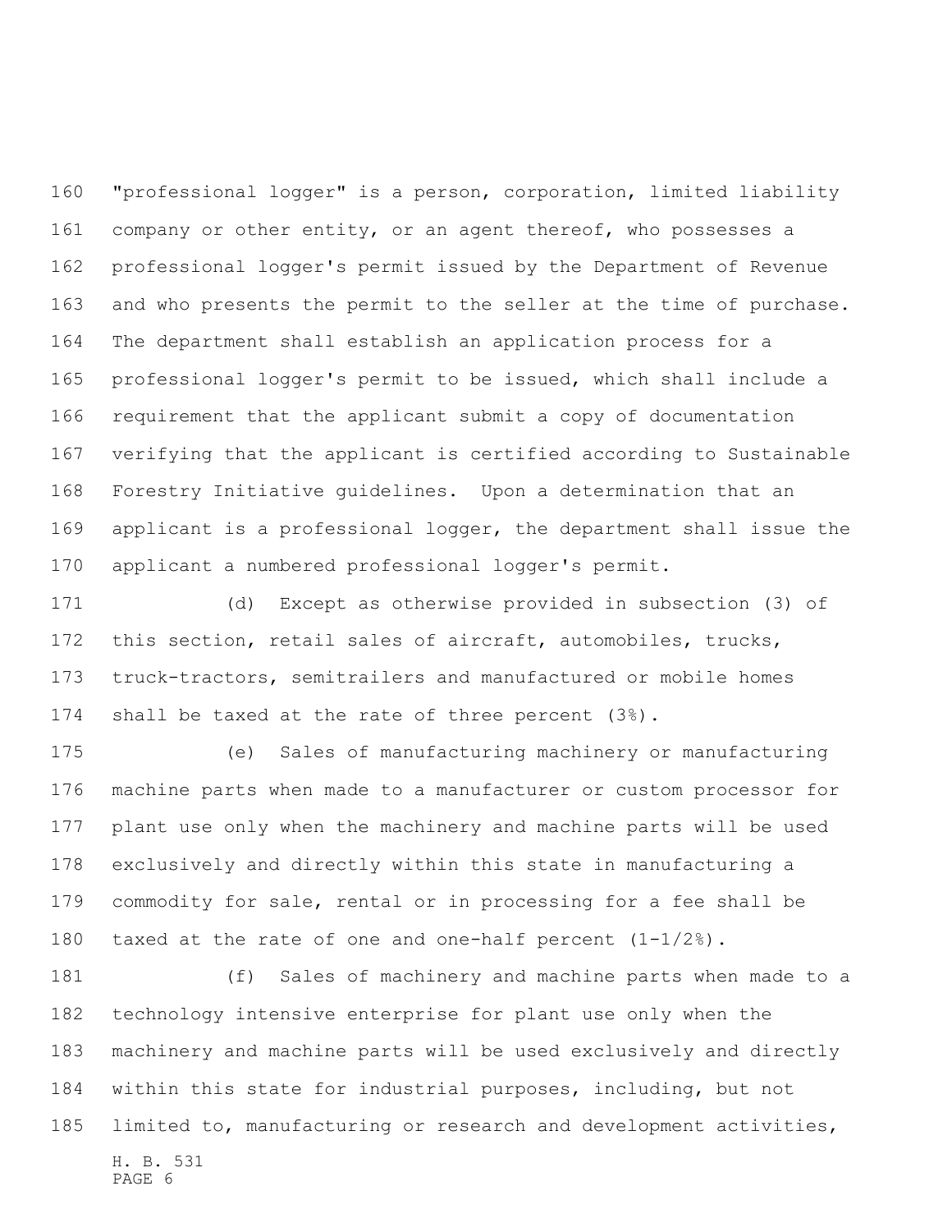"professional logger" is a person, corporation, limited liability company or other entity, or an agent thereof, who possesses a professional logger's permit issued by the Department of Revenue and who presents the permit to the seller at the time of purchase. The department shall establish an application process for a professional logger's permit to be issued, which shall include a requirement that the applicant submit a copy of documentation verifying that the applicant is certified according to Sustainable Forestry Initiative guidelines. Upon a determination that an applicant is a professional logger, the department shall issue the applicant a numbered professional logger's permit.

(d) Except as otherwise provided in subsection (3) of this section, retail sales of aircraft, automobiles, trucks, truck-tractors, semitrailers and manufactured or mobile homes shall be taxed at the rate of three percent (3%).

(e) Sales of manufacturing machinery or manufacturing machine parts when made to a manufacturer or custom processor for plant use only when the machinery and machine parts will be used exclusively and directly within this state in manufacturing a commodity for sale, rental or in processing for a fee shall be taxed at the rate of one and one-half percent (1-1/2%).

(f) Sales of machinery and machine parts when made to a technology intensive enterprise for plant use only when the machinery and machine parts will be used exclusively and directly within this state for industrial purposes, including, but not limited to, manufacturing or research and development activities,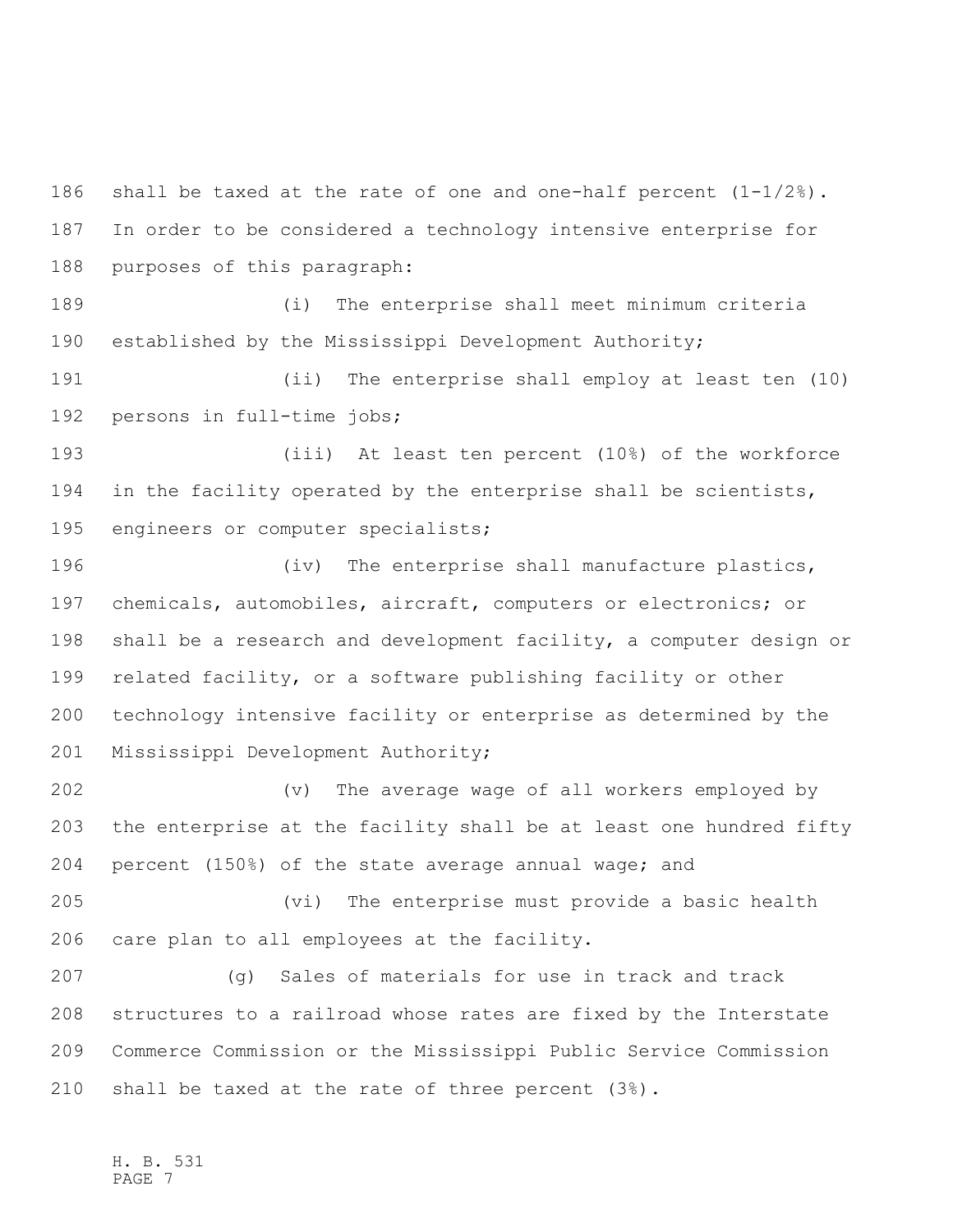shall be taxed at the rate of one and one-half percent (1-1/2%). In order to be considered a technology intensive enterprise for purposes of this paragraph:

(i) The enterprise shall meet minimum criteria established by the Mississippi Development Authority;

(ii) The enterprise shall employ at least ten (10) persons in full-time jobs;

(iii) At least ten percent (10%) of the workforce in the facility operated by the enterprise shall be scientists, engineers or computer specialists;

(iv) The enterprise shall manufacture plastics, chemicals, automobiles, aircraft, computers or electronics; or shall be a research and development facility, a computer design or related facility, or a software publishing facility or other technology intensive facility or enterprise as determined by the Mississippi Development Authority;

(v) The average wage of all workers employed by the enterprise at the facility shall be at least one hundred fifty percent (150%) of the state average annual wage; and

(vi) The enterprise must provide a basic health care plan to all employees at the facility.

(g) Sales of materials for use in track and track structures to a railroad whose rates are fixed by the Interstate Commerce Commission or the Mississippi Public Service Commission shall be taxed at the rate of three percent (3%).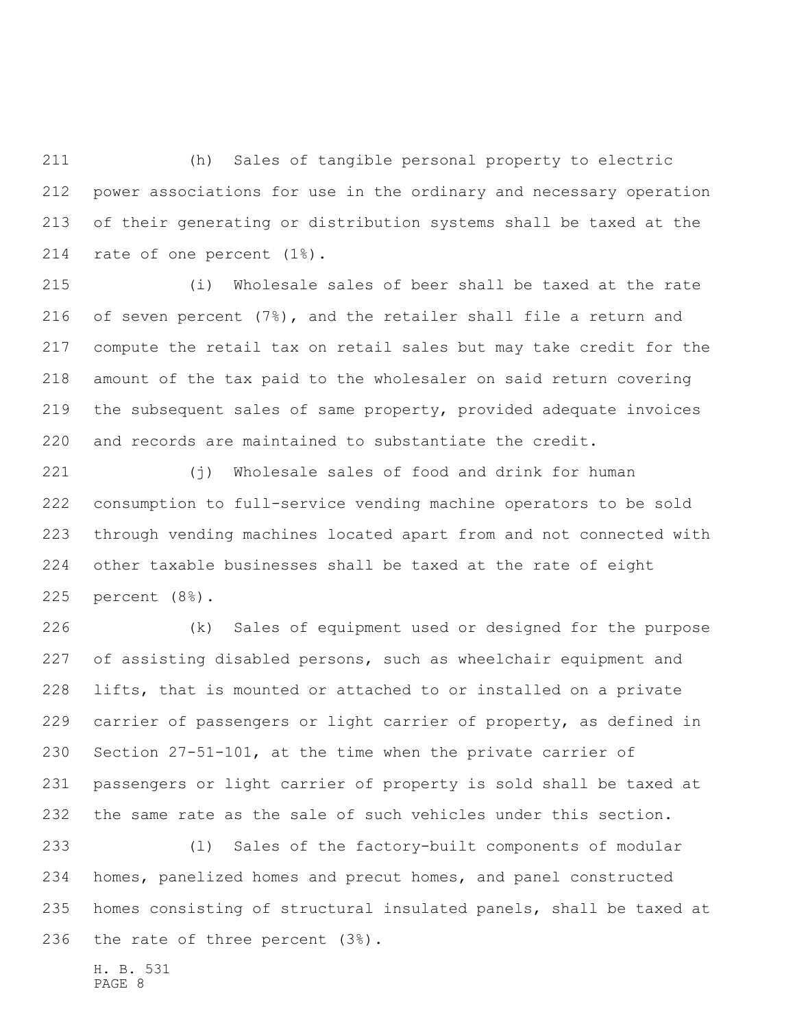(h) Sales of tangible personal property to electric power associations for use in the ordinary and necessary operation of their generating or distribution systems shall be taxed at the rate of one percent (1%).

(i) Wholesale sales of beer shall be taxed at the rate of seven percent (7%), and the retailer shall file a return and compute the retail tax on retail sales but may take credit for the amount of the tax paid to the wholesaler on said return covering the subsequent sales of same property, provided adequate invoices and records are maintained to substantiate the credit.

(j) Wholesale sales of food and drink for human consumption to full-service vending machine operators to be sold through vending machines located apart from and not connected with other taxable businesses shall be taxed at the rate of eight percent (8%).

(k) Sales of equipment used or designed for the purpose of assisting disabled persons, such as wheelchair equipment and lifts, that is mounted or attached to or installed on a private carrier of passengers or light carrier of property, as defined in Section 27-51-101, at the time when the private carrier of passengers or light carrier of property is sold shall be taxed at the same rate as the sale of such vehicles under this section.

(l) Sales of the factory-built components of modular homes, panelized homes and precut homes, and panel constructed homes consisting of structural insulated panels, shall be taxed at the rate of three percent (3%).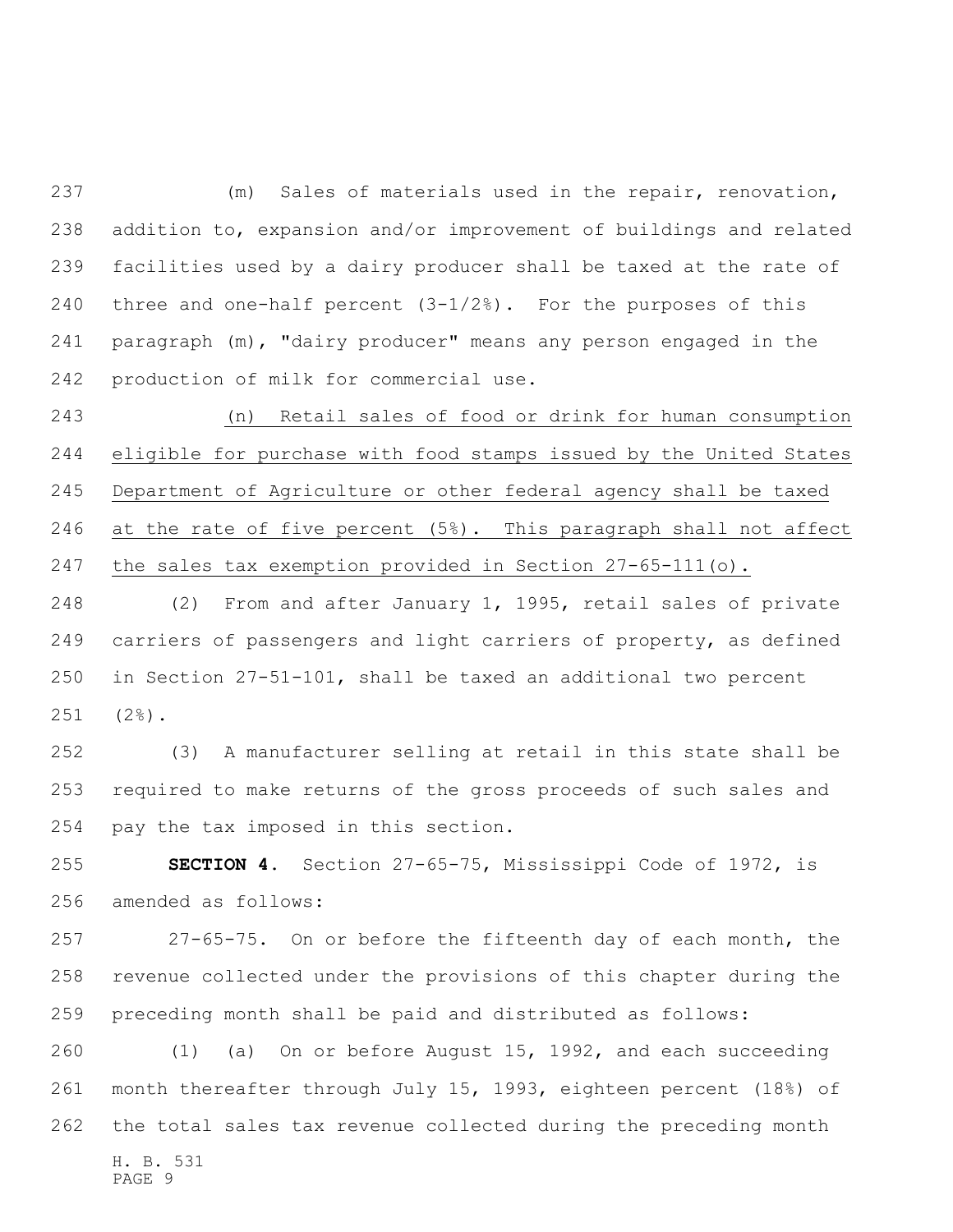(m) Sales of materials used in the repair, renovation, addition to, expansion and/or improvement of buildings and related facilities used by a dairy producer shall be taxed at the rate of three and one-half percent (3-1/2%). For the purposes of this paragraph (m), "dairy producer" means any person engaged in the production of milk for commercial use.

<u>(n) Retail sales of food or drink for human consumption eligible for purchase with food stamps issued by the United States Department of Agriculture or other federal agency shall be taxed at the rate of five percent (5%). This paragraph shall not affect the sales tax exemption provided in Section 27-65-111(o).</u>

(2) From and after January 1, 1995, retail sales of private carriers of passengers and light carriers of property, as defined in Section 27-51-101, shall be taxed an additional two percent (2%).

(3) A manufacturer selling at retail in this state shall be required to make returns of the gross proceeds of such sales and pay the tax imposed in this section.

**SECTION 4.** Section 27-65-75, Mississippi Code of 1972, is amended as follows:

27-65-75. On or before the fifteenth day of each month, the revenue collected under the provisions of this chapter during the preceding month shall be paid and distributed as follows:

(1) (a) On or before August 15, 1992, and each succeeding month thereafter through July 15, 1993, eighteen percent (18%) of the total sales tax revenue collected during the preceding month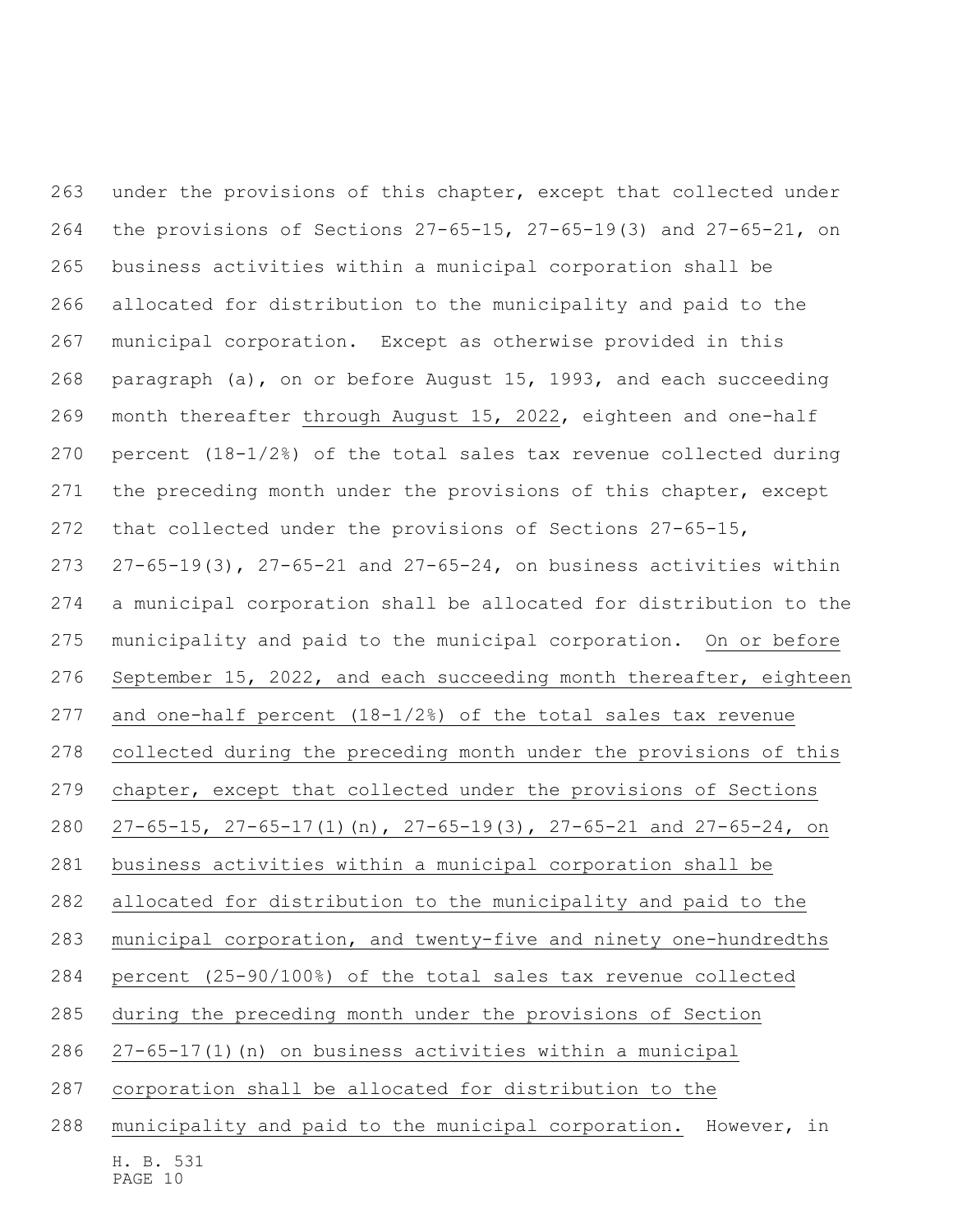under the provisions of this chapter, except that collected under the provisions of Sections 27-65-15, 27-65-19(3) and 27-65-21, on business activities within a municipal corporation shall be allocated for distribution to the municipality and paid to the municipal corporation. Except as otherwise provided in this paragraph (a), on or before August 15, 1993, and each succeeding month thereafter <u>through August 15, 2022</u>, eighteen and one-half percent (18-1/2%) of the total sales tax revenue collected during the preceding month under the provisions of this chapter, except that collected under the provisions of Sections 27-65-15, 27-65-19(3), 27-65-21 and 27-65-24, on business activities within a municipal corporation shall be allocated for distribution to the municipality and paid to the municipal corporation. <u>On or before September 15, 2022, and each succeeding month thereafter, eighteen and one-half percent (18-1/2%) of the total sales tax revenue collected during the preceding month under the provisions of this chapter, except that collected under the provisions of Sections 27-65-15, 27-65-17(1)(n), 27-65-19(3), 27-65-21 and 27-65-24, on business activities within a municipal corporation shall be allocated for distribution to the municipality and paid to the municipal corporation, and twenty-five and ninety one-hundredths percent (25-90/100%) of the total sales tax revenue collected during the preceding month under the provisions of Section 27-65-17(1)(n) on business activities within a municipal corporation shall be allocated for distribution to the municipality and paid to the municipal corporation.</u> However, in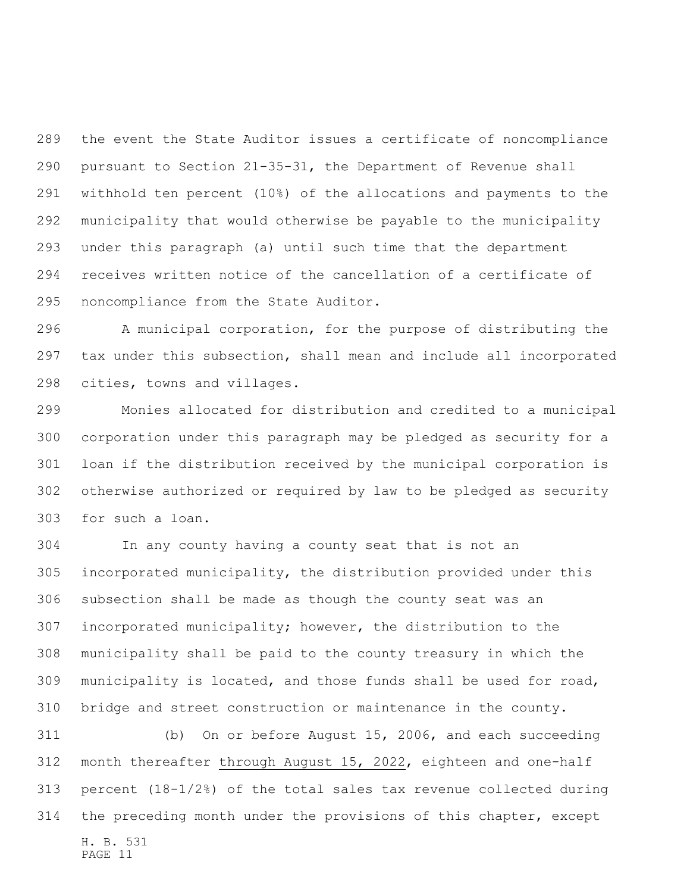the event the State Auditor issues a certificate of noncompliance pursuant to Section 21-35-31, the Department of Revenue shall withhold ten percent (10%) of the allocations and payments to the municipality that would otherwise be payable to the municipality under this paragraph (a) until such time that the department receives written notice of the cancellation of a certificate of noncompliance from the State Auditor.

A municipal corporation, for the purpose of distributing the tax under this subsection, shall mean and include all incorporated cities, towns and villages.

Monies allocated for distribution and credited to a municipal corporation under this paragraph may be pledged as security for a loan if the distribution received by the municipal corporation is otherwise authorized or required by law to be pledged as security for such a loan.

In any county having a county seat that is not an incorporated municipality, the distribution provided under this subsection shall be made as though the county seat was an incorporated municipality; however, the distribution to the municipality shall be paid to the county treasury in which the municipality is located, and those funds shall be used for road, bridge and street construction or maintenance in the county.

(b) On or before August 15, 2006, and each succeeding month thereafter through August 15, 2022, eighteen and one-half percent (18-1/2%) of the total sales tax revenue collected during the preceding month under the provisions of this chapter, except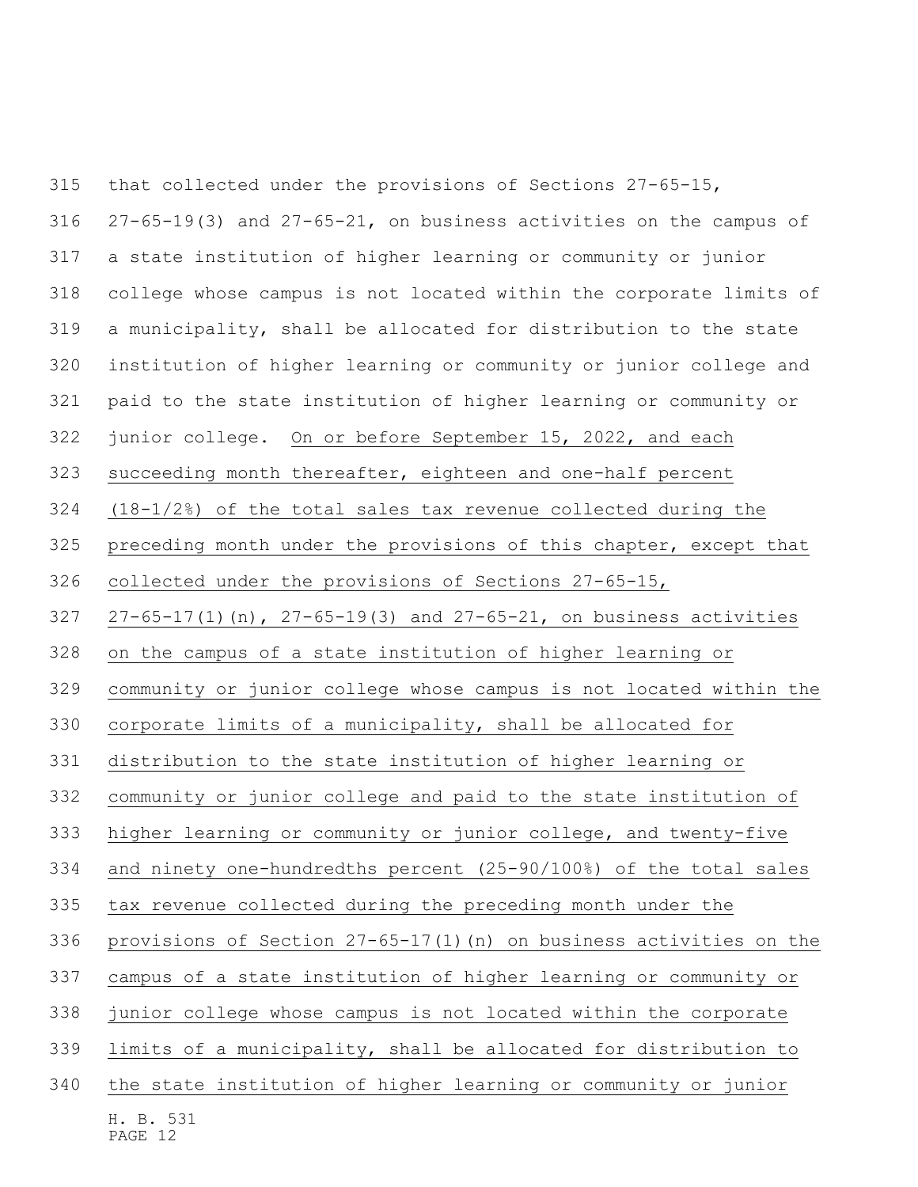that collected under the provisions of Sections 27-65-15, 27-65-19(3) and 27-65-21, on business activities on the campus of a state institution of higher learning or community or junior college whose campus is not located within the corporate limits of a municipality, shall be allocated for distribution to the state institution of higher learning or community or junior college and paid to the state institution of higher learning or community or junior college. <u>On or before September 15, 2022, and each succeeding month thereafter, eighteen and one-half percent (18-1/2%) of the total sales tax revenue collected during the preceding month under the provisions of this chapter, except that collected under the provisions of Sections 27-65-15, 27-65-17(1)(n), 27-65-19(3) and 27-65-21, on business activities on the campus of a state institution of higher learning or community or junior college whose campus is not located within the corporate limits of a municipality, shall be allocated for distribution to the state institution of higher learning or community or junior college and paid to the state institution of higher learning or community or junior college, and twenty-five and ninety one-hundredths percent (25-90/100%) of the total sales tax revenue collected during the preceding month under the provisions of Section 27-65-17(1)(n) on business activities on the campus of a state institution of higher learning or community or junior college whose campus is not located within the corporate limits of a municipality, shall be allocated for distribution to the state institution of higher learning or community or junior</u>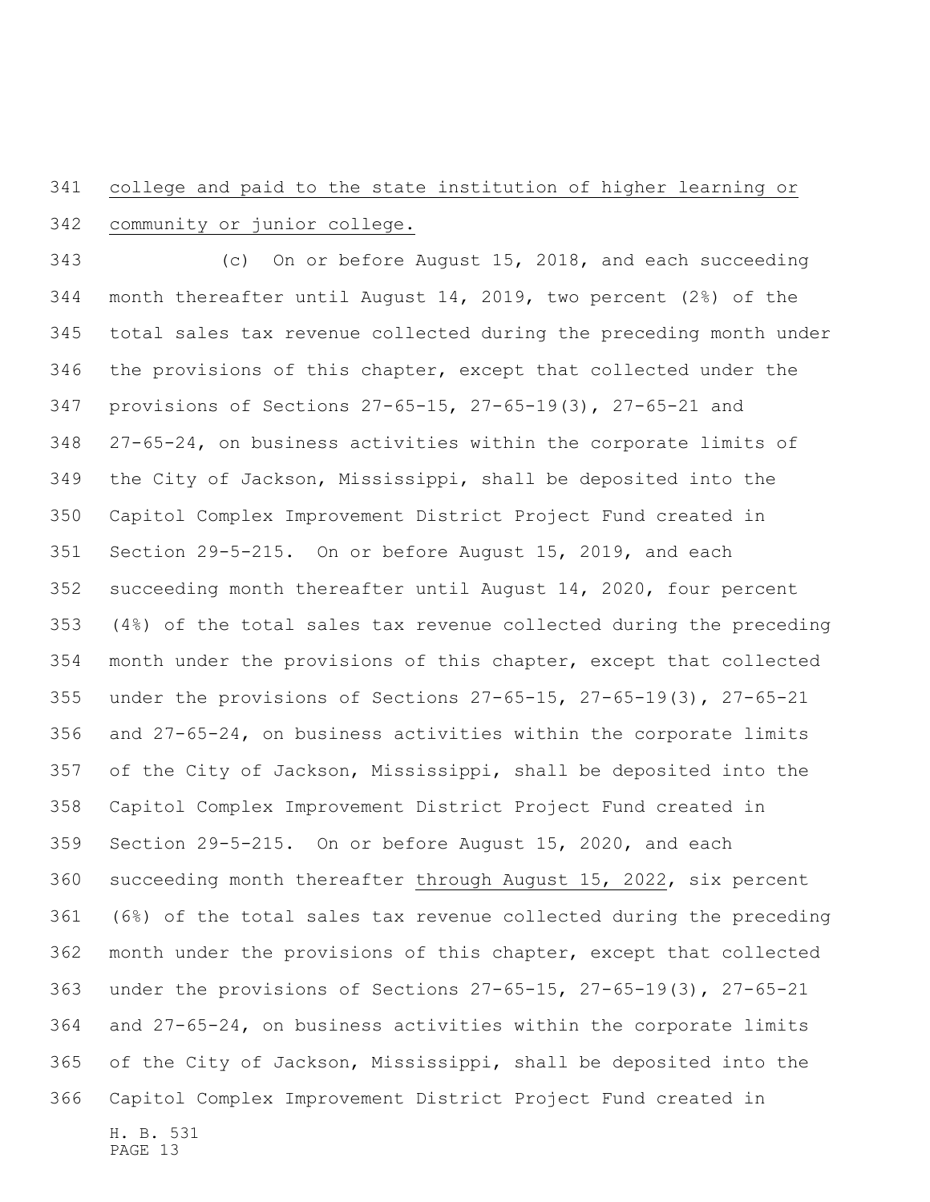college and paid to the state institution of higher learning or community or junior college.

(c) On or before August 15, 2018, and each succeeding month thereafter until August 14, 2019, two percent (2%) of the total sales tax revenue collected during the preceding month under the provisions of this chapter, except that collected under the provisions of Sections 27-65-15, 27-65-19(3), 27-65-21 and 27-65-24, on business activities within the corporate limits of the City of Jackson, Mississippi, shall be deposited into the Capitol Complex Improvement District Project Fund created in Section 29-5-215. On or before August 15, 2019, and each succeeding month thereafter until August 14, 2020, four percent (4%) of the total sales tax revenue collected during the preceding month under the provisions of this chapter, except that collected under the provisions of Sections 27-65-15, 27-65-19(3), 27-65-21 and 27-65-24, on business activities within the corporate limits of the City of Jackson, Mississippi, shall be deposited into the Capitol Complex Improvement District Project Fund created in Section 29-5-215. On or before August 15, 2020, and each succeeding month thereafter through August 15, 2022, six percent (6%) of the total sales tax revenue collected during the preceding month under the provisions of this chapter, except that collected under the provisions of Sections 27-65-15, 27-65-19(3), 27-65-21 and 27-65-24, on business activities within the corporate limits of the City of Jackson, Mississippi, shall be deposited into the Capitol Complex Improvement District Project Fund created in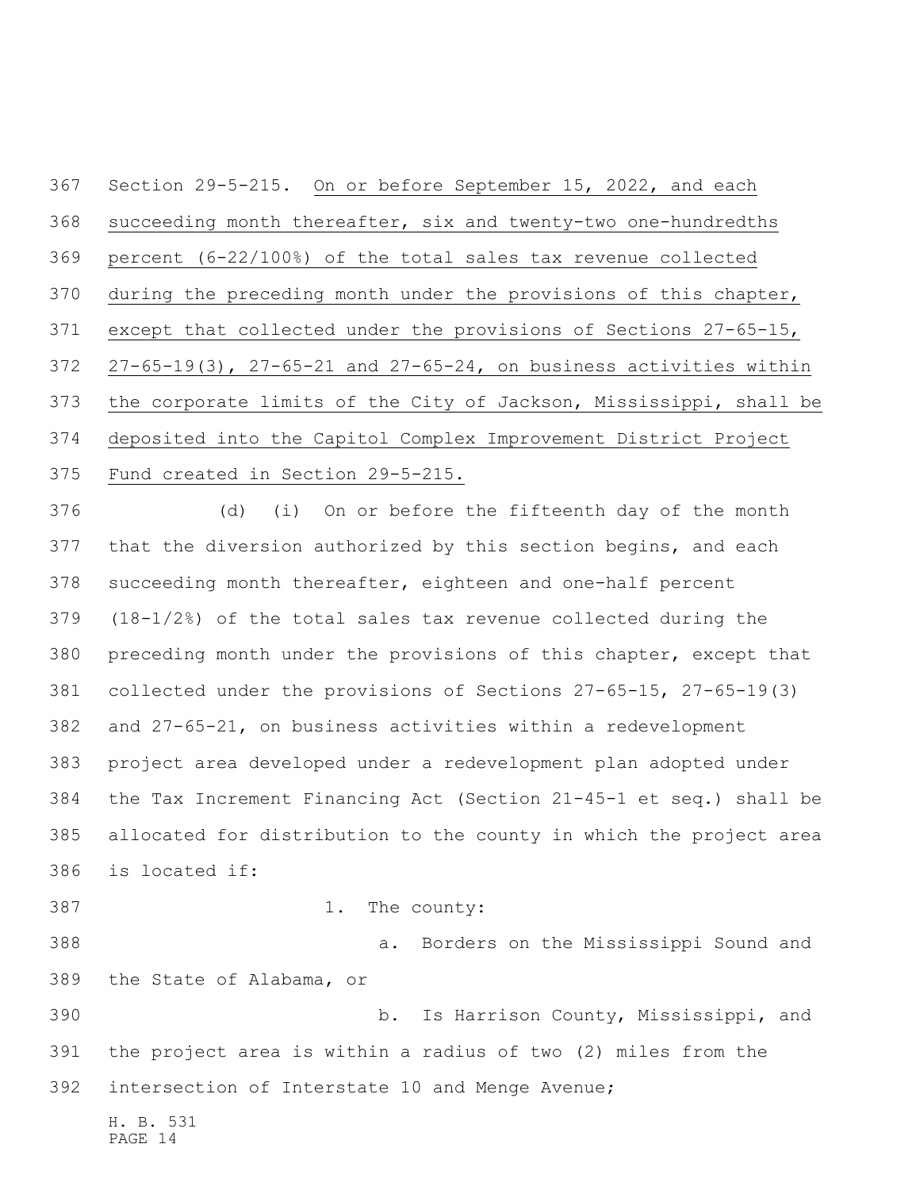Section 29-5-215. On or before September 15, 2022, and each succeeding month thereafter, six and twenty-two one-hundredths percent (6-22/100%) of the total sales tax revenue collected during the preceding month under the provisions of this chapter, except that collected under the provisions of Sections 27-65-15, 27-65-19(3), 27-65-21 and 27-65-24, on business activities within the corporate limits of the City of Jackson, Mississippi, shall be deposited into the Capitol Complex Improvement District Project Fund created in Section 29-5-215.

(d) (i) On or before the fifteenth day of the month that the diversion authorized by this section begins, and each succeeding month thereafter, eighteen and one-half percent (18-1/2%) of the total sales tax revenue collected during the preceding month under the provisions of this chapter, except that collected under the provisions of Sections 27-65-15, 27-65-19(3) and 27-65-21, on business activities within a redevelopment project area developed under a redevelopment plan adopted under the Tax Increment Financing Act (Section 21-45-1 et seq.) shall be allocated for distribution to the county in which the project area is located if:

1. The county:

a. Borders on the Mississippi Sound and the State of Alabama, or

b. Is Harrison County, Mississippi, and the project area is within a radius of two (2) miles from the intersection of Interstate 10 and Menge Avenue;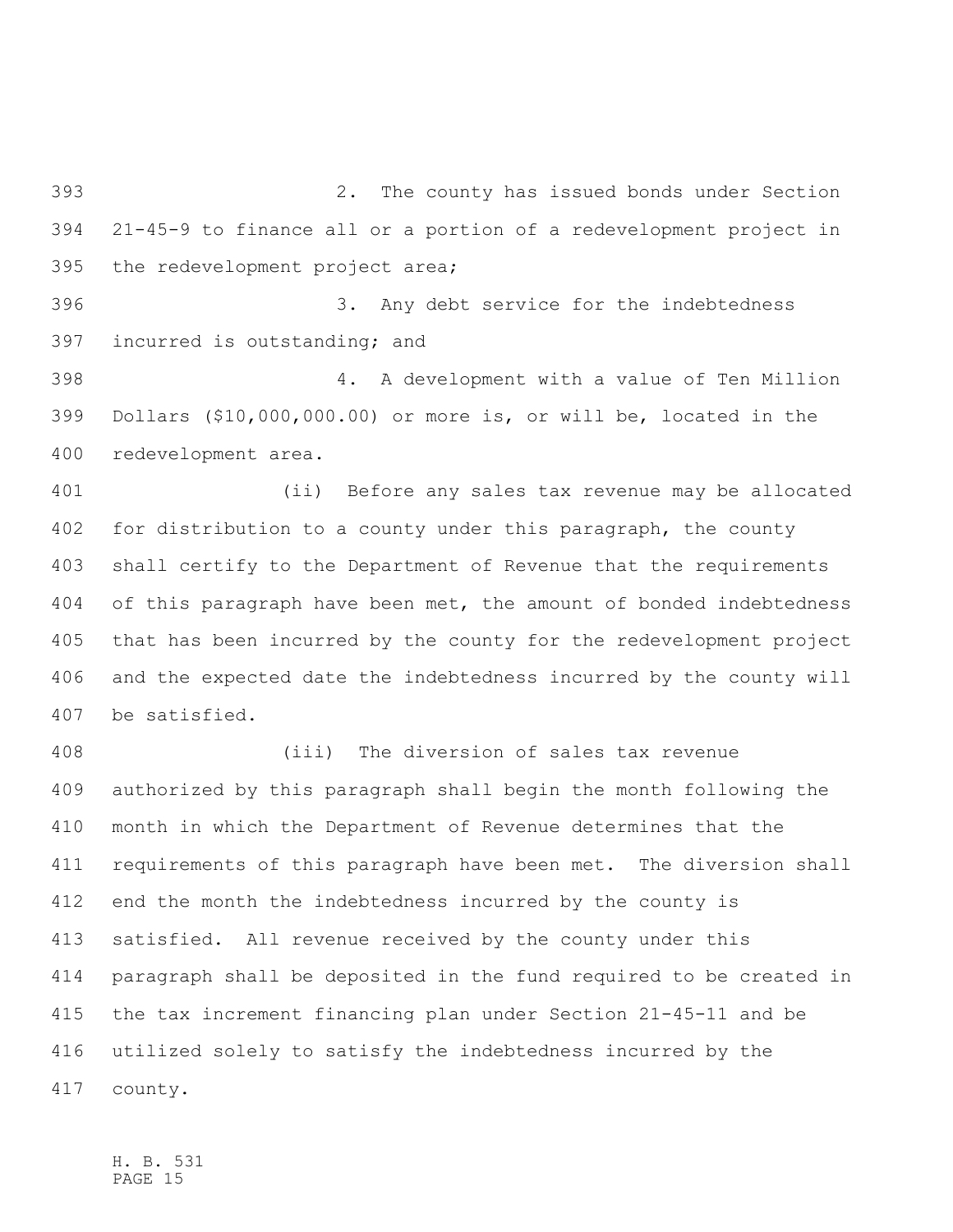2. The county has issued bonds under Section 21-45-9 to finance all or a portion of a redevelopment project in the redevelopment project area;

3. Any debt service for the indebtedness incurred is outstanding; and

4. A development with a value of Ten Million Dollars ($10,000,000.00) or more is, or will be, located in the redevelopment area.

(ii) Before any sales tax revenue may be allocated for distribution to a county under this paragraph, the county shall certify to the Department of Revenue that the requirements of this paragraph have been met, the amount of bonded indebtedness that has been incurred by the county for the redevelopment project and the expected date the indebtedness incurred by the county will be satisfied.

(iii) The diversion of sales tax revenue authorized by this paragraph shall begin the month following the month in which the Department of Revenue determines that the requirements of this paragraph have been met. The diversion shall end the month the indebtedness incurred by the county is satisfied. All revenue received by the county under this paragraph shall be deposited in the fund required to be created in the tax increment financing plan under Section 21-45-11 and be utilized solely to satisfy the indebtedness incurred by the county.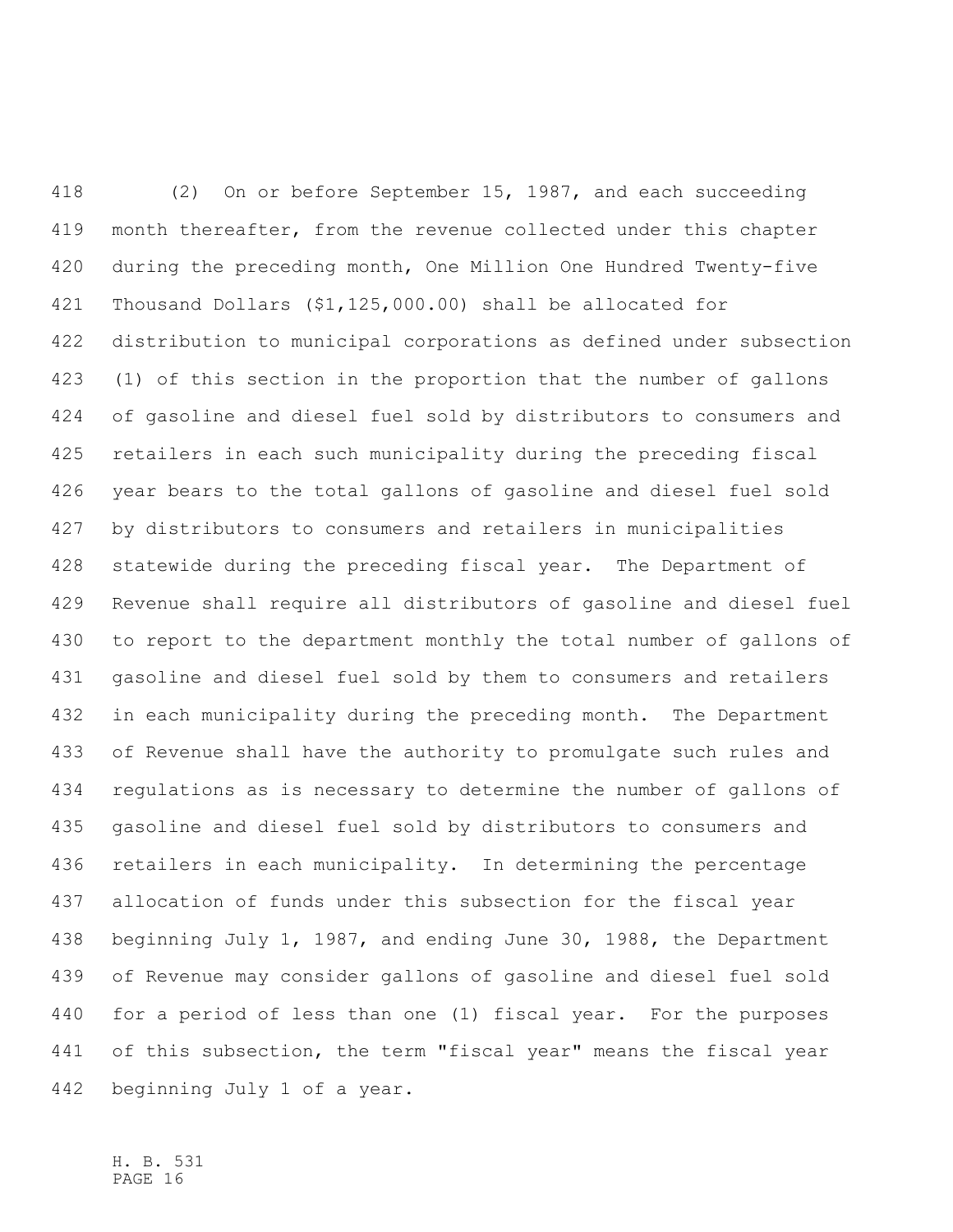(2) On or before September 15, 1987, and each succeeding month thereafter, from the revenue collected under this chapter during the preceding month, One Million One Hundred Twenty-five Thousand Dollars ($1,125,000.00) shall be allocated for distribution to municipal corporations as defined under subsection (1) of this section in the proportion that the number of gallons of gasoline and diesel fuel sold by distributors to consumers and retailers in each such municipality during the preceding fiscal year bears to the total gallons of gasoline and diesel fuel sold by distributors to consumers and retailers in municipalities statewide during the preceding fiscal year. The Department of Revenue shall require all distributors of gasoline and diesel fuel to report to the department monthly the total number of gallons of gasoline and diesel fuel sold by them to consumers and retailers in each municipality during the preceding month. The Department of Revenue shall have the authority to promulgate such rules and regulations as is necessary to determine the number of gallons of gasoline and diesel fuel sold by distributors to consumers and retailers in each municipality. In determining the percentage allocation of funds under this subsection for the fiscal year beginning July 1, 1987, and ending June 30, 1988, the Department of Revenue may consider gallons of gasoline and diesel fuel sold for a period of less than one (1) fiscal year. For the purposes of this subsection, the term "fiscal year" means the fiscal year beginning July 1 of a year.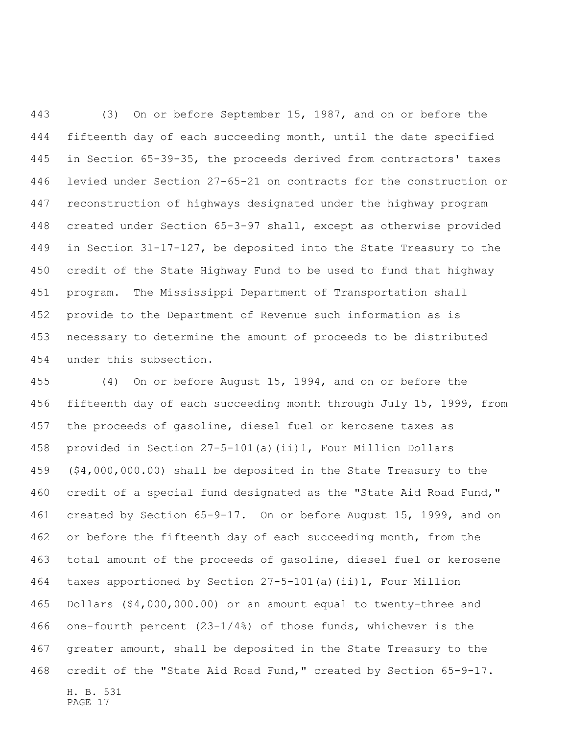(3) On or before September 15, 1987, and on or before the fifteenth day of each succeeding month, until the date specified in Section 65-39-35, the proceeds derived from contractors' taxes levied under Section 27-65-21 on contracts for the construction or reconstruction of highways designated under the highway program created under Section 65-3-97 shall, except as otherwise provided in Section 31-17-127, be deposited into the State Treasury to the credit of the State Highway Fund to be used to fund that highway program. The Mississippi Department of Transportation shall provide to the Department of Revenue such information as is necessary to determine the amount of proceeds to be distributed under this subsection.

(4) On or before August 15, 1994, and on or before the fifteenth day of each succeeding month through July 15, 1999, from the proceeds of gasoline, diesel fuel or kerosene taxes as provided in Section 27-5-101(a)(ii)1, Four Million Dollars ($4,000,000.00) shall be deposited in the State Treasury to the credit of a special fund designated as the "State Aid Road Fund," created by Section 65-9-17. On or before August 15, 1999, and on or before the fifteenth day of each succeeding month, from the total amount of the proceeds of gasoline, diesel fuel or kerosene taxes apportioned by Section 27-5-101(a)(ii)1, Four Million Dollars ($4,000,000.00) or an amount equal to twenty-three and one-fourth percent (23-1/4%) of those funds, whichever is the greater amount, shall be deposited in the State Treasury to the credit of the "State Aid Road Fund," created by Section 65-9-17.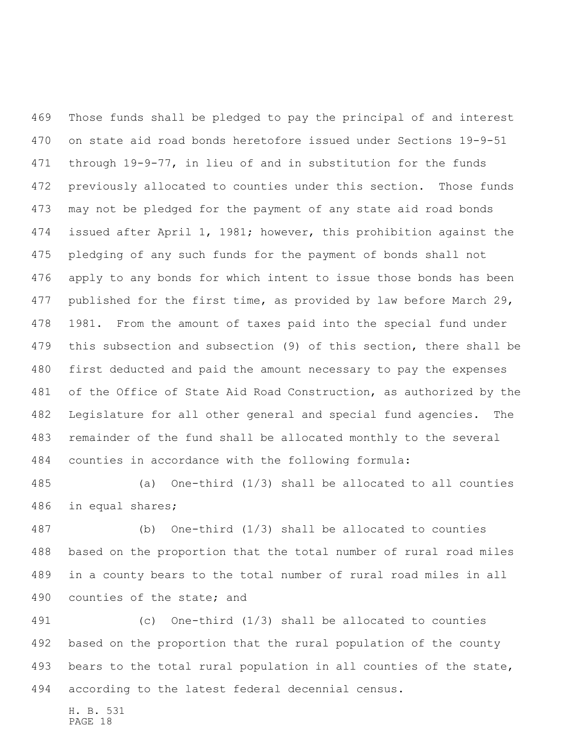Those funds shall be pledged to pay the principal of and interest on state aid road bonds heretofore issued under Sections 19-9-51 through 19-9-77, in lieu of and in substitution for the funds previously allocated to counties under this section. Those funds may not be pledged for the payment of any state aid road bonds issued after April 1, 1981; however, this prohibition against the pledging of any such funds for the payment of bonds shall not apply to any bonds for which intent to issue those bonds has been published for the first time, as provided by law before March 29, 1981. From the amount of taxes paid into the special fund under this subsection and subsection (9) of this section, there shall be first deducted and paid the amount necessary to pay the expenses of the Office of State Aid Road Construction, as authorized by the Legislature for all other general and special fund agencies. The remainder of the fund shall be allocated monthly to the several counties in accordance with the following formula:

(a) One-third (1/3) shall be allocated to all counties in equal shares;

(b) One-third (1/3) shall be allocated to counties based on the proportion that the total number of rural road miles in a county bears to the total number of rural road miles in all counties of the state; and

(c) One-third (1/3) shall be allocated to counties based on the proportion that the rural population of the county bears to the total rural population in all counties of the state, according to the latest federal decennial census.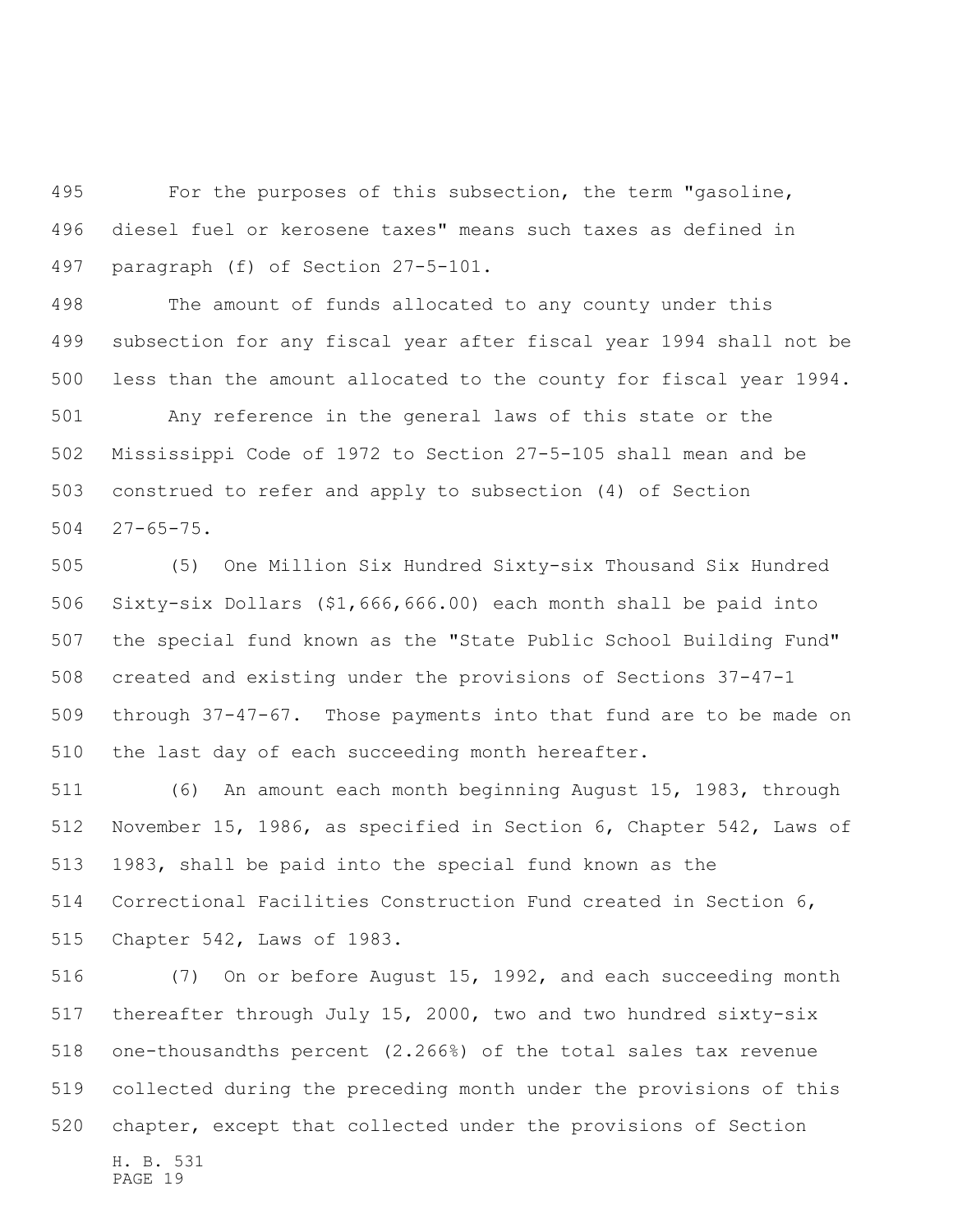For the purposes of this subsection, the term "gasoline, diesel fuel or kerosene taxes" means such taxes as defined in paragraph (f) of Section 27-5-101.

The amount of funds allocated to any county under this subsection for any fiscal year after fiscal year 1994 shall not be less than the amount allocated to the county for fiscal year 1994.

Any reference in the general laws of this state or the Mississippi Code of 1972 to Section 27-5-105 shall mean and be construed to refer and apply to subsection (4) of Section 27-65-75.

(5) One Million Six Hundred Sixty-six Thousand Six Hundred Sixty-six Dollars ($1,666,666.00) each month shall be paid into the special fund known as the "State Public School Building Fund" created and existing under the provisions of Sections 37-47-1 through 37-47-67. Those payments into that fund are to be made on the last day of each succeeding month hereafter.

(6) An amount each month beginning August 15, 1983, through November 15, 1986, as specified in Section 6, Chapter 542, Laws of 1983, shall be paid into the special fund known as the Correctional Facilities Construction Fund created in Section 6, Chapter 542, Laws of 1983.

(7) On or before August 15, 1992, and each succeeding month thereafter through July 15, 2000, two and two hundred sixty-six one-thousandths percent (2.266%) of the total sales tax revenue collected during the preceding month under the provisions of this chapter, except that collected under the provisions of Section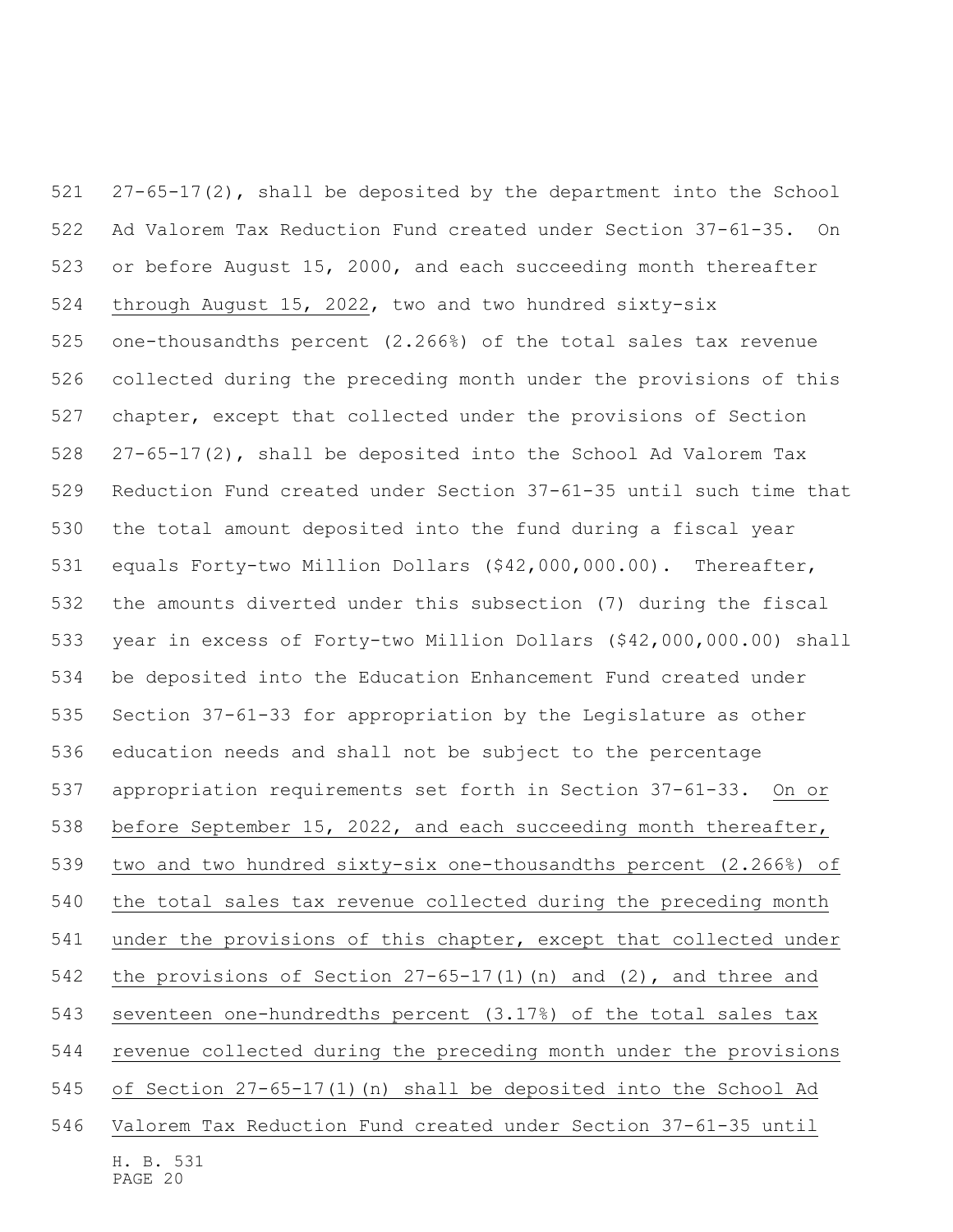27-65-17(2), shall be deposited by the department into the School Ad Valorem Tax Reduction Fund created under Section 37-61-35. On or before August 15, 2000, and each succeeding month thereafter through August 15, 2022, two and two hundred sixty-six one-thousandths percent (2.266%) of the total sales tax revenue collected during the preceding month under the provisions of this chapter, except that collected under the provisions of Section 27-65-17(2), shall be deposited into the School Ad Valorem Tax Reduction Fund created under Section 37-61-35 until such time that the total amount deposited into the fund during a fiscal year equals Forty-two Million Dollars ($42,000,000.00). Thereafter, the amounts diverted under this subsection (7) during the fiscal year in excess of Forty-two Million Dollars ($42,000,000.00) shall be deposited into the Education Enhancement Fund created under Section 37-61-33 for appropriation by the Legislature as other education needs and shall not be subject to the percentage appropriation requirements set forth in Section 37-61-33. On or before September 15, 2022, and each succeeding month thereafter, two and two hundred sixty-six one-thousandths percent (2.266%) of the total sales tax revenue collected during the preceding month under the provisions of this chapter, except that collected under the provisions of Section 27-65-17(1)(n) and (2), and three and seventeen one-hundredths percent (3.17%) of the total sales tax revenue collected during the preceding month under the provisions of Section 27-65-17(1)(n) shall be deposited into the School Ad Valorem Tax Reduction Fund created under Section 37-61-35 until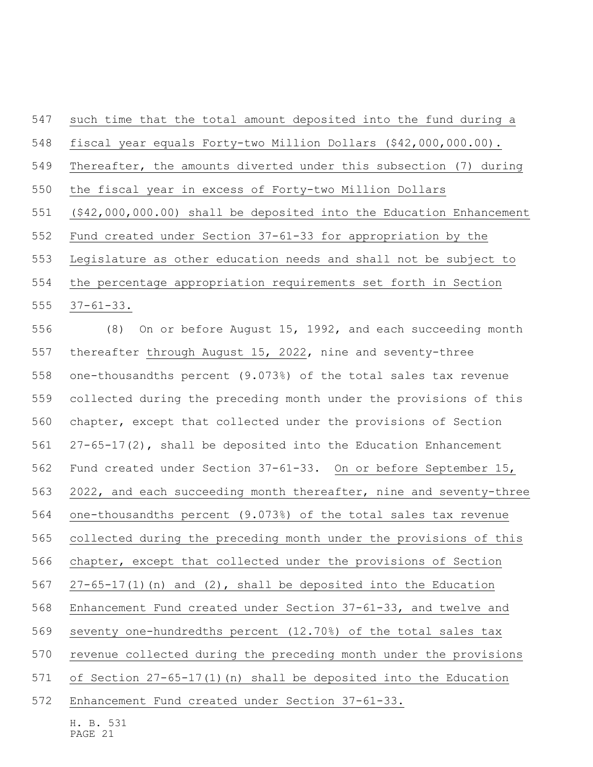such time that the total amount deposited into the fund during a fiscal year equals Forty-two Million Dollars ($42,000,000.00). Thereafter, the amounts diverted under this subsection (7) during the fiscal year in excess of Forty-two Million Dollars ($42,000,000.00) shall be deposited into the Education Enhancement Fund created under Section 37-61-33 for appropriation by the Legislature as other education needs and shall not be subject to the percentage appropriation requirements set forth in Section 37-61-33.

(8) On or before August 15, 1992, and each succeeding month thereafter through August 15, 2022, nine and seventy-three one-thousandths percent (9.073%) of the total sales tax revenue collected during the preceding month under the provisions of this chapter, except that collected under the provisions of Section 27-65-17(2), shall be deposited into the Education Enhancement Fund created under Section 37-61-33. On or before September 15, 2022, and each succeeding month thereafter, nine and seventy-three one-thousandths percent (9.073%) of the total sales tax revenue collected during the preceding month under the provisions of this chapter, except that collected under the provisions of Section 27-65-17(1)(n) and (2), shall be deposited into the Education Enhancement Fund created under Section 37-61-33, and twelve and seventy one-hundredths percent (12.70%) of the total sales tax revenue collected during the preceding month under the provisions of Section 27-65-17(1)(n) shall be deposited into the Education Enhancement Fund created under Section 37-61-33.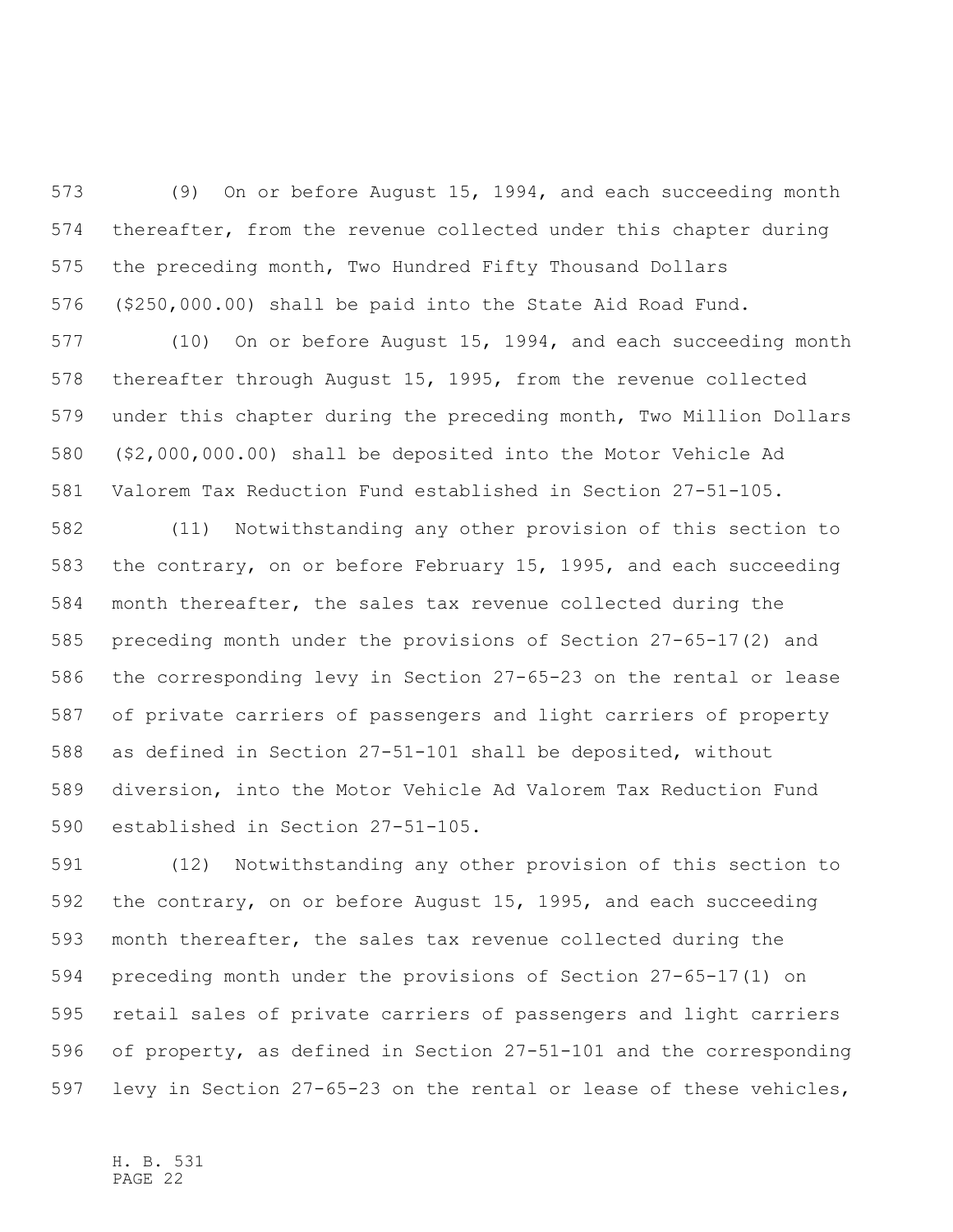(9) On or before August 15, 1994, and each succeeding month thereafter, from the revenue collected under this chapter during the preceding month, Two Hundred Fifty Thousand Dollars ($250,000.00) shall be paid into the State Aid Road Fund.

(10) On or before August 15, 1994, and each succeeding month thereafter through August 15, 1995, from the revenue collected under this chapter during the preceding month, Two Million Dollars ($2,000,000.00) shall be deposited into the Motor Vehicle Ad Valorem Tax Reduction Fund established in Section 27-51-105.

(11) Notwithstanding any other provision of this section to the contrary, on or before February 15, 1995, and each succeeding month thereafter, the sales tax revenue collected during the preceding month under the provisions of Section 27-65-17(2) and the corresponding levy in Section 27-65-23 on the rental or lease of private carriers of passengers and light carriers of property as defined in Section 27-51-101 shall be deposited, without diversion, into the Motor Vehicle Ad Valorem Tax Reduction Fund established in Section 27-51-105.

(12) Notwithstanding any other provision of this section to the contrary, on or before August 15, 1995, and each succeeding month thereafter, the sales tax revenue collected during the preceding month under the provisions of Section 27-65-17(1) on retail sales of private carriers of passengers and light carriers of property, as defined in Section 27-51-101 and the corresponding levy in Section 27-65-23 on the rental or lease of these vehicles,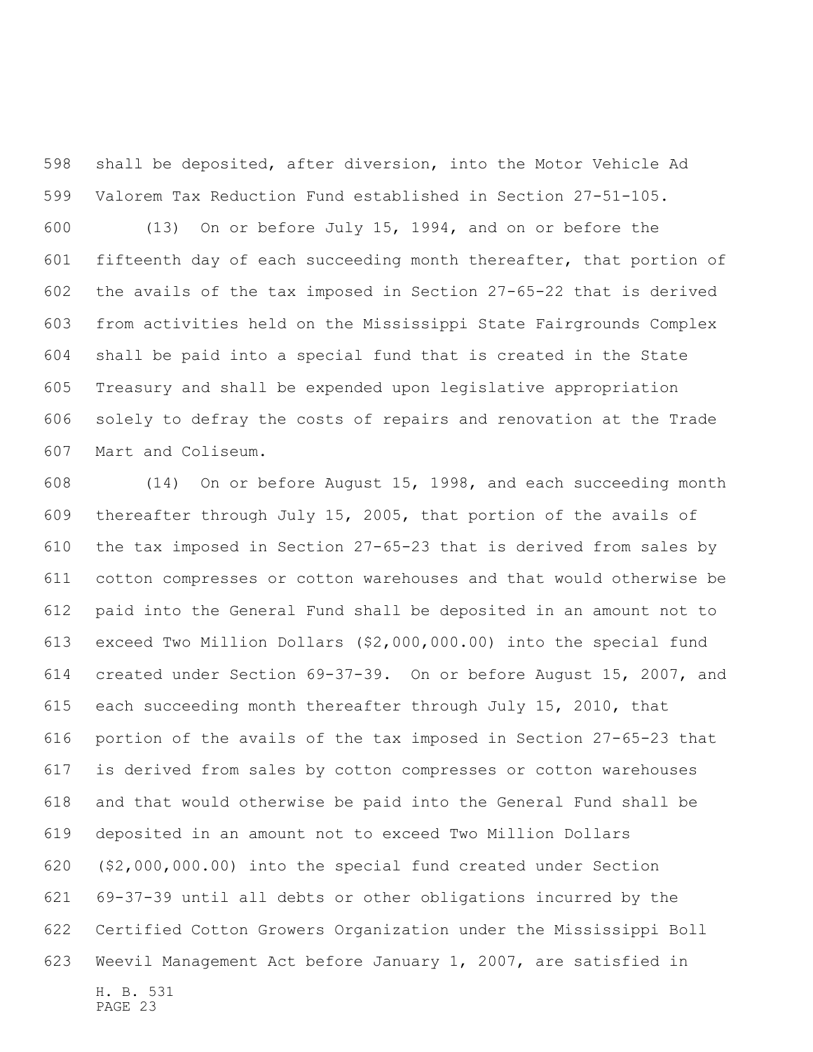shall be deposited, after diversion, into the Motor Vehicle Ad Valorem Tax Reduction Fund established in Section 27-51-105.

(13) On or before July 15, 1994, and on or before the fifteenth day of each succeeding month thereafter, that portion of the avails of the tax imposed in Section 27-65-22 that is derived from activities held on the Mississippi State Fairgrounds Complex shall be paid into a special fund that is created in the State Treasury and shall be expended upon legislative appropriation solely to defray the costs of repairs and renovation at the Trade Mart and Coliseum.

(14) On or before August 15, 1998, and each succeeding month thereafter through July 15, 2005, that portion of the avails of the tax imposed in Section 27-65-23 that is derived from sales by cotton compresses or cotton warehouses and that would otherwise be paid into the General Fund shall be deposited in an amount not to exceed Two Million Dollars ($2,000,000.00) into the special fund created under Section 69-37-39. On or before August 15, 2007, and each succeeding month thereafter through July 15, 2010, that portion of the avails of the tax imposed in Section 27-65-23 that is derived from sales by cotton compresses or cotton warehouses and that would otherwise be paid into the General Fund shall be deposited in an amount not to exceed Two Million Dollars ($2,000,000.00) into the special fund created under Section 69-37-39 until all debts or other obligations incurred by the Certified Cotton Growers Organization under the Mississippi Boll Weevil Management Act before January 1, 2007, are satisfied in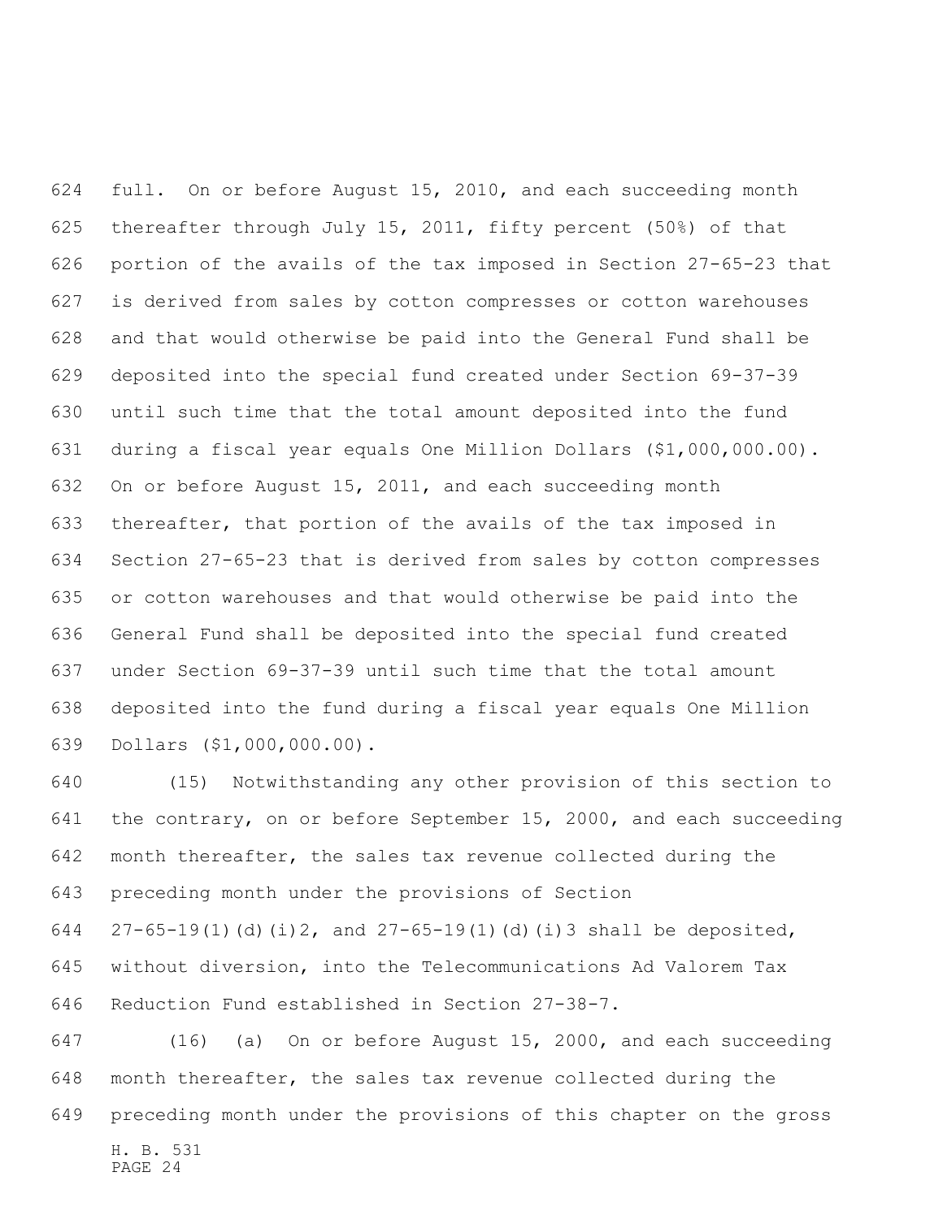full. On or before August 15, 2010, and each succeeding month thereafter through July 15, 2011, fifty percent (50%) of that portion of the avails of the tax imposed in Section 27-65-23 that is derived from sales by cotton compresses or cotton warehouses and that would otherwise be paid into the General Fund shall be deposited into the special fund created under Section 69-37-39 until such time that the total amount deposited into the fund during a fiscal year equals One Million Dollars ($1,000,000.00). On or before August 15, 2011, and each succeeding month thereafter, that portion of the avails of the tax imposed in Section 27-65-23 that is derived from sales by cotton compresses or cotton warehouses and that would otherwise be paid into the General Fund shall be deposited into the special fund created under Section 69-37-39 until such time that the total amount deposited into the fund during a fiscal year equals One Million Dollars ($1,000,000.00).

(15) Notwithstanding any other provision of this section to the contrary, on or before September 15, 2000, and each succeeding month thereafter, the sales tax revenue collected during the preceding month under the provisions of Section 27-65-19(1)(d)(i)2, and 27-65-19(1)(d)(i)3 shall be deposited, without diversion, into the Telecommunications Ad Valorem Tax Reduction Fund established in Section 27-38-7.

(16) (a) On or before August 15, 2000, and each succeeding month thereafter, the sales tax revenue collected during the preceding month under the provisions of this chapter on the gross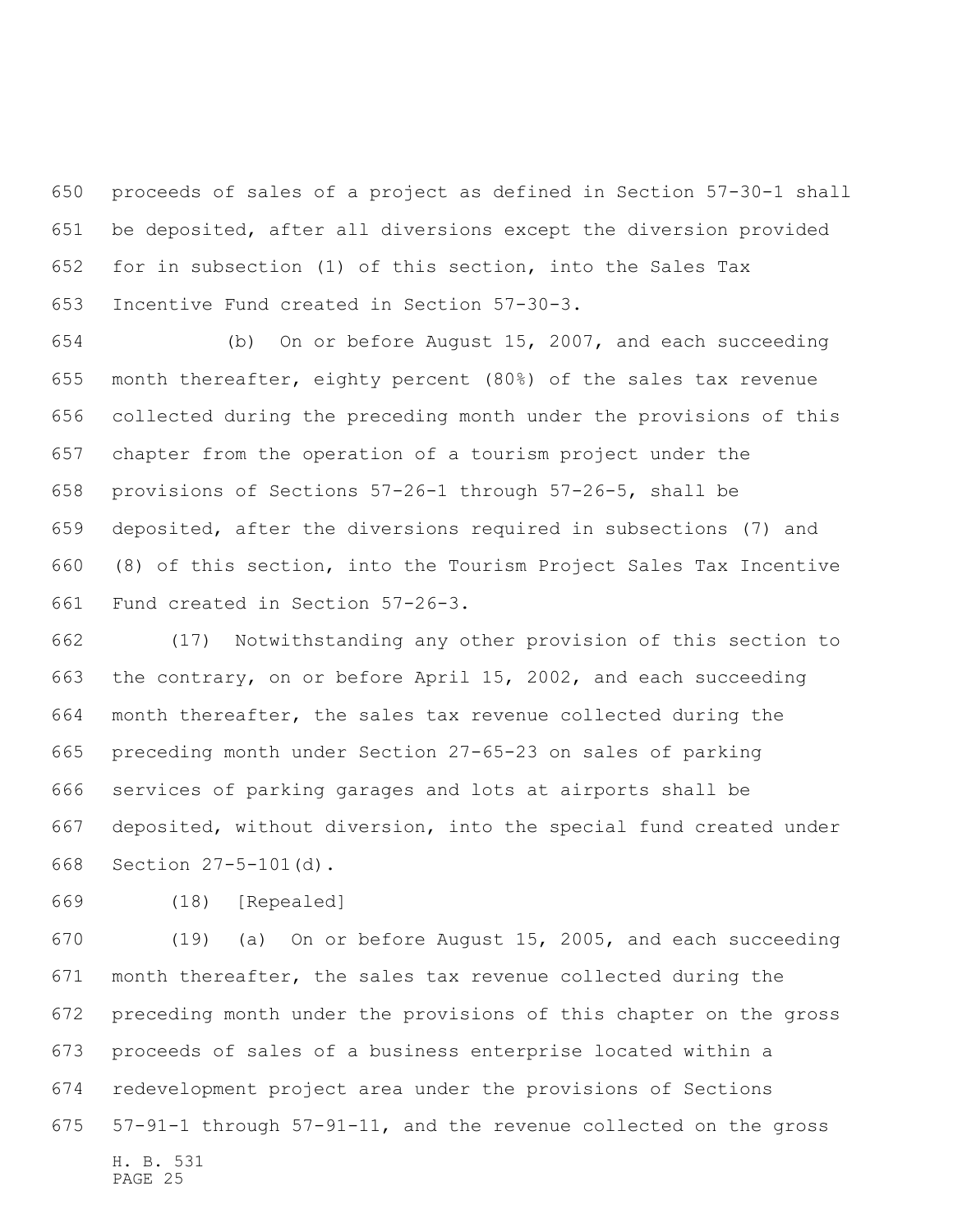proceeds of sales of a project as defined in Section 57-30-1 shall be deposited, after all diversions except the diversion provided for in subsection (1) of this section, into the Sales Tax Incentive Fund created in Section 57-30-3.

(b) On or before August 15, 2007, and each succeeding month thereafter, eighty percent (80%) of the sales tax revenue collected during the preceding month under the provisions of this chapter from the operation of a tourism project under the provisions of Sections 57-26-1 through 57-26-5, shall be deposited, after the diversions required in subsections (7) and (8) of this section, into the Tourism Project Sales Tax Incentive Fund created in Section 57-26-3.

(17) Notwithstanding any other provision of this section to the contrary, on or before April 15, 2002, and each succeeding month thereafter, the sales tax revenue collected during the preceding month under Section 27-65-23 on sales of parking services of parking garages and lots at airports shall be deposited, without diversion, into the special fund created under Section 27-5-101(d).

(18) [Repealed]

(19) (a) On or before August 15, 2005, and each succeeding month thereafter, the sales tax revenue collected during the preceding month under the provisions of this chapter on the gross proceeds of sales of a business enterprise located within a redevelopment project area under the provisions of Sections 57-91-1 through 57-91-11, and the revenue collected on the gross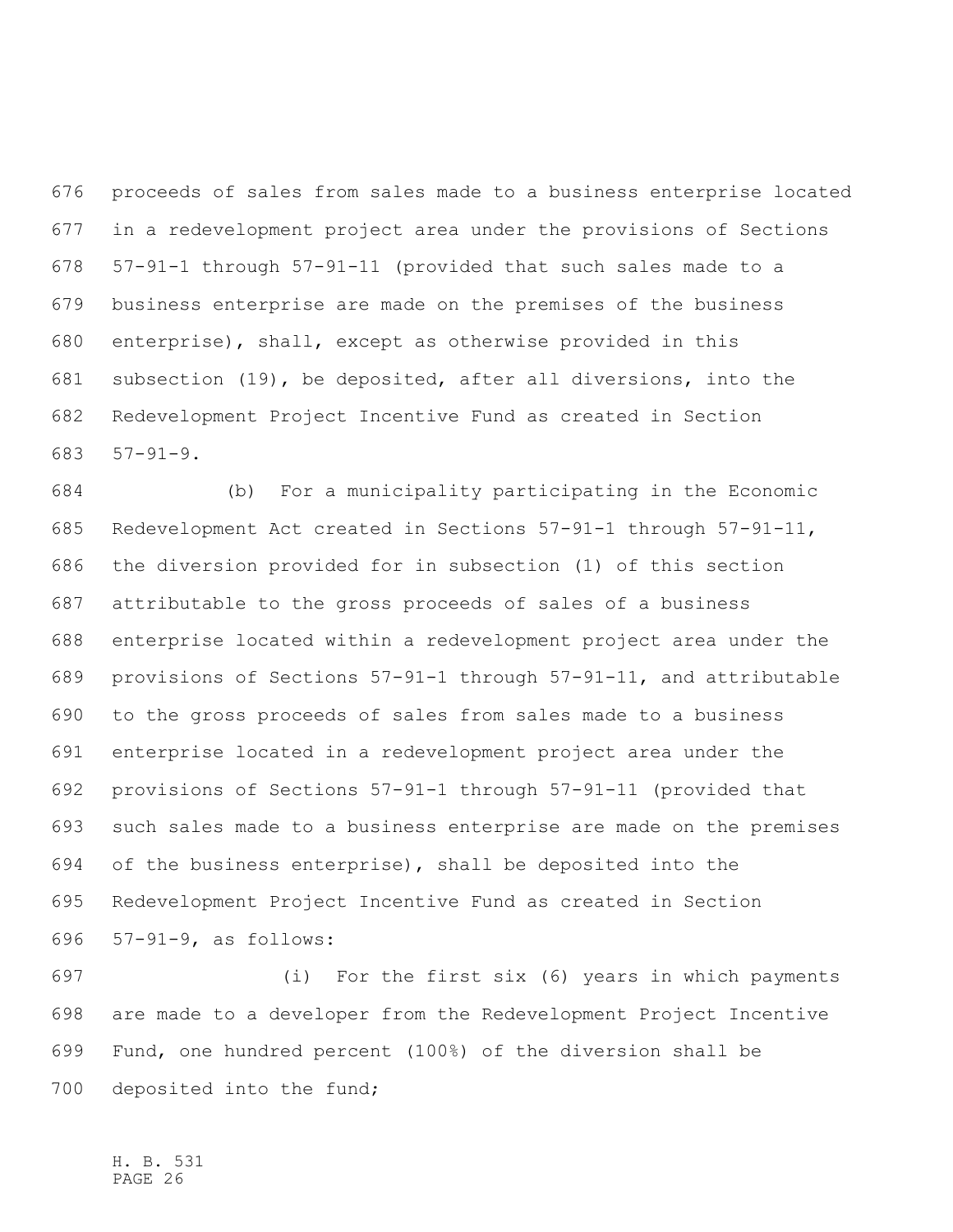proceeds of sales from sales made to a business enterprise located in a redevelopment project area under the provisions of Sections 57-91-1 through 57-91-11 (provided that such sales made to a business enterprise are made on the premises of the business enterprise), shall, except as otherwise provided in this subsection (19), be deposited, after all diversions, into the Redevelopment Project Incentive Fund as created in Section 57-91-9.

(b) For a municipality participating in the Economic Redevelopment Act created in Sections 57-91-1 through 57-91-11, the diversion provided for in subsection (1) of this section attributable to the gross proceeds of sales of a business enterprise located within a redevelopment project area under the provisions of Sections 57-91-1 through 57-91-11, and attributable to the gross proceeds of sales from sales made to a business enterprise located in a redevelopment project area under the provisions of Sections 57-91-1 through 57-91-11 (provided that such sales made to a business enterprise are made on the premises of the business enterprise), shall be deposited into the Redevelopment Project Incentive Fund as created in Section 57-91-9, as follows:

(i) For the first six (6) years in which payments are made to a developer from the Redevelopment Project Incentive Fund, one hundred percent (100%) of the diversion shall be deposited into the fund;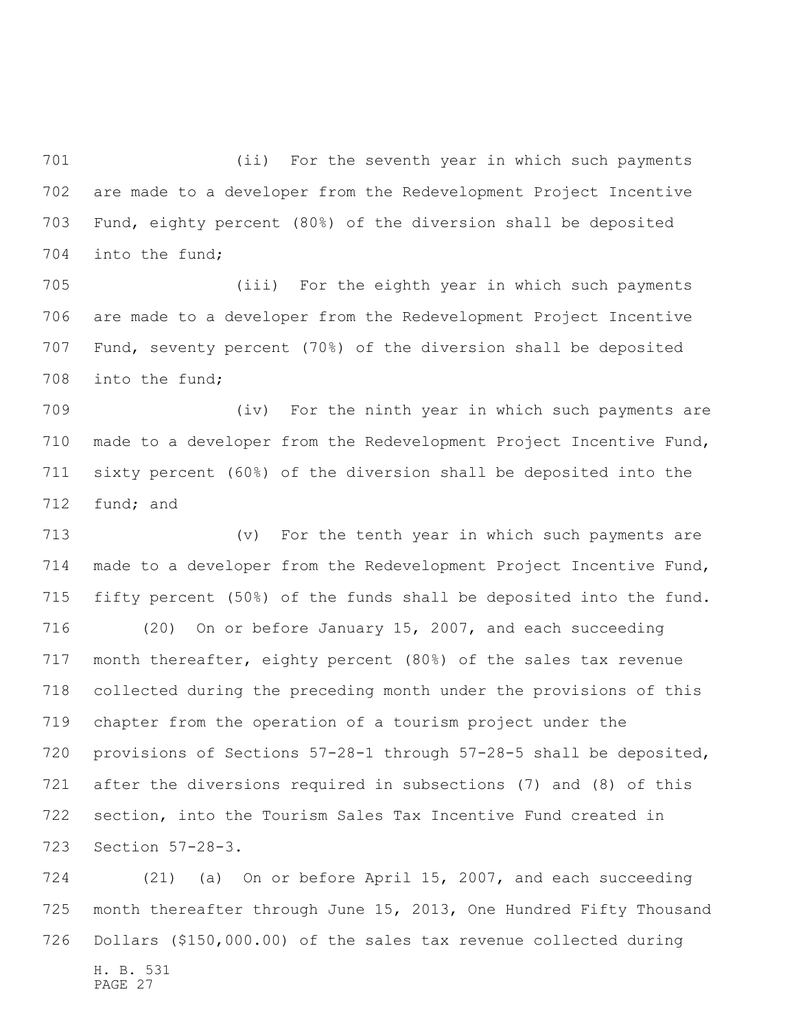(ii) For the seventh year in which such payments are made to a developer from the Redevelopment Project Incentive Fund, eighty percent (80%) of the diversion shall be deposited into the fund;

(iii) For the eighth year in which such payments are made to a developer from the Redevelopment Project Incentive Fund, seventy percent (70%) of the diversion shall be deposited into the fund;

(iv) For the ninth year in which such payments are made to a developer from the Redevelopment Project Incentive Fund, sixty percent (60%) of the diversion shall be deposited into the fund; and

(v) For the tenth year in which such payments are made to a developer from the Redevelopment Project Incentive Fund, fifty percent (50%) of the funds shall be deposited into the fund.

(20) On or before January 15, 2007, and each succeeding month thereafter, eighty percent (80%) of the sales tax revenue collected during the preceding month under the provisions of this chapter from the operation of a tourism project under the provisions of Sections 57-28-1 through 57-28-5 shall be deposited, after the diversions required in subsections (7) and (8) of this section, into the Tourism Sales Tax Incentive Fund created in Section 57-28-3.

(21) (a) On or before April 15, 2007, and each succeeding month thereafter through June 15, 2013, One Hundred Fifty Thousand Dollars ($150,000.00) of the sales tax revenue collected during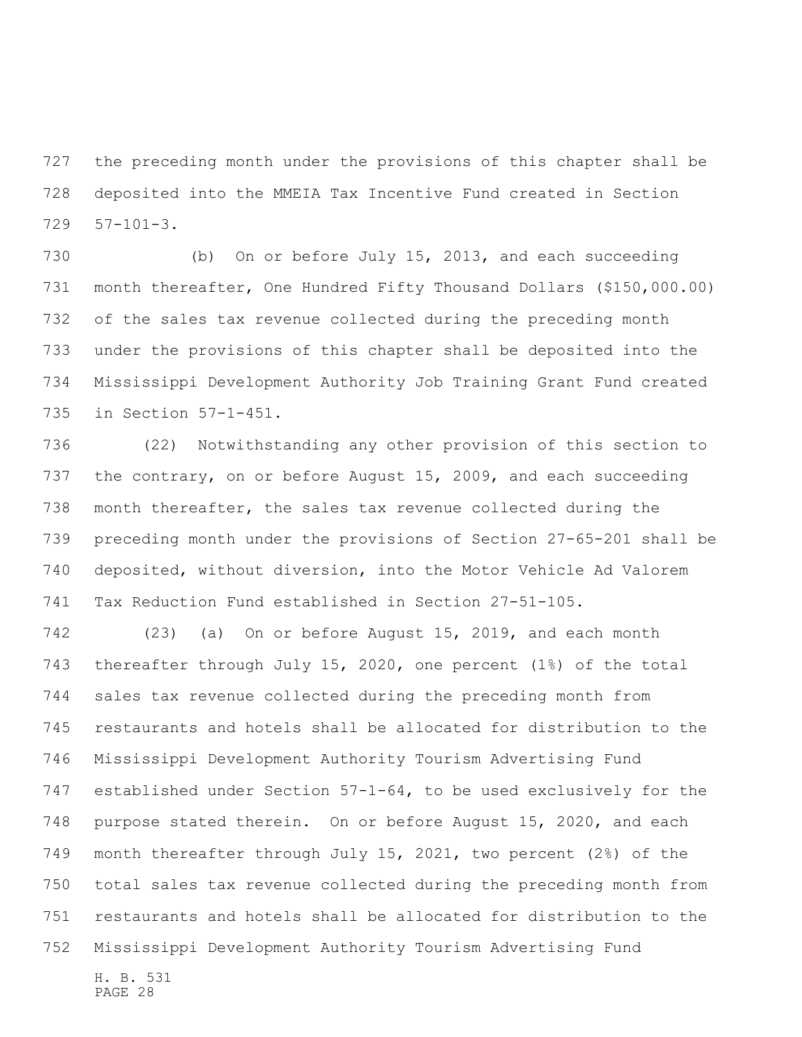the preceding month under the provisions of this chapter shall be deposited into the MMEIA Tax Incentive Fund created in Section 57-101-3.

(b) On or before July 15, 2013, and each succeeding month thereafter, One Hundred Fifty Thousand Dollars ($150,000.00) of the sales tax revenue collected during the preceding month under the provisions of this chapter shall be deposited into the Mississippi Development Authority Job Training Grant Fund created in Section 57-1-451.

(22) Notwithstanding any other provision of this section to the contrary, on or before August 15, 2009, and each succeeding month thereafter, the sales tax revenue collected during the preceding month under the provisions of Section 27-65-201 shall be deposited, without diversion, into the Motor Vehicle Ad Valorem Tax Reduction Fund established in Section 27-51-105.

(23) (a) On or before August 15, 2019, and each month thereafter through July 15, 2020, one percent (1%) of the total sales tax revenue collected during the preceding month from restaurants and hotels shall be allocated for distribution to the Mississippi Development Authority Tourism Advertising Fund established under Section 57-1-64, to be used exclusively for the purpose stated therein. On or before August 15, 2020, and each month thereafter through July 15, 2021, two percent (2%) of the total sales tax revenue collected during the preceding month from restaurants and hotels shall be allocated for distribution to the Mississippi Development Authority Tourism Advertising Fund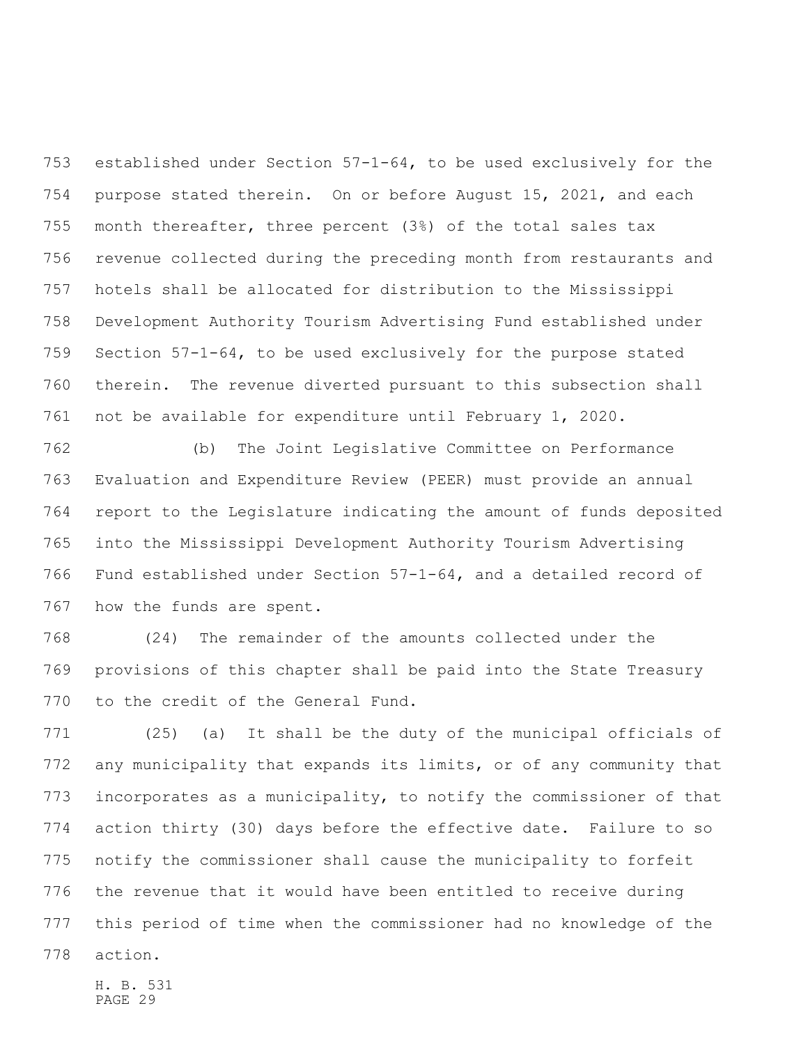established under Section 57-1-64, to be used exclusively for the purpose stated therein. On or before August 15, 2021, and each month thereafter, three percent (3%) of the total sales tax revenue collected during the preceding month from restaurants and hotels shall be allocated for distribution to the Mississippi Development Authority Tourism Advertising Fund established under Section 57-1-64, to be used exclusively for the purpose stated therein. The revenue diverted pursuant to this subsection shall not be available for expenditure until February 1, 2020.

(b) The Joint Legislative Committee on Performance Evaluation and Expenditure Review (PEER) must provide an annual report to the Legislature indicating the amount of funds deposited into the Mississippi Development Authority Tourism Advertising Fund established under Section 57-1-64, and a detailed record of how the funds are spent.

(24) The remainder of the amounts collected under the provisions of this chapter shall be paid into the State Treasury to the credit of the General Fund.

(25) (a) It shall be the duty of the municipal officials of any municipality that expands its limits, or of any community that incorporates as a municipality, to notify the commissioner of that action thirty (30) days before the effective date. Failure to so notify the commissioner shall cause the municipality to forfeit the revenue that it would have been entitled to receive during this period of time when the commissioner had no knowledge of the action.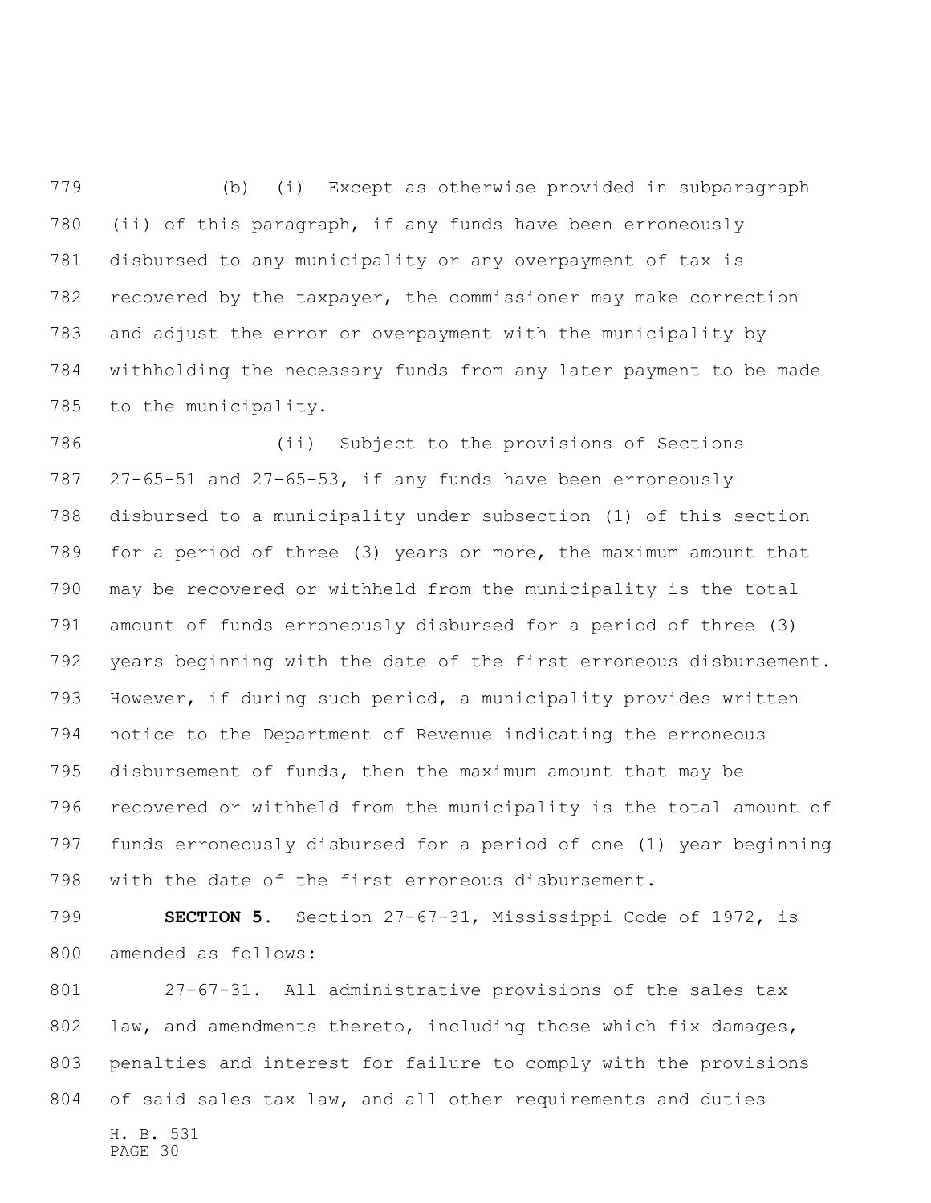(b) (i) Except as otherwise provided in subparagraph (ii) of this paragraph, if any funds have been erroneously disbursed to any municipality or any overpayment of tax is recovered by the taxpayer, the commissioner may make correction and adjust the error or overpayment with the municipality by withholding the necessary funds from any later payment to be made to the municipality.

(ii) Subject to the provisions of Sections 27-65-51 and 27-65-53, if any funds have been erroneously disbursed to a municipality under subsection (1) of this section for a period of three (3) years or more, the maximum amount that may be recovered or withheld from the municipality is the total amount of funds erroneously disbursed for a period of three (3) years beginning with the date of the first erroneous disbursement. However, if during such period, a municipality provides written notice to the Department of Revenue indicating the erroneous disbursement of funds, then the maximum amount that may be recovered or withheld from the municipality is the total amount of funds erroneously disbursed for a period of one (1) year beginning with the date of the first erroneous disbursement.

**SECTION 5.** Section 27-67-31, Mississippi Code of 1972, is amended as follows:

27-67-31. All administrative provisions of the sales tax law, and amendments thereto, including those which fix damages, penalties and interest for failure to comply with the provisions of said sales tax law, and all other requirements and duties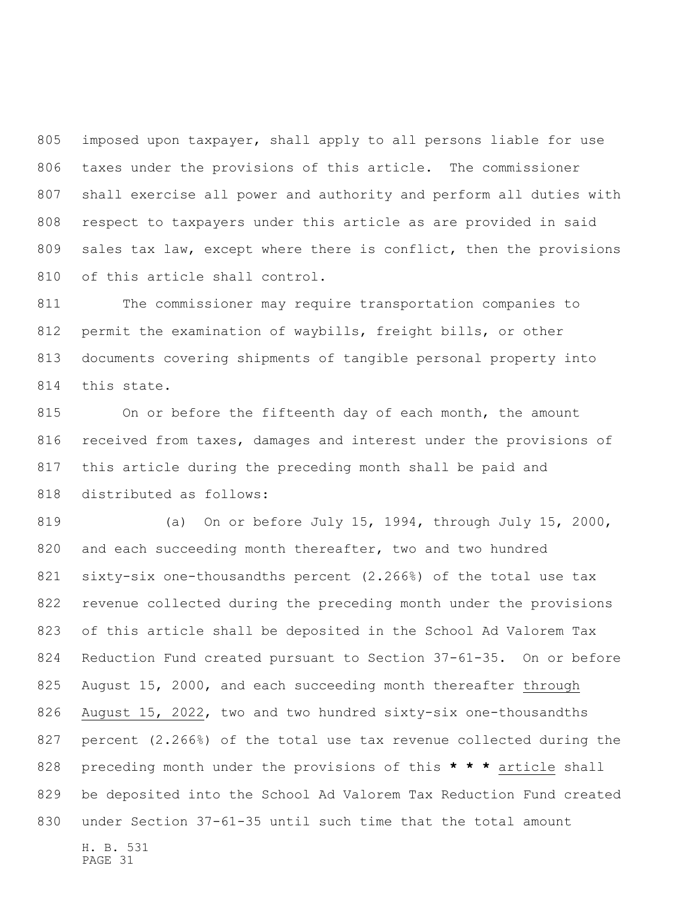imposed upon taxpayer, shall apply to all persons liable for use taxes under the provisions of this article. The commissioner shall exercise all power and authority and perform all duties with respect to taxpayers under this article as are provided in said sales tax law, except where there is conflict, then the provisions of this article shall control.

The commissioner may require transportation companies to permit the examination of waybills, freight bills, or other documents covering shipments of tangible personal property into this state.

On or before the fifteenth day of each month, the amount received from taxes, damages and interest under the provisions of this article during the preceding month shall be paid and distributed as follows:

(a) On or before July 15, 1994, through July 15, 2000, and each succeeding month thereafter, two and two hundred sixty-six one-thousandths percent (2.266%) of the total use tax revenue collected during the preceding month under the provisions of this article shall be deposited in the School Ad Valorem Tax Reduction Fund created pursuant to Section 37-61-35. On or before August 15, 2000, and each succeeding month thereafter through August 15, 2022, two and two hundred sixty-six one-thousandths percent (2.266%) of the total use tax revenue collected during the preceding month under the provisions of this **\* \* \*** article shall be deposited into the School Ad Valorem Tax Reduction Fund created under Section 37-61-35 until such time that the total amount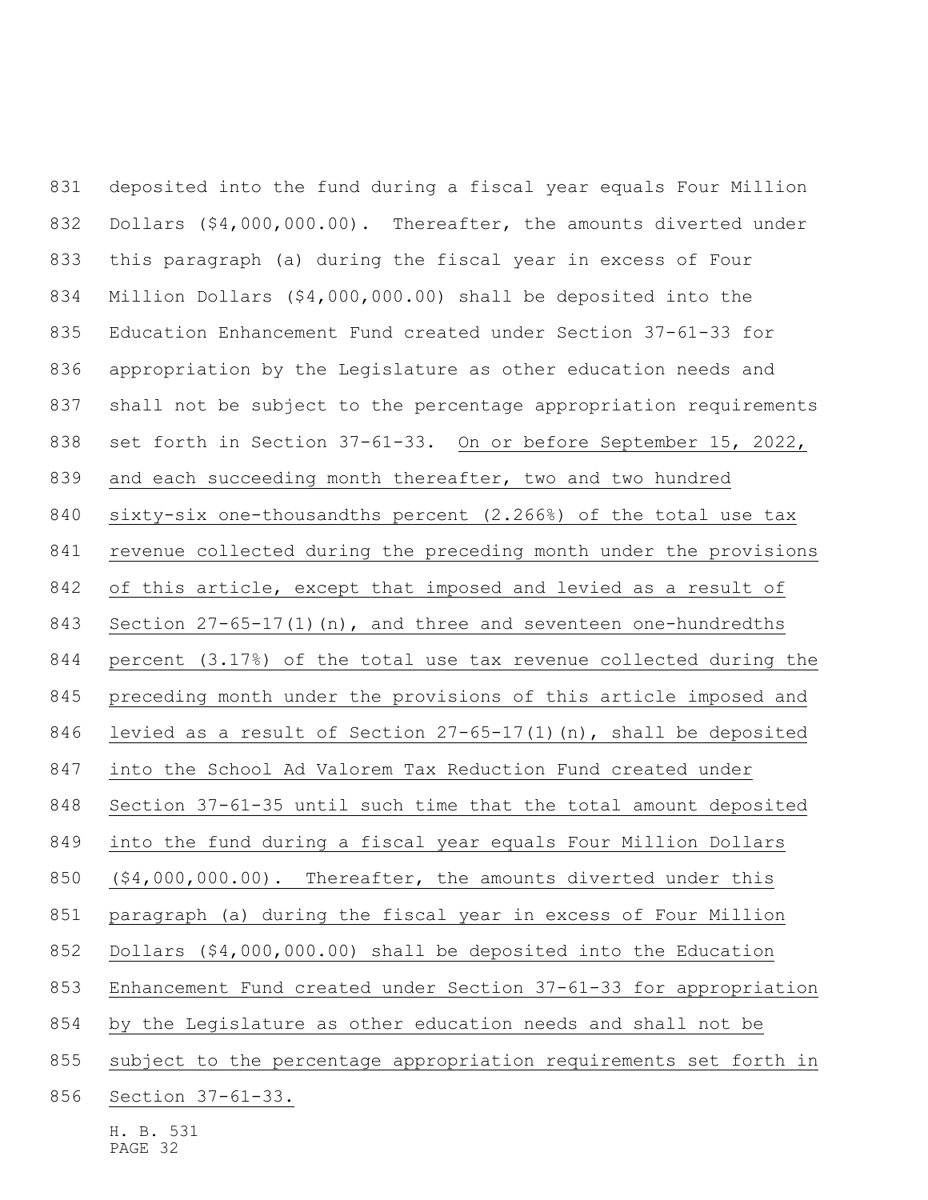deposited into the fund during a fiscal year equals Four Million Dollars ($4,000,000.00). Thereafter, the amounts diverted under this paragraph (a) during the fiscal year in excess of Four Million Dollars ($4,000,000.00) shall be deposited into the Education Enhancement Fund created under Section 37-61-33 for appropriation by the Legislature as other education needs and shall not be subject to the percentage appropriation requirements set forth in Section 37-61-33. On or before September 15, 2022, and each succeeding month thereafter, two and two hundred sixty-six one-thousandths percent (2.266%) of the total use tax revenue collected during the preceding month under the provisions of this article, except that imposed and levied as a result of Section 27-65-17(1)(n), and three and seventeen one-hundredths percent (3.17%) of the total use tax revenue collected during the preceding month under the provisions of this article imposed and levied as a result of Section 27-65-17(1)(n), shall be deposited into the School Ad Valorem Tax Reduction Fund created under Section 37-61-35 until such time that the total amount deposited into the fund during a fiscal year equals Four Million Dollars ($4,000,000.00). Thereafter, the amounts diverted under this paragraph (a) during the fiscal year in excess of Four Million Dollars ($4,000,000.00) shall be deposited into the Education Enhancement Fund created under Section 37-61-33 for appropriation by the Legislature as other education needs and shall not be subject to the percentage appropriation requirements set forth in Section 37-61-33.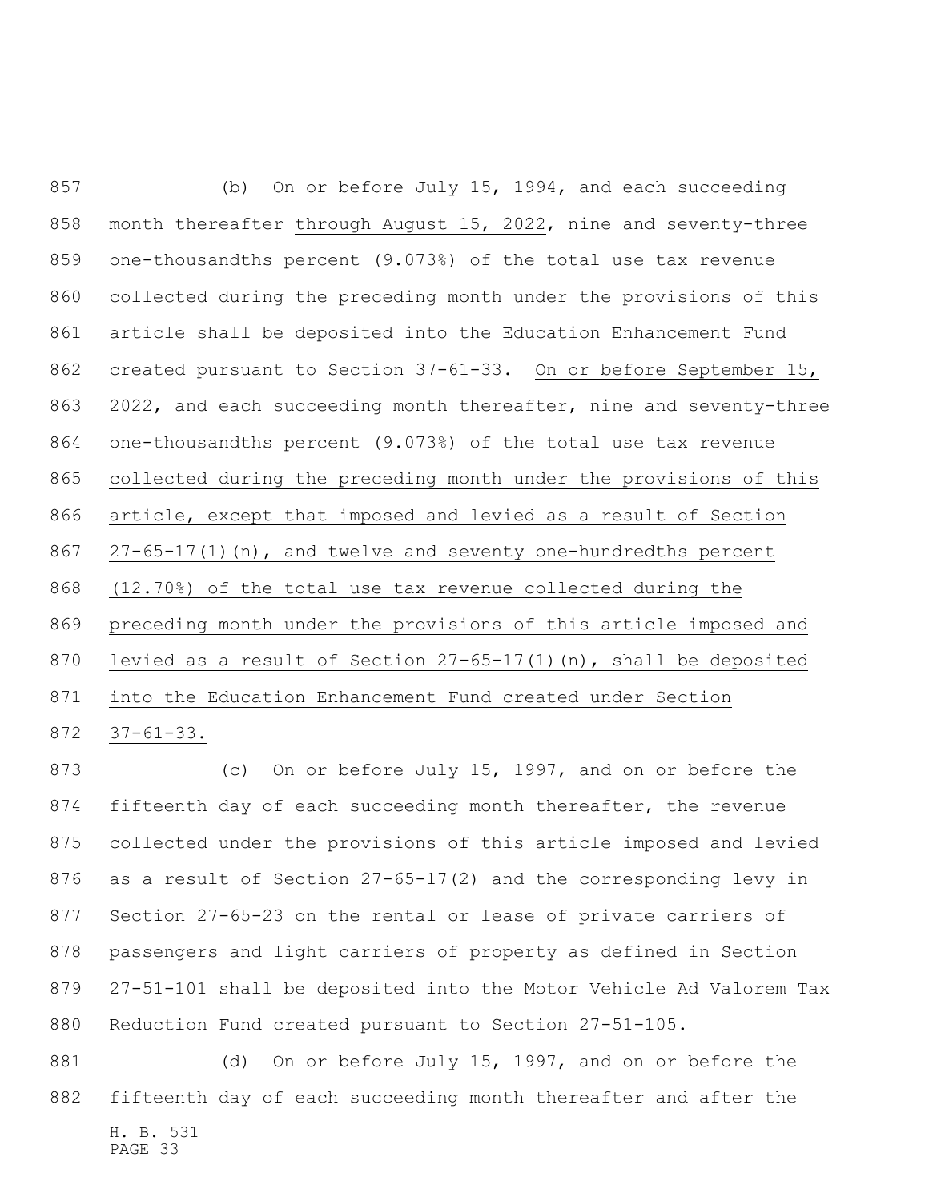(b) On or before July 15, 1994, and each succeeding month thereafter through August 15, 2022, nine and seventy-three one-thousandths percent (9.073%) of the total use tax revenue collected during the preceding month under the provisions of this article shall be deposited into the Education Enhancement Fund created pursuant to Section 37-61-33. On or before September 15, 2022, and each succeeding month thereafter, nine and seventy-three one-thousandths percent (9.073%) of the total use tax revenue collected during the preceding month under the provisions of this article, except that imposed and levied as a result of Section 27-65-17(1)(n), and twelve and seventy one-hundredths percent (12.70%) of the total use tax revenue collected during the preceding month under the provisions of this article imposed and levied as a result of Section 27-65-17(1)(n), shall be deposited into the Education Enhancement Fund created under Section 37-61-33.

(c) On or before July 15, 1997, and on or before the fifteenth day of each succeeding month thereafter, the revenue collected under the provisions of this article imposed and levied as a result of Section 27-65-17(2) and the corresponding levy in Section 27-65-23 on the rental or lease of private carriers of passengers and light carriers of property as defined in Section 27-51-101 shall be deposited into the Motor Vehicle Ad Valorem Tax Reduction Fund created pursuant to Section 27-51-105.

(d) On or before July 15, 1997, and on or before the fifteenth day of each succeeding month thereafter and after the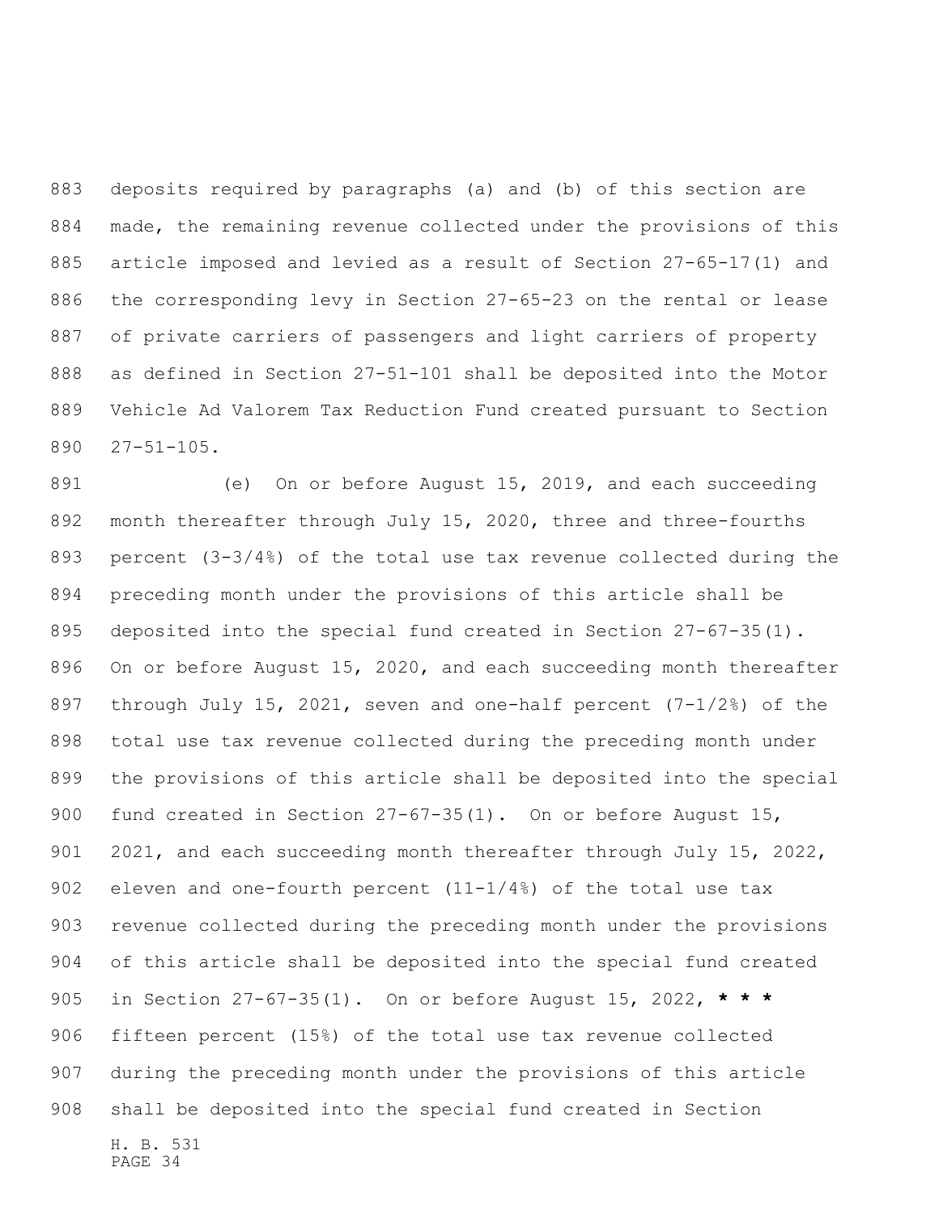deposits required by paragraphs (a) and (b) of this section are made, the remaining revenue collected under the provisions of this article imposed and levied as a result of Section 27-65-17(1) and the corresponding levy in Section 27-65-23 on the rental or lease of private carriers of passengers and light carriers of property as defined in Section 27-51-101 shall be deposited into the Motor Vehicle Ad Valorem Tax Reduction Fund created pursuant to Section 27-51-105.

(e) On or before August 15, 2019, and each succeeding month thereafter through July 15, 2020, three and three-fourths percent (3-3/4%) of the total use tax revenue collected during the preceding month under the provisions of this article shall be deposited into the special fund created in Section 27-67-35(1). On or before August 15, 2020, and each succeeding month thereafter through July 15, 2021, seven and one-half percent (7-1/2%) of the total use tax revenue collected during the preceding month under the provisions of this article shall be deposited into the special fund created in Section 27-67-35(1). On or before August 15, 2021, and each succeeding month thereafter through July 15, 2022, eleven and one-fourth percent (11-1/4%) of the total use tax revenue collected during the preceding month under the provisions of this article shall be deposited into the special fund created in Section 27-67-35(1). On or before August 15, 2022, *** fifteen percent (15%) of the total use tax revenue collected during the preceding month under the provisions of this article shall be deposited into the special fund created in Section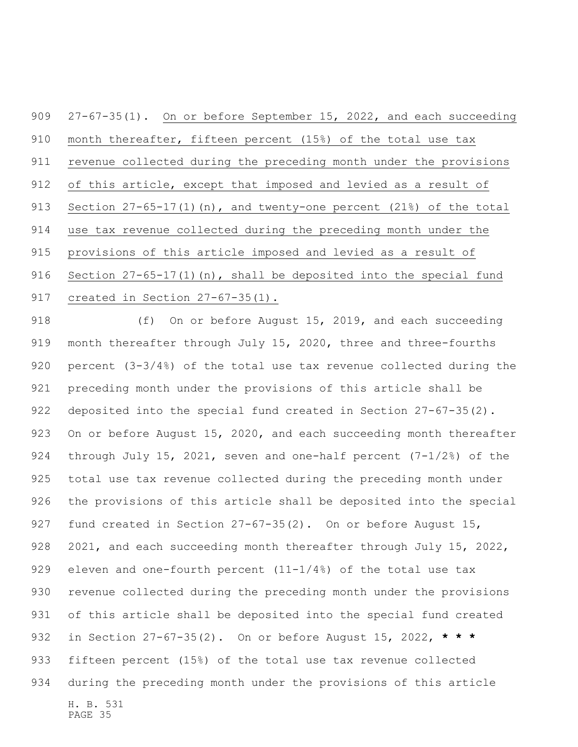27-67-35(1). On or before September 15, 2022, and each succeeding month thereafter, fifteen percent (15%) of the total use tax revenue collected during the preceding month under the provisions of this article, except that imposed and levied as a result of Section 27-65-17(1)(n), and twenty-one percent (21%) of the total use tax revenue collected during the preceding month under the provisions of this article imposed and levied as a result of Section 27-65-17(1)(n), shall be deposited into the special fund created in Section 27-67-35(1).

(f) On or before August 15, 2019, and each succeeding month thereafter through July 15, 2020, three and three-fourths percent (3-3/4%) of the total use tax revenue collected during the preceding month under the provisions of this article shall be deposited into the special fund created in Section 27-67-35(2). On or before August 15, 2020, and each succeeding month thereafter through July 15, 2021, seven and one-half percent (7-1/2%) of the total use tax revenue collected during the preceding month under the provisions of this article shall be deposited into the special fund created in Section 27-67-35(2). On or before August 15, 2021, and each succeeding month thereafter through July 15, 2022, eleven and one-fourth percent (11-1/4%) of the total use tax revenue collected during the preceding month under the provisions of this article shall be deposited into the special fund created in Section 27-67-35(2). On or before August 15, 2022, *** fifteen percent (15%) of the total use tax revenue collected during the preceding month under the provisions of this article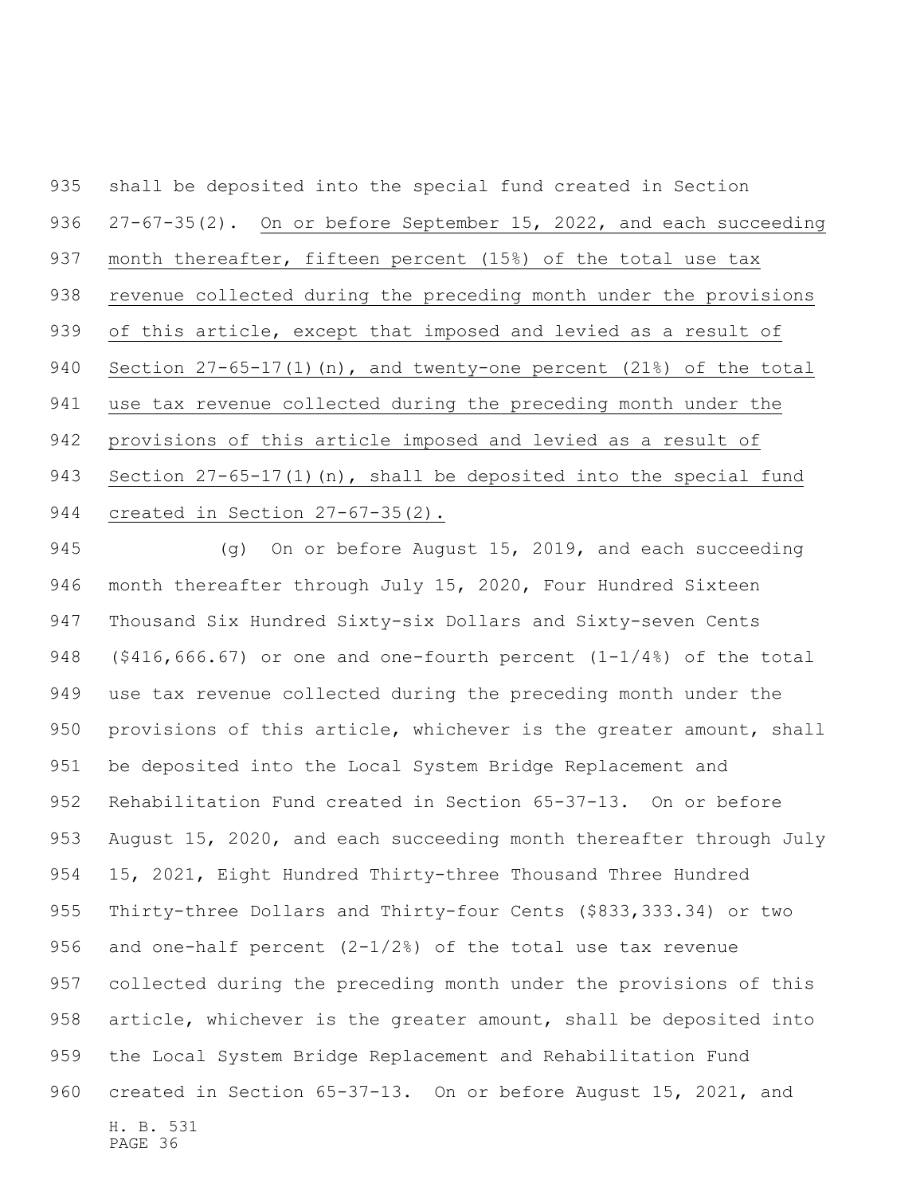shall be deposited into the special fund created in Section 27-67-35(2). On or before September 15, 2022, and each succeeding month thereafter, fifteen percent (15%) of the total use tax revenue collected during the preceding month under the provisions of this article, except that imposed and levied as a result of Section 27-65-17(1)(n), and twenty-one percent (21%) of the total use tax revenue collected during the preceding month under the provisions of this article imposed and levied as a result of Section 27-65-17(1)(n), shall be deposited into the special fund created in Section 27-67-35(2).

(g) On or before August 15, 2019, and each succeeding month thereafter through July 15, 2020, Four Hundred Sixteen Thousand Six Hundred Sixty-six Dollars and Sixty-seven Cents ($416,666.67) or one and one-fourth percent (1-1/4%) of the total use tax revenue collected during the preceding month under the provisions of this article, whichever is the greater amount, shall be deposited into the Local System Bridge Replacement and Rehabilitation Fund created in Section 65-37-13. On or before August 15, 2020, and each succeeding month thereafter through July 15, 2021, Eight Hundred Thirty-three Thousand Three Hundred Thirty-three Dollars and Thirty-four Cents ($833,333.34) or two and one-half percent (2-1/2%) of the total use tax revenue collected during the preceding month under the provisions of this article, whichever is the greater amount, shall be deposited into the Local System Bridge Replacement and Rehabilitation Fund created in Section 65-37-13. On or before August 15, 2021, and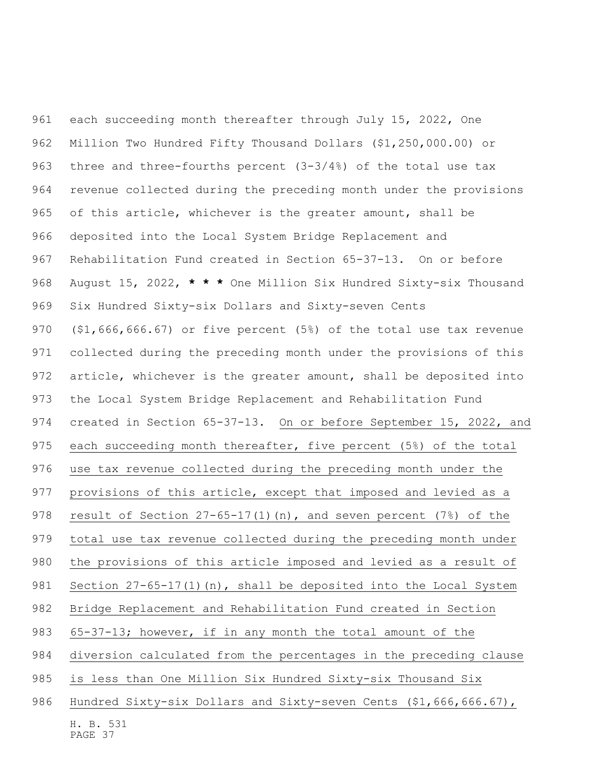each succeeding month thereafter through July 15, 2022, One Million Two Hundred Fifty Thousand Dollars ($1,250,000.00) or three and three-fourths percent (3-3/4%) of the total use tax revenue collected during the preceding month under the provisions of this article, whichever is the greater amount, shall be deposited into the Local System Bridge Replacement and Rehabilitation Fund created in Section 65-37-13. On or before August 15, 2022, *** One Million Six Hundred Sixty-six Thousand Six Hundred Sixty-six Dollars and Sixty-seven Cents ($1,666,666.67) or five percent (5%) of the total use tax revenue collected during the preceding month under the provisions of this article, whichever is the greater amount, shall be deposited into the Local System Bridge Replacement and Rehabilitation Fund created in Section 65-37-13. On or before September 15, 2022, and each succeeding month thereafter, five percent (5%) of the total use tax revenue collected during the preceding month under the provisions of this article, except that imposed and levied as a result of Section 27-65-17(1)(n), and seven percent (7%) of the total use tax revenue collected during the preceding month under the provisions of this article imposed and levied as a result of Section 27-65-17(1)(n), shall be deposited into the Local System Bridge Replacement and Rehabilitation Fund created in Section 65-37-13; however, if in any month the total amount of the diversion calculated from the percentages in the preceding clause is less than One Million Six Hundred Sixty-six Thousand Six Hundred Sixty-six Dollars and Sixty-seven Cents ($1,666,666.67),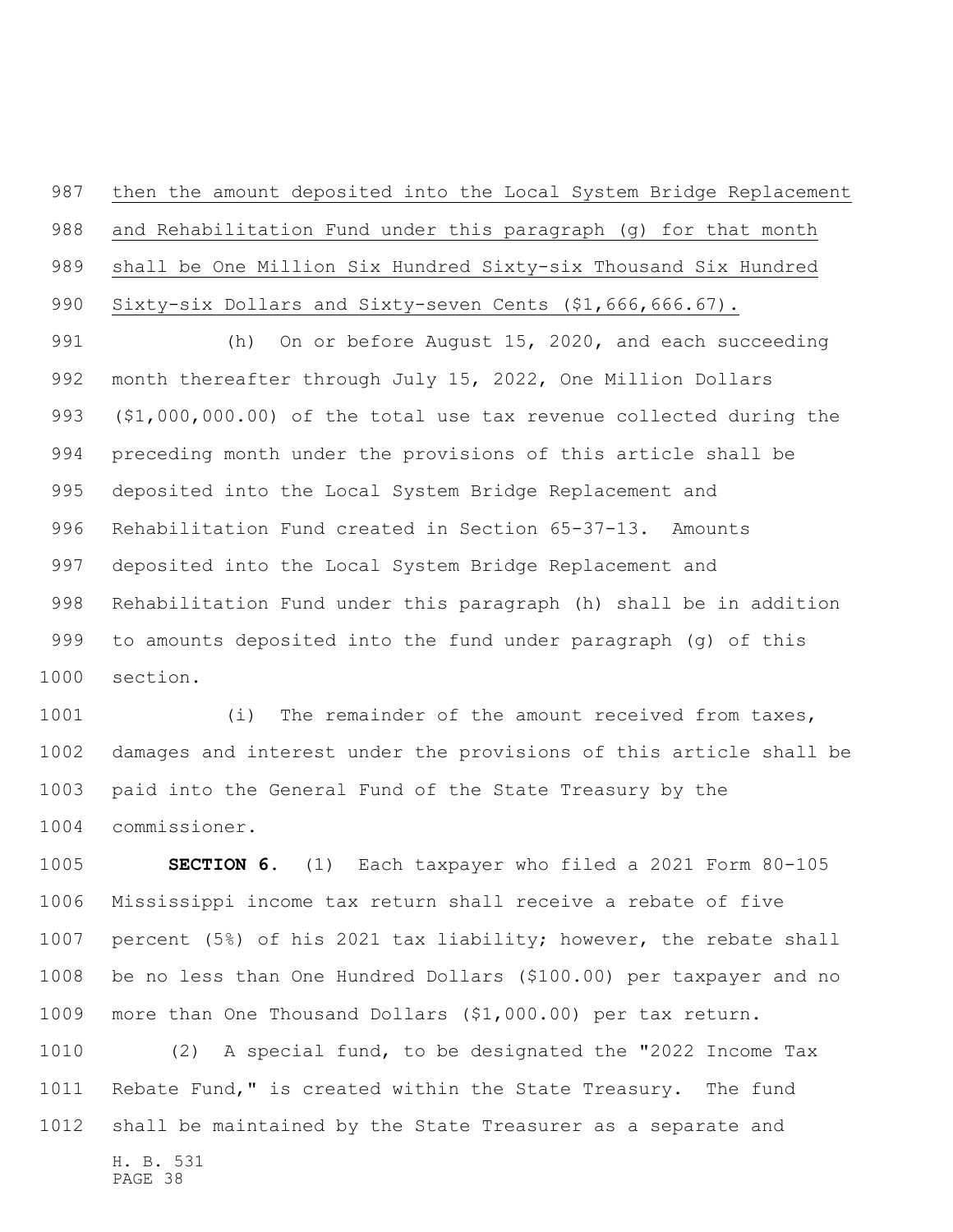then the amount deposited into the Local System Bridge Replacement and Rehabilitation Fund under this paragraph (g) for that month shall be One Million Six Hundred Sixty-six Thousand Six Hundred Sixty-six Dollars and Sixty-seven Cents ($1,666,666.67).

(h) On or before August 15, 2020, and each succeeding month thereafter through July 15, 2022, One Million Dollars ($1,000,000.00) of the total use tax revenue collected during the preceding month under the provisions of this article shall be deposited into the Local System Bridge Replacement and Rehabilitation Fund created in Section 65-37-13. Amounts deposited into the Local System Bridge Replacement and Rehabilitation Fund under this paragraph (h) shall be in addition to amounts deposited into the fund under paragraph (g) of this section.

(i) The remainder of the amount received from taxes, damages and interest under the provisions of this article shall be paid into the General Fund of the State Treasury by the commissioner.

**SECTION 6.** (1) Each taxpayer who filed a 2021 Form 80-105 Mississippi income tax return shall receive a rebate of five percent (5%) of his 2021 tax liability; however, the rebate shall be no less than One Hundred Dollars ($100.00) per taxpayer and no more than One Thousand Dollars ($1,000.00) per tax return.

(2) A special fund, to be designated the "2022 Income Tax Rebate Fund," is created within the State Treasury. The fund shall be maintained by the State Treasurer as a separate and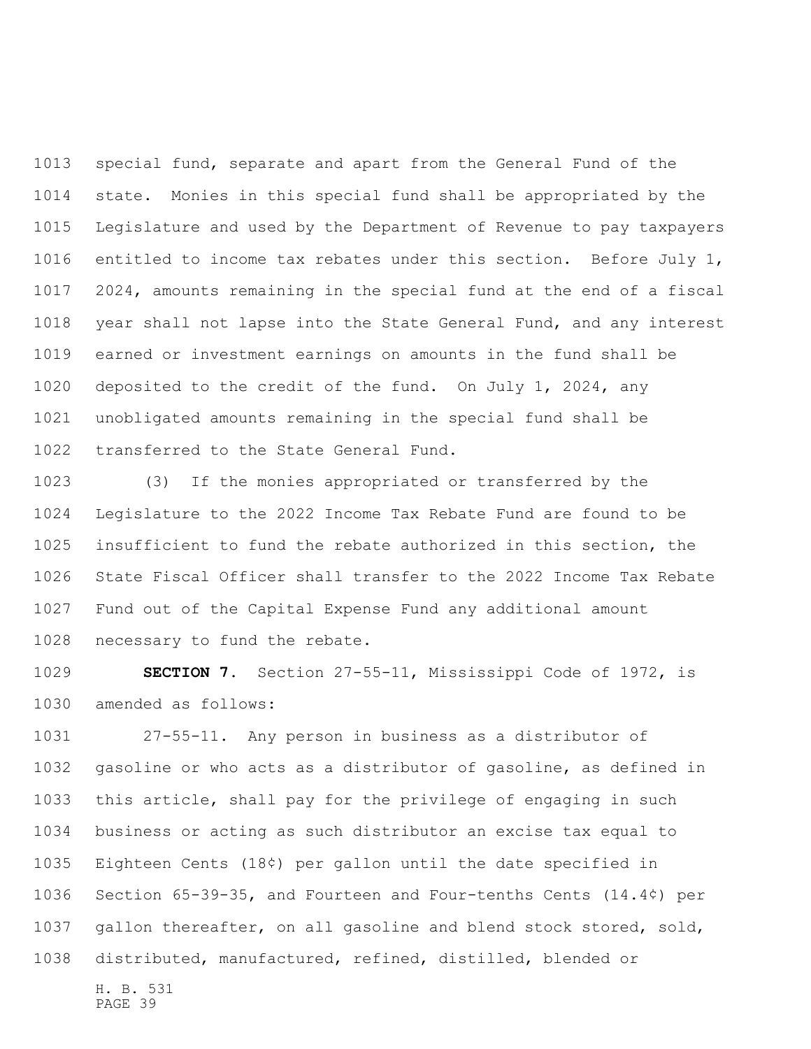special fund, separate and apart from the General Fund of the state. Monies in this special fund shall be appropriated by the Legislature and used by the Department of Revenue to pay taxpayers entitled to income tax rebates under this section. Before July 1, 2024, amounts remaining in the special fund at the end of a fiscal year shall not lapse into the State General Fund, and any interest earned or investment earnings on amounts in the fund shall be deposited to the credit of the fund. On July 1, 2024, any unobligated amounts remaining in the special fund shall be transferred to the State General Fund.

(3) If the monies appropriated or transferred by the Legislature to the 2022 Income Tax Rebate Fund are found to be insufficient to fund the rebate authorized in this section, the State Fiscal Officer shall transfer to the 2022 Income Tax Rebate Fund out of the Capital Expense Fund any additional amount necessary to fund the rebate.

**SECTION 7.** Section 27-55-11, Mississippi Code of 1972, is amended as follows:

27-55-11. Any person in business as a distributor of gasoline or who acts as a distributor of gasoline, as defined in this article, shall pay for the privilege of engaging in such business or acting as such distributor an excise tax equal to Eighteen Cents (18¢) per gallon until the date specified in Section 65-39-35, and Fourteen and Four-tenths Cents (14.4¢) per gallon thereafter, on all gasoline and blend stock stored, sold, distributed, manufactured, refined, distilled, blended or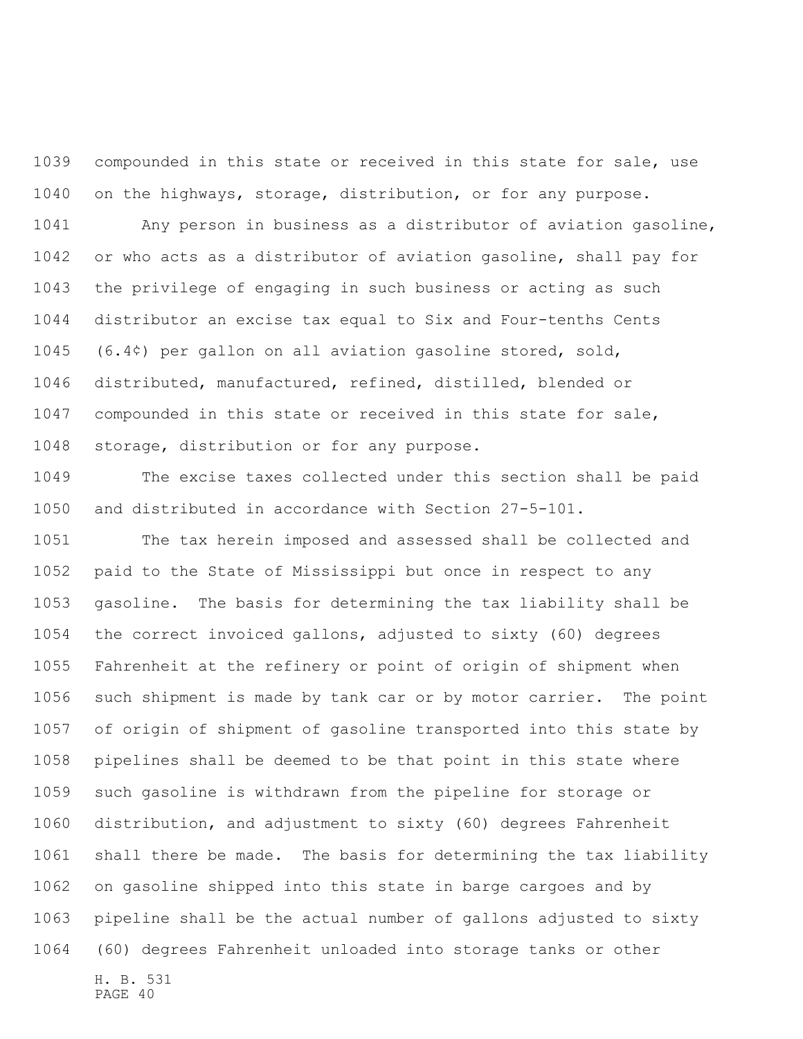compounded in this state or received in this state for sale, use on the highways, storage, distribution, or for any purpose.

Any person in business as a distributor of aviation gasoline, or who acts as a distributor of aviation gasoline, shall pay for the privilege of engaging in such business or acting as such distributor an excise tax equal to Six and Four-tenths Cents (6.4¢) per gallon on all aviation gasoline stored, sold, distributed, manufactured, refined, distilled, blended or compounded in this state or received in this state for sale, storage, distribution or for any purpose.

The excise taxes collected under this section shall be paid and distributed in accordance with Section 27-5-101.

The tax herein imposed and assessed shall be collected and paid to the State of Mississippi but once in respect to any gasoline. The basis for determining the tax liability shall be the correct invoiced gallons, adjusted to sixty (60) degrees Fahrenheit at the refinery or point of origin of shipment when such shipment is made by tank car or by motor carrier. The point of origin of shipment of gasoline transported into this state by pipelines shall be deemed to be that point in this state where such gasoline is withdrawn from the pipeline for storage or distribution, and adjustment to sixty (60) degrees Fahrenheit shall there be made. The basis for determining the tax liability on gasoline shipped into this state in barge cargoes and by pipeline shall be the actual number of gallons adjusted to sixty (60) degrees Fahrenheit unloaded into storage tanks or other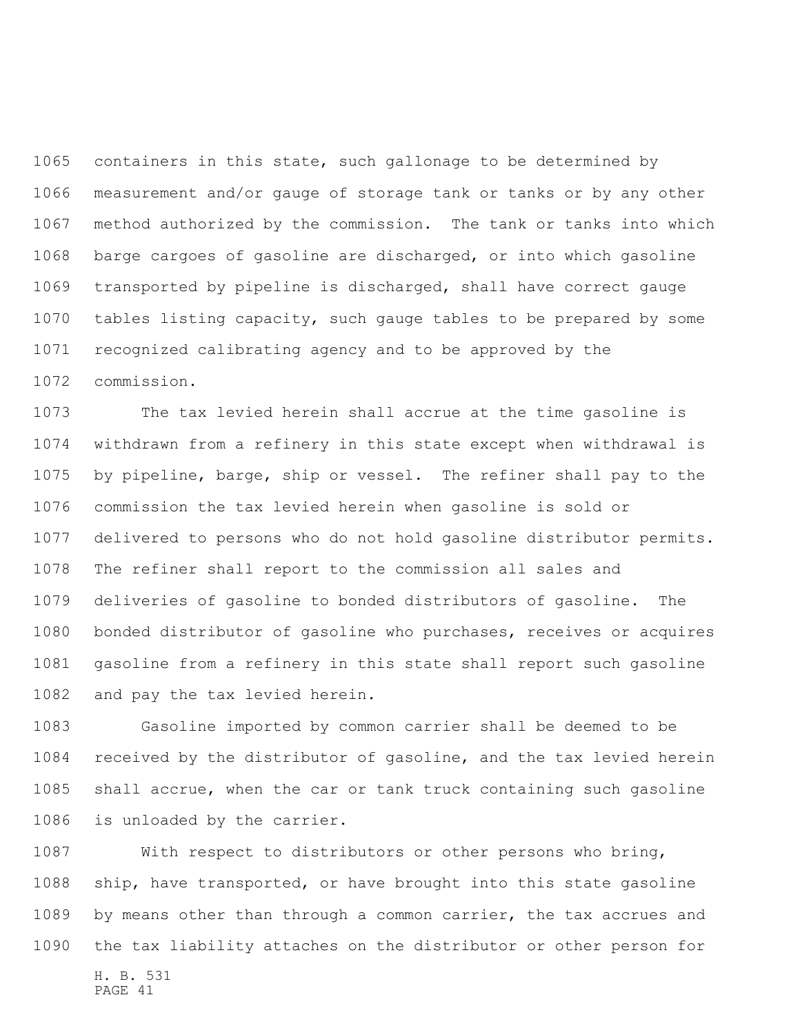containers in this state, such gallonage to be determined by measurement and/or gauge of storage tank or tanks or by any other method authorized by the commission. The tank or tanks into which barge cargoes of gasoline are discharged, or into which gasoline transported by pipeline is discharged, shall have correct gauge tables listing capacity, such gauge tables to be prepared by some recognized calibrating agency and to be approved by the commission.

The tax levied herein shall accrue at the time gasoline is withdrawn from a refinery in this state except when withdrawal is by pipeline, barge, ship or vessel. The refiner shall pay to the commission the tax levied herein when gasoline is sold or delivered to persons who do not hold gasoline distributor permits. The refiner shall report to the commission all sales and deliveries of gasoline to bonded distributors of gasoline. The bonded distributor of gasoline who purchases, receives or acquires gasoline from a refinery in this state shall report such gasoline and pay the tax levied herein.

Gasoline imported by common carrier shall be deemed to be received by the distributor of gasoline, and the tax levied herein shall accrue, when the car or tank truck containing such gasoline is unloaded by the carrier.

With respect to distributors or other persons who bring, ship, have transported, or have brought into this state gasoline by means other than through a common carrier, the tax accrues and the tax liability attaches on the distributor or other person for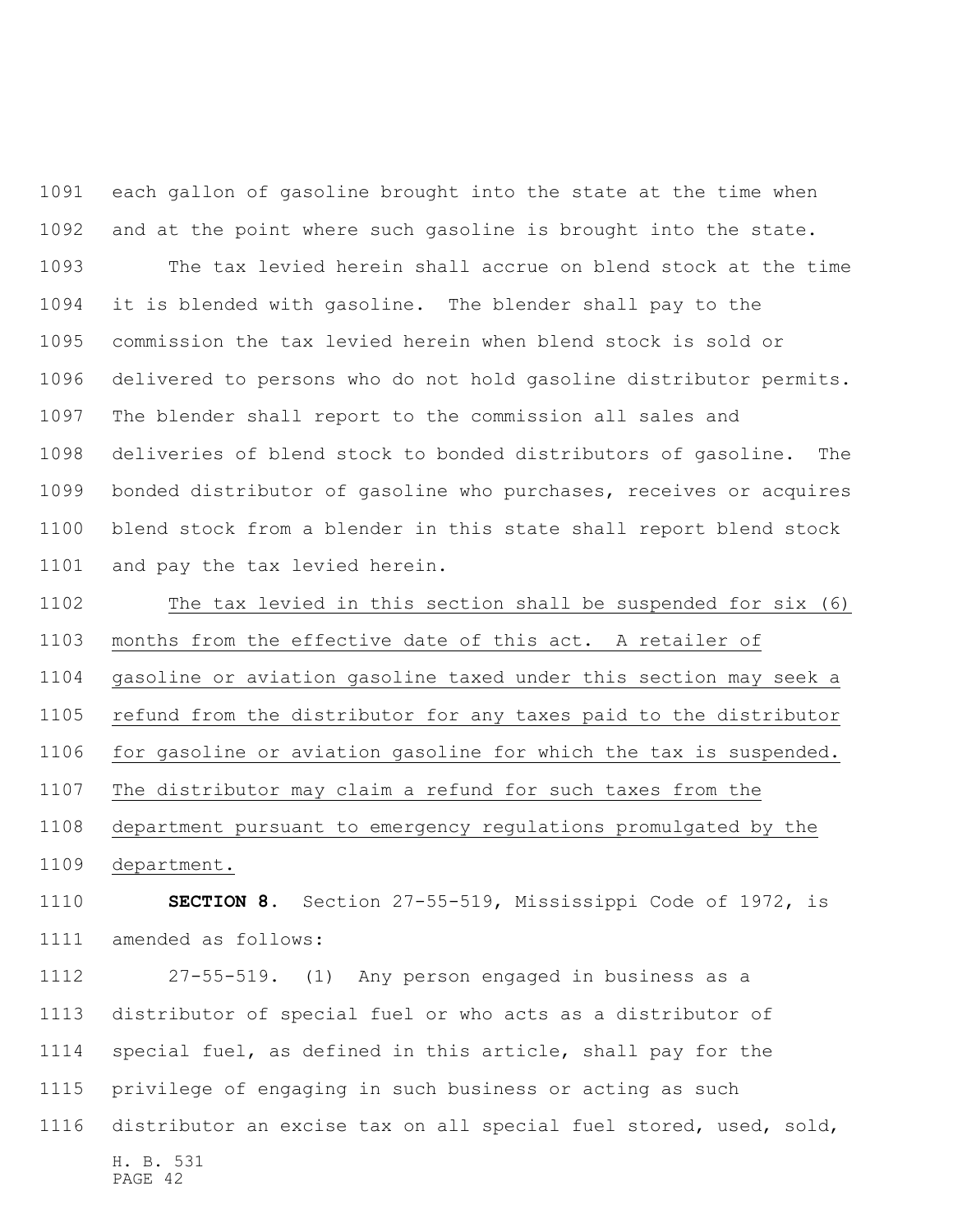each gallon of gasoline brought into the state at the time when and at the point where such gasoline is brought into the state.

The tax levied herein shall accrue on blend stock at the time it is blended with gasoline. The blender shall pay to the commission the tax levied herein when blend stock is sold or delivered to persons who do not hold gasoline distributor permits. The blender shall report to the commission all sales and deliveries of blend stock to bonded distributors of gasoline. The bonded distributor of gasoline who purchases, receives or acquires blend stock from a blender in this state shall report blend stock and pay the tax levied herein.

<u>The tax levied in this section shall be suspended for six (6) months from the effective date of this act. A retailer of gasoline or aviation gasoline taxed under this section may seek a refund from the distributor for any taxes paid to the distributor for gasoline or aviation gasoline for which the tax is suspended. The distributor may claim a refund for such taxes from the department pursuant to emergency regulations promulgated by the department.</u>

**SECTION 8.** Section 27-55-519, Mississippi Code of 1972, is amended as follows:

27-55-519. (1) Any person engaged in business as a distributor of special fuel or who acts as a distributor of special fuel, as defined in this article, shall pay for the privilege of engaging in such business or acting as such distributor an excise tax on all special fuel stored, used, sold,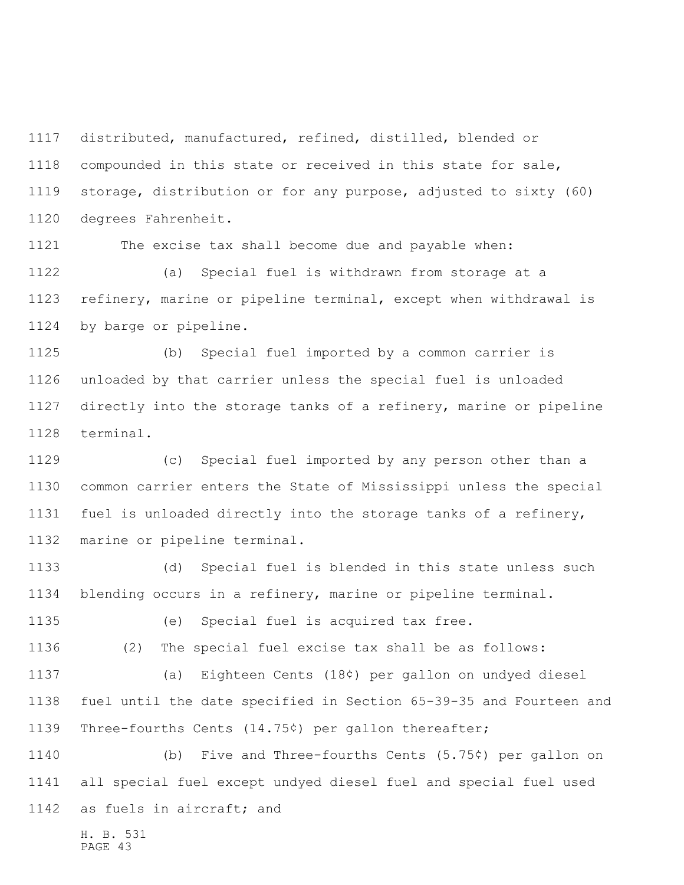distributed, manufactured, refined, distilled, blended or compounded in this state or received in this state for sale, storage, distribution or for any purpose, adjusted to sixty (60) degrees Fahrenheit.

The excise tax shall become due and payable when:

(a) Special fuel is withdrawn from storage at a refinery, marine or pipeline terminal, except when withdrawal is by barge or pipeline.

(b) Special fuel imported by a common carrier is unloaded by that carrier unless the special fuel is unloaded directly into the storage tanks of a refinery, marine or pipeline terminal.

(c) Special fuel imported by any person other than a common carrier enters the State of Mississippi unless the special fuel is unloaded directly into the storage tanks of a refinery, marine or pipeline terminal.

(d) Special fuel is blended in this state unless such blending occurs in a refinery, marine or pipeline terminal.

(e) Special fuel is acquired tax free.

(2) The special fuel excise tax shall be as follows:

(a) Eighteen Cents (18¢) per gallon on undyed diesel fuel until the date specified in Section 65-39-35 and Fourteen and Three-fourths Cents (14.75¢) per gallon thereafter;

(b) Five and Three-fourths Cents (5.75¢) per gallon on all special fuel except undyed diesel fuel and special fuel used as fuels in aircraft; and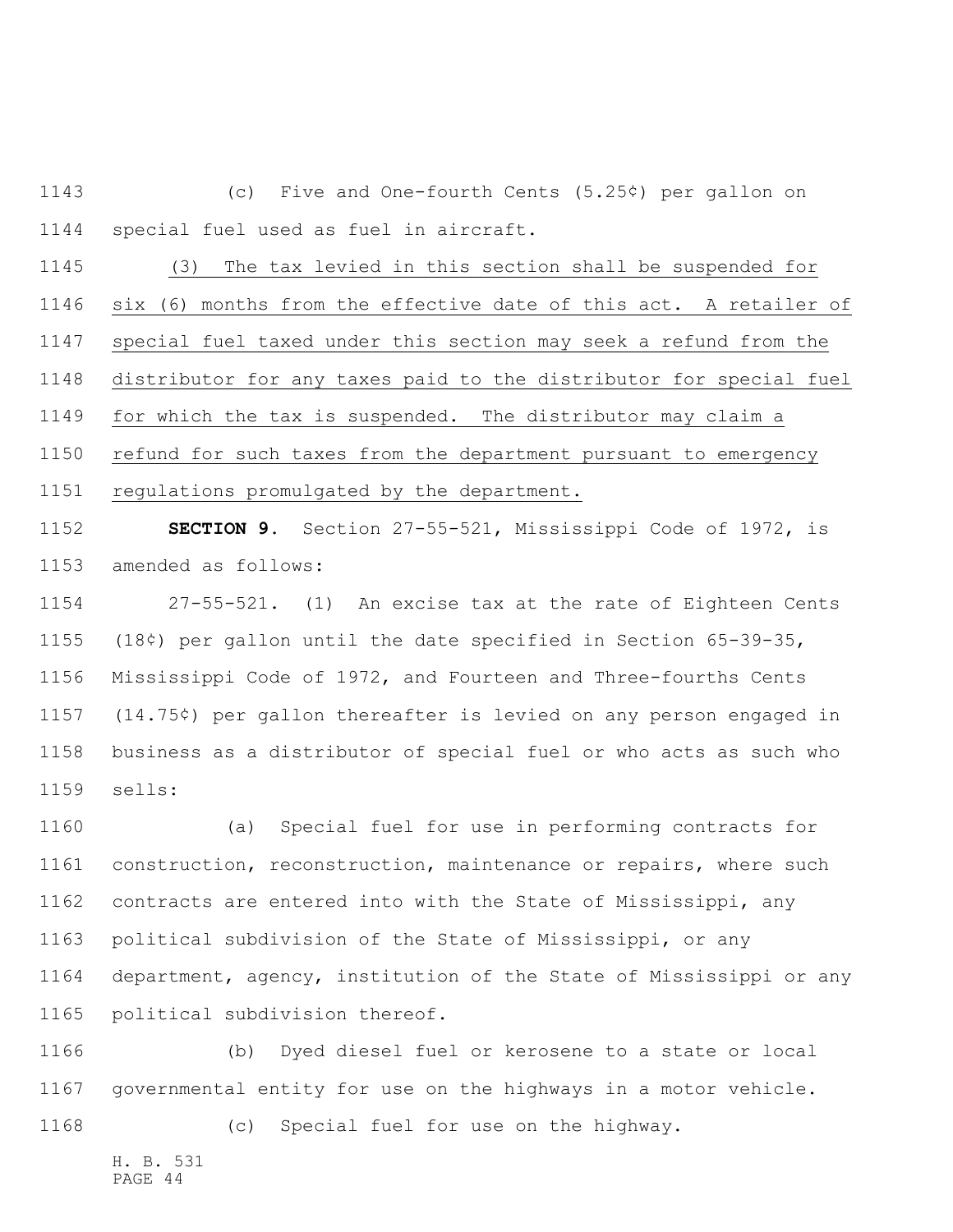(c) Five and One-fourth Cents (5.25¢) per gallon on special fuel used as fuel in aircraft.

(3) The tax levied in this section shall be suspended for six (6) months from the effective date of this act. A retailer of special fuel taxed under this section may seek a refund from the distributor for any taxes paid to the distributor for special fuel for which the tax is suspended. The distributor may claim a refund for such taxes from the department pursuant to emergency regulations promulgated by the department.

**SECTION 9.** Section 27-55-521, Mississippi Code of 1972, is amended as follows:

27-55-521. (1) An excise tax at the rate of Eighteen Cents (18¢) per gallon until the date specified in Section 65-39-35, Mississippi Code of 1972, and Fourteen and Three-fourths Cents (14.75¢) per gallon thereafter is levied on any person engaged in business as a distributor of special fuel or who acts as such who sells:

(a) Special fuel for use in performing contracts for construction, reconstruction, maintenance or repairs, where such contracts are entered into with the State of Mississippi, any political subdivision of the State of Mississippi, or any department, agency, institution of the State of Mississippi or any political subdivision thereof.

(b) Dyed diesel fuel or kerosene to a state or local governmental entity for use on the highways in a motor vehicle.

(c) Special fuel for use on the highway.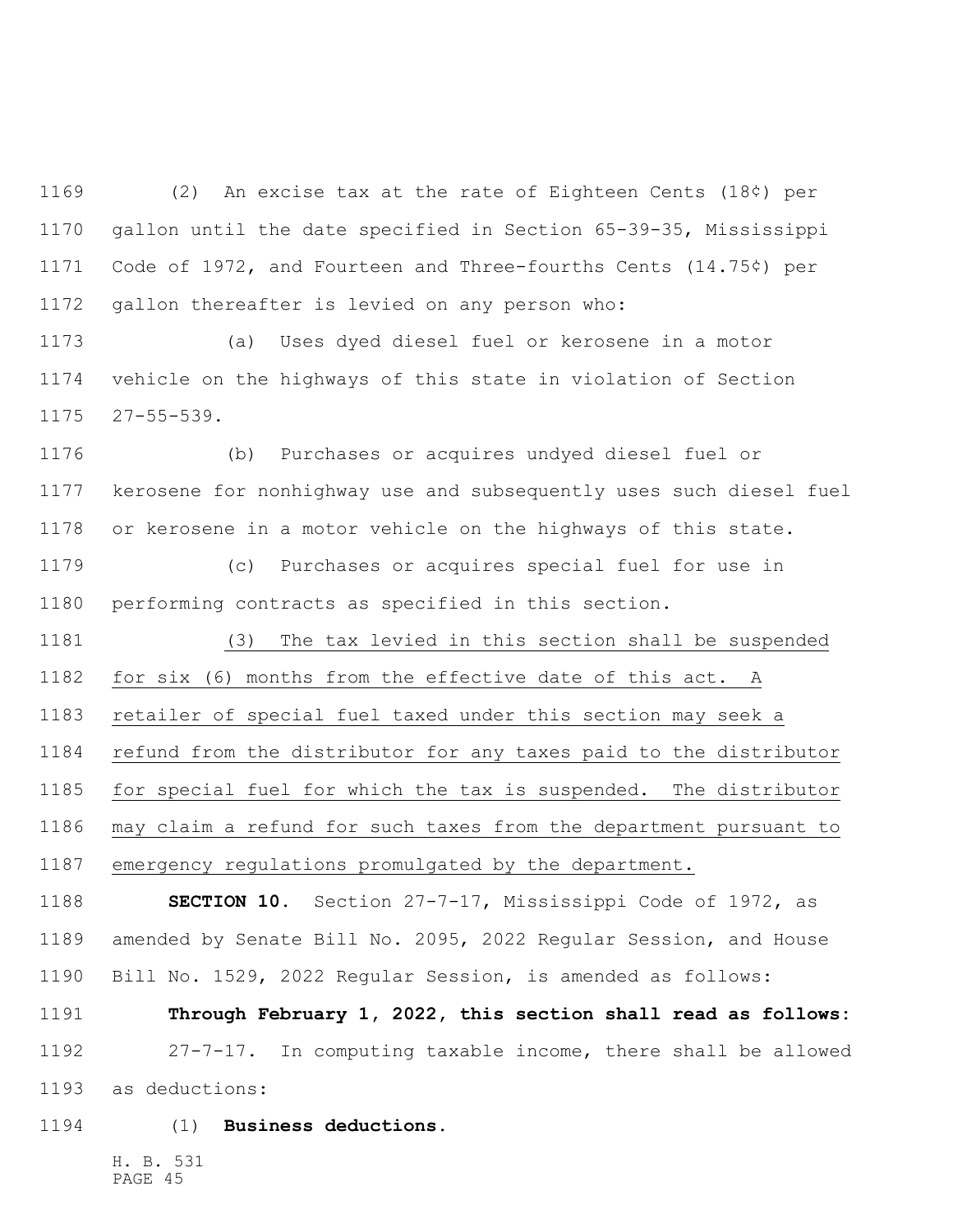(2) An excise tax at the rate of Eighteen Cents (18¢) per gallon until the date specified in Section 65-39-35, Mississippi Code of 1972, and Fourteen and Three-fourths Cents (14.75¢) per gallon thereafter is levied on any person who:

(a) Uses dyed diesel fuel or kerosene in a motor vehicle on the highways of this state in violation of Section 27-55-539.

(b) Purchases or acquires undyed diesel fuel or kerosene for nonhighway use and subsequently uses such diesel fuel or kerosene in a motor vehicle on the highways of this state.

(c) Purchases or acquires special fuel for use in performing contracts as specified in this section.

<u>(3) The tax levied in this section shall be suspended for six (6) months from the effective date of this act. A retailer of special fuel taxed under this section may seek a refund from the distributor for any taxes paid to the distributor for special fuel for which the tax is suspended. The distributor may claim a refund for such taxes from the department pursuant to emergency regulations promulgated by the department.</u>

**SECTION 10.** Section 27-7-17, Mississippi Code of 1972, as amended by Senate Bill No. 2095, 2022 Regular Session, and House Bill No. 1529, 2022 Regular Session, is amended as follows:

**Through February 1, 2022, this section shall read as follows:**

27-7-17. In computing taxable income, there shall be allowed as deductions:

(1) **Business deductions.**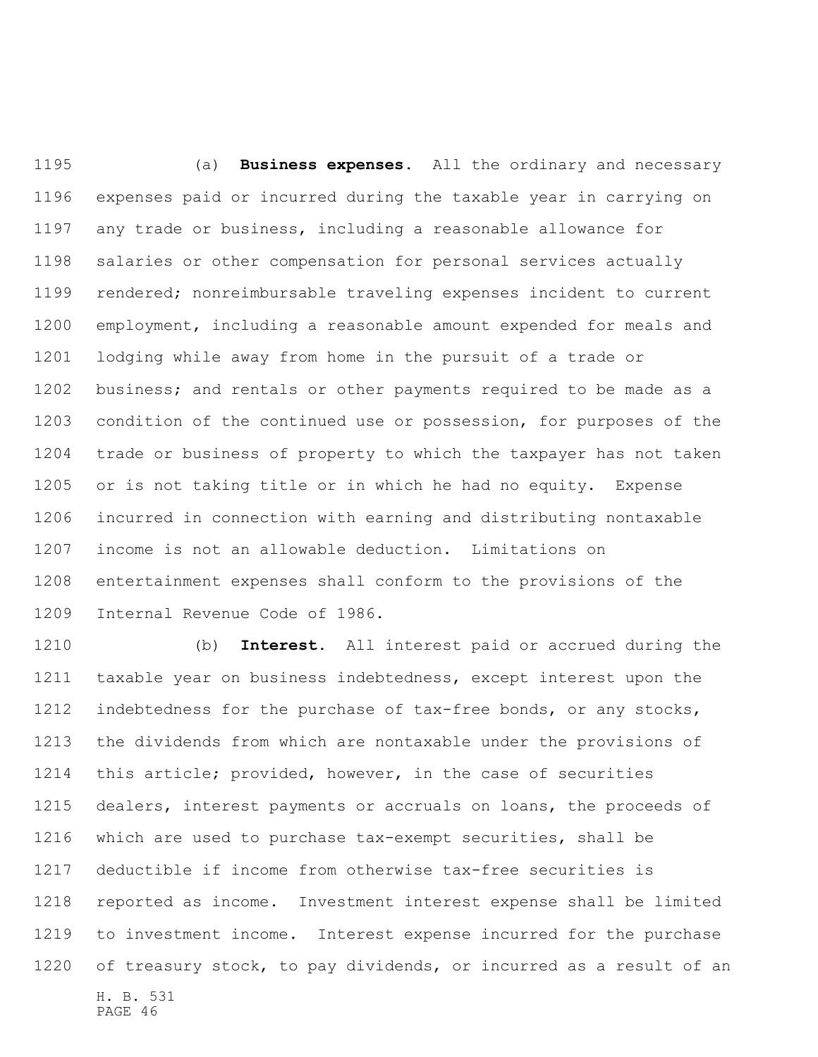(a) **Business expenses.** All the ordinary and necessary expenses paid or incurred during the taxable year in carrying on any trade or business, including a reasonable allowance for salaries or other compensation for personal services actually rendered; nonreimbursable traveling expenses incident to current employment, including a reasonable amount expended for meals and lodging while away from home in the pursuit of a trade or business; and rentals or other payments required to be made as a condition of the continued use or possession, for purposes of the trade or business of property to which the taxpayer has not taken or is not taking title or in which he had no equity. Expense incurred in connection with earning and distributing nontaxable income is not an allowable deduction. Limitations on entertainment expenses shall conform to the provisions of the Internal Revenue Code of 1986.

(b) **Interest.** All interest paid or accrued during the taxable year on business indebtedness, except interest upon the indebtedness for the purchase of tax-free bonds, or any stocks, the dividends from which are nontaxable under the provisions of this article; provided, however, in the case of securities dealers, interest payments or accruals on loans, the proceeds of which are used to purchase tax-exempt securities, shall be deductible if income from otherwise tax-free securities is reported as income. Investment interest expense shall be limited to investment income. Interest expense incurred for the purchase of treasury stock, to pay dividends, or incurred as a result of an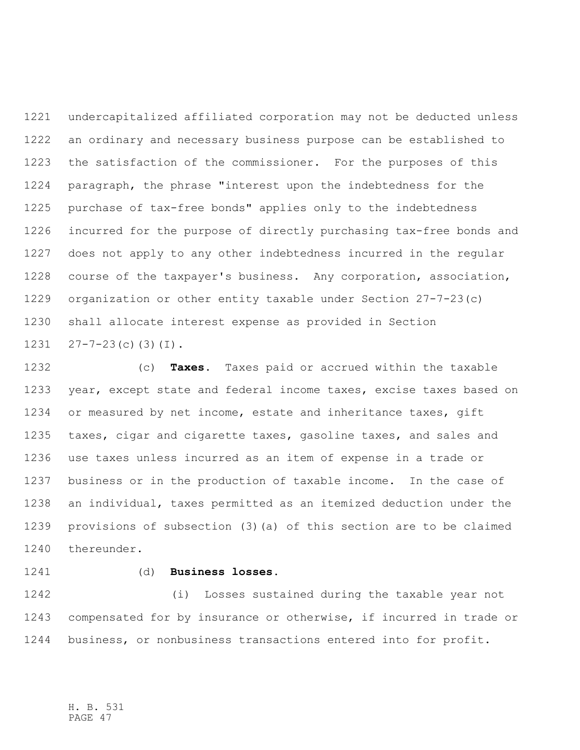undercapitalized affiliated corporation may not be deducted unless an ordinary and necessary business purpose can be established to the satisfaction of the commissioner. For the purposes of this paragraph, the phrase "interest upon the indebtedness for the purchase of tax-free bonds" applies only to the indebtedness incurred for the purpose of directly purchasing tax-free bonds and does not apply to any other indebtedness incurred in the regular course of the taxpayer's business. Any corporation, association, organization or other entity taxable under Section 27-7-23(c) shall allocate interest expense as provided in Section 27-7-23(c)(3)(I).

(c) **Taxes**. Taxes paid or accrued within the taxable year, except state and federal income taxes, excise taxes based on or measured by net income, estate and inheritance taxes, gift taxes, cigar and cigarette taxes, gasoline taxes, and sales and use taxes unless incurred as an item of expense in a trade or business or in the production of taxable income. In the case of an individual, taxes permitted as an itemized deduction under the provisions of subsection (3)(a) of this section are to be claimed thereunder.

(d) **Business losses**.

(i) Losses sustained during the taxable year not compensated for by insurance or otherwise, if incurred in trade or business, or nonbusiness transactions entered into for profit.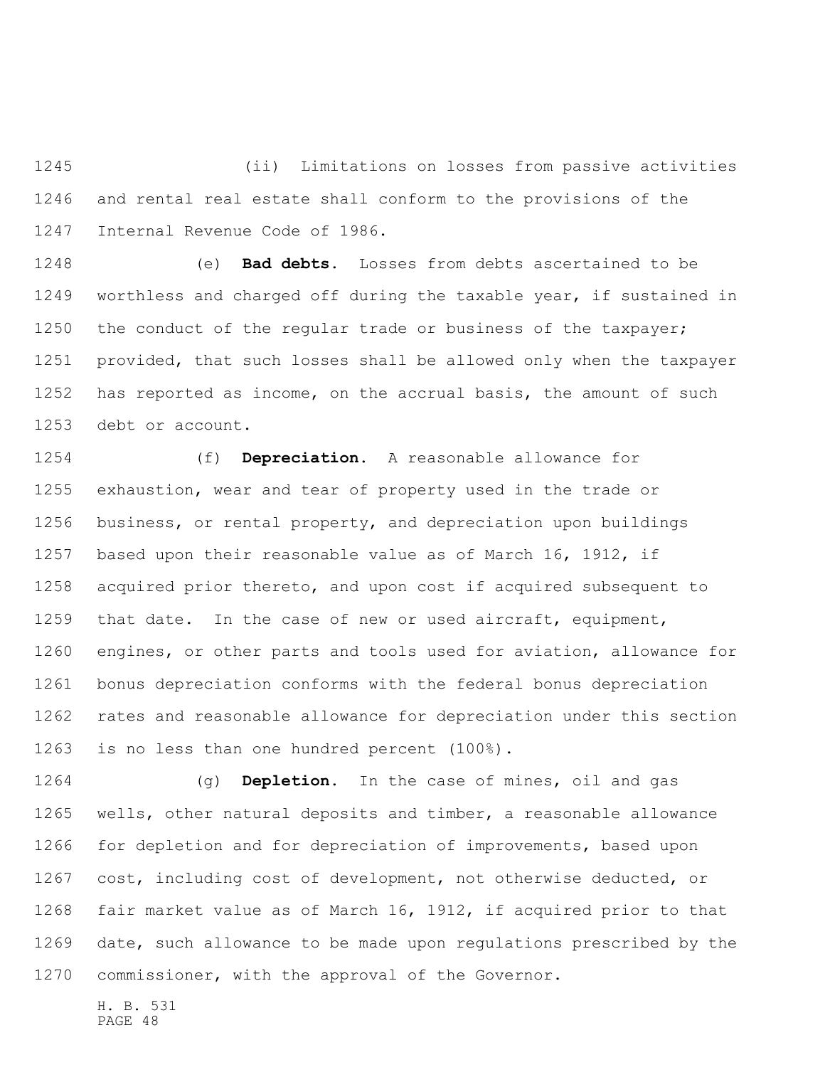(ii) Limitations on losses from passive activities and rental real estate shall conform to the provisions of the Internal Revenue Code of 1986.

(e) **Bad debts.** Losses from debts ascertained to be worthless and charged off during the taxable year, if sustained in the conduct of the regular trade or business of the taxpayer; provided, that such losses shall be allowed only when the taxpayer has reported as income, on the accrual basis, the amount of such debt or account.

(f) **Depreciation.** A reasonable allowance for exhaustion, wear and tear of property used in the trade or business, or rental property, and depreciation upon buildings based upon their reasonable value as of March 16, 1912, if acquired prior thereto, and upon cost if acquired subsequent to that date. In the case of new or used aircraft, equipment, engines, or other parts and tools used for aviation, allowance for bonus depreciation conforms with the federal bonus depreciation rates and reasonable allowance for depreciation under this section is no less than one hundred percent (100%).

(g) **Depletion.** In the case of mines, oil and gas wells, other natural deposits and timber, a reasonable allowance for depletion and for depreciation of improvements, based upon cost, including cost of development, not otherwise deducted, or fair market value as of March 16, 1912, if acquired prior to that date, such allowance to be made upon regulations prescribed by the commissioner, with the approval of the Governor.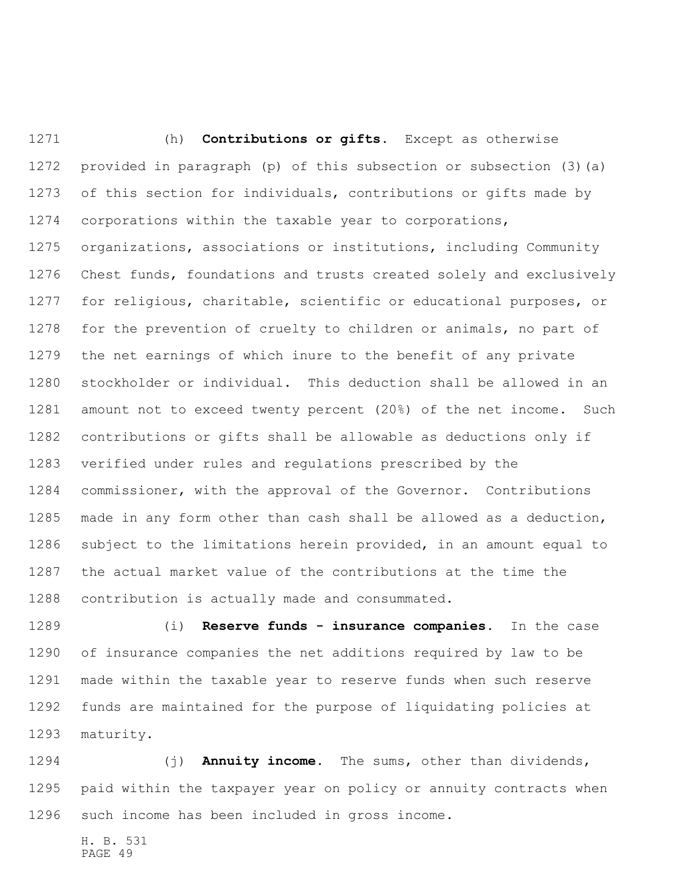(h) **Contributions or gifts.** Except as otherwise provided in paragraph (p) of this subsection or subsection (3)(a) of this section for individuals, contributions or gifts made by corporations within the taxable year to corporations, organizations, associations or institutions, including Community Chest funds, foundations and trusts created solely and exclusively for religious, charitable, scientific or educational purposes, or for the prevention of cruelty to children or animals, no part of the net earnings of which inure to the benefit of any private stockholder or individual. This deduction shall be allowed in an amount not to exceed twenty percent (20%) of the net income. Such contributions or gifts shall be allowable as deductions only if verified under rules and regulations prescribed by the commissioner, with the approval of the Governor. Contributions made in any form other than cash shall be allowed as a deduction, subject to the limitations herein provided, in an amount equal to the actual market value of the contributions at the time the contribution is actually made and consummated.

(i) **Reserve funds - insurance companies.** In the case of insurance companies the net additions required by law to be made within the taxable year to reserve funds when such reserve funds are maintained for the purpose of liquidating policies at maturity.

(j) **Annuity income.** The sums, other than dividends, paid within the taxpayer year on policy or annuity contracts when such income has been included in gross income.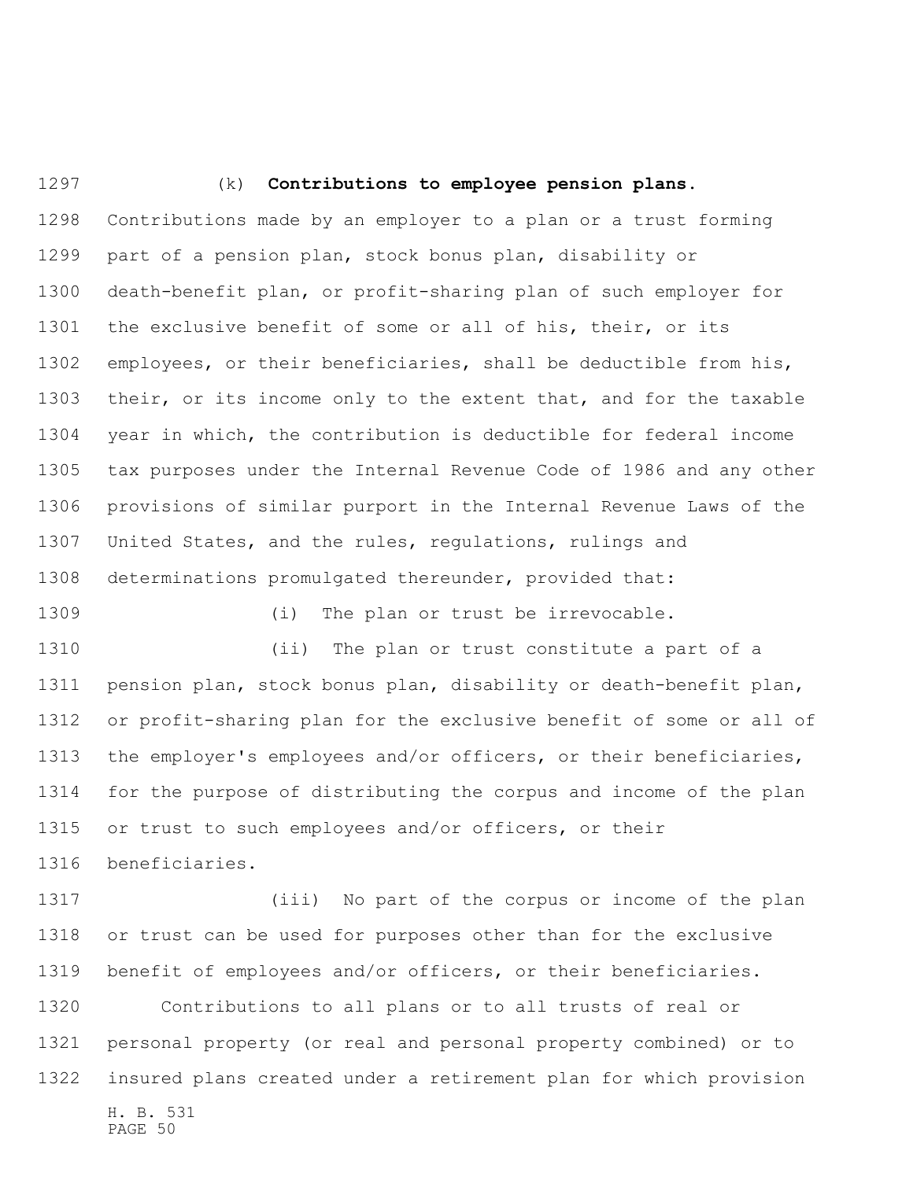(k) **Contributions to employee pension plans.** Contributions made by an employer to a plan or a trust forming part of a pension plan, stock bonus plan, disability or death-benefit plan, or profit-sharing plan of such employer for the exclusive benefit of some or all of his, their, or its employees, or their beneficiaries, shall be deductible from his, their, or its income only to the extent that, and for the taxable year in which, the contribution is deductible for federal income tax purposes under the Internal Revenue Code of 1986 and any other provisions of similar purport in the Internal Revenue Laws of the United States, and the rules, regulations, rulings and determinations promulgated thereunder, provided that:

(i) The plan or trust be irrevocable.

(ii) The plan or trust constitute a part of a pension plan, stock bonus plan, disability or death-benefit plan, or profit-sharing plan for the exclusive benefit of some or all of the employer's employees and/or officers, or their beneficiaries, for the purpose of distributing the corpus and income of the plan or trust to such employees and/or officers, or their beneficiaries.

(iii) No part of the corpus or income of the plan or trust can be used for purposes other than for the exclusive benefit of employees and/or officers, or their beneficiaries.

Contributions to all plans or to all trusts of real or personal property (or real and personal property combined) or to insured plans created under a retirement plan for which provision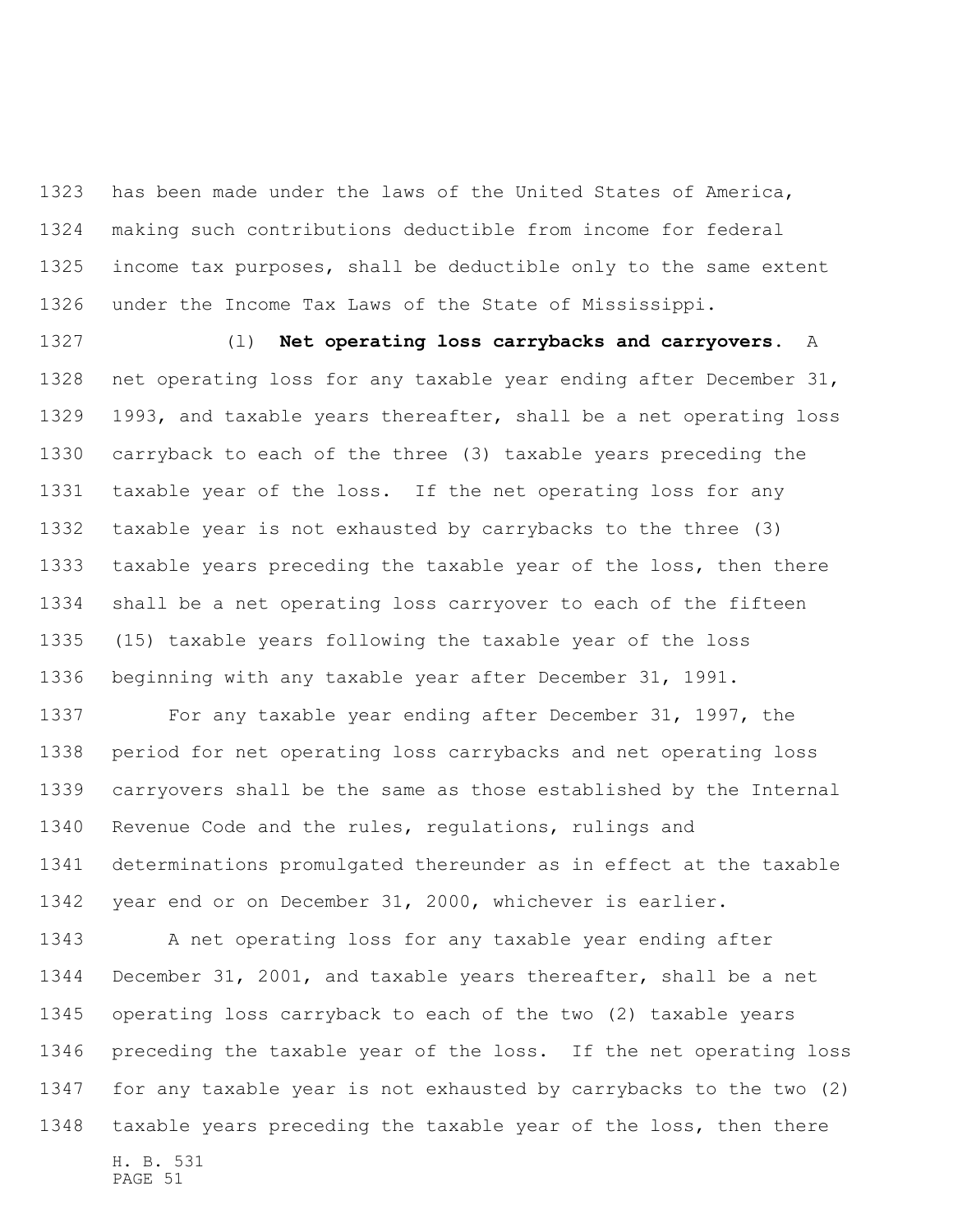has been made under the laws of the United States of America, making such contributions deductible from income for federal income tax purposes, shall be deductible only to the same extent under the Income Tax Laws of the State of Mississippi.

(l) **Net operating loss carrybacks and carryovers.** A net operating loss for any taxable year ending after December 31, 1993, and taxable years thereafter, shall be a net operating loss carryback to each of the three (3) taxable years preceding the taxable year of the loss. If the net operating loss for any taxable year is not exhausted by carrybacks to the three (3) taxable years preceding the taxable year of the loss, then there shall be a net operating loss carryover to each of the fifteen (15) taxable years following the taxable year of the loss beginning with any taxable year after December 31, 1991.

For any taxable year ending after December 31, 1997, the period for net operating loss carrybacks and net operating loss carryovers shall be the same as those established by the Internal Revenue Code and the rules, regulations, rulings and determinations promulgated thereunder as in effect at the taxable year end or on December 31, 2000, whichever is earlier.

A net operating loss for any taxable year ending after December 31, 2001, and taxable years thereafter, shall be a net operating loss carryback to each of the two (2) taxable years preceding the taxable year of the loss. If the net operating loss for any taxable year is not exhausted by carrybacks to the two (2) taxable years preceding the taxable year of the loss, then there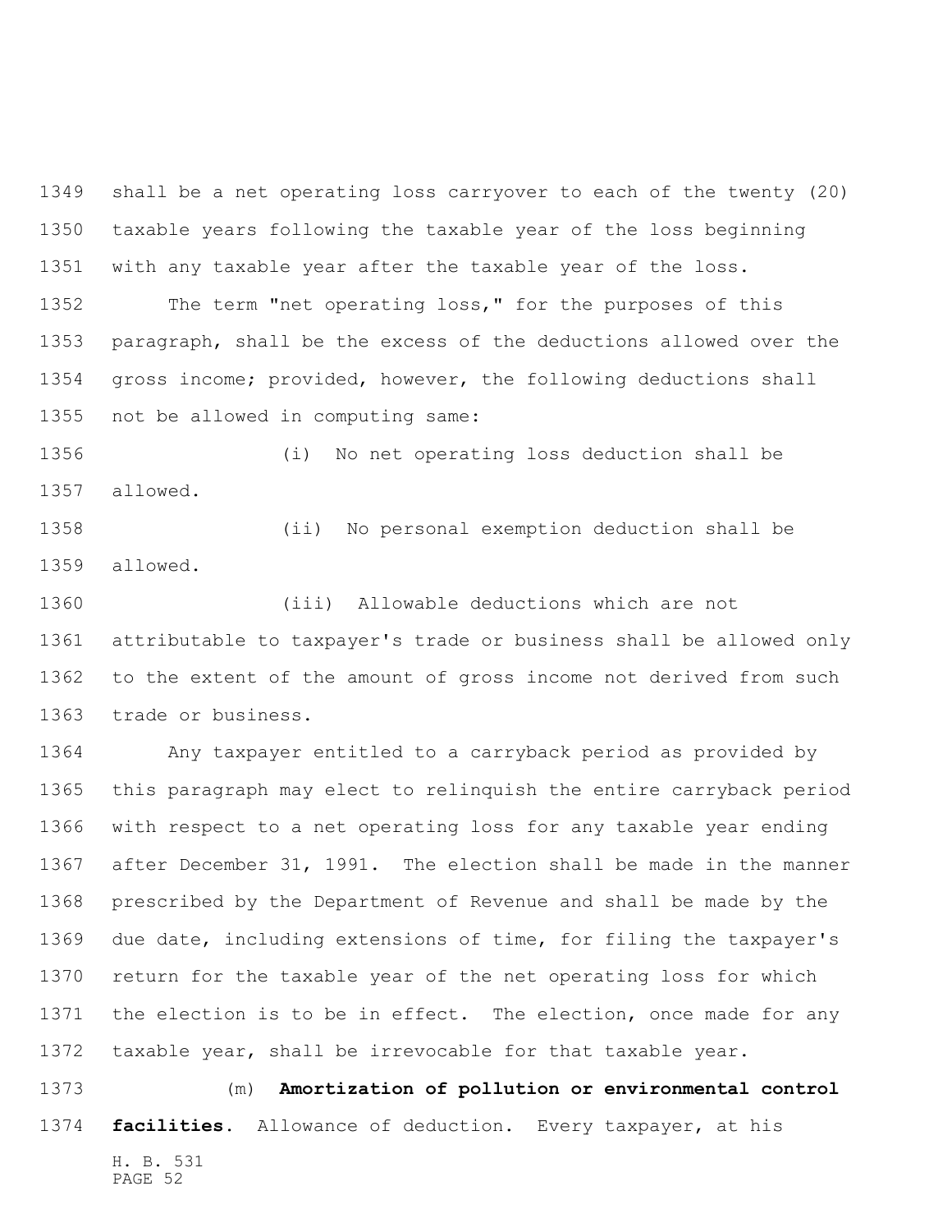shall be a net operating loss carryover to each of the twenty (20) taxable years following the taxable year of the loss beginning with any taxable year after the taxable year of the loss.

The term "net operating loss," for the purposes of this paragraph, shall be the excess of the deductions allowed over the gross income; provided, however, the following deductions shall not be allowed in computing same:

(i) No net operating loss deduction shall be allowed.

(ii) No personal exemption deduction shall be allowed.

(iii) Allowable deductions which are not attributable to taxpayer's trade or business shall be allowed only to the extent of the amount of gross income not derived from such trade or business.

Any taxpayer entitled to a carryback period as provided by this paragraph may elect to relinquish the entire carryback period with respect to a net operating loss for any taxable year ending after December 31, 1991. The election shall be made in the manner prescribed by the Department of Revenue and shall be made by the due date, including extensions of time, for filing the taxpayer's return for the taxable year of the net operating loss for which the election is to be in effect. The election, once made for any taxable year, shall be irrevocable for that taxable year.

(m) **Amortization of pollution or environmental control facilities.** Allowance of deduction. Every taxpayer, at his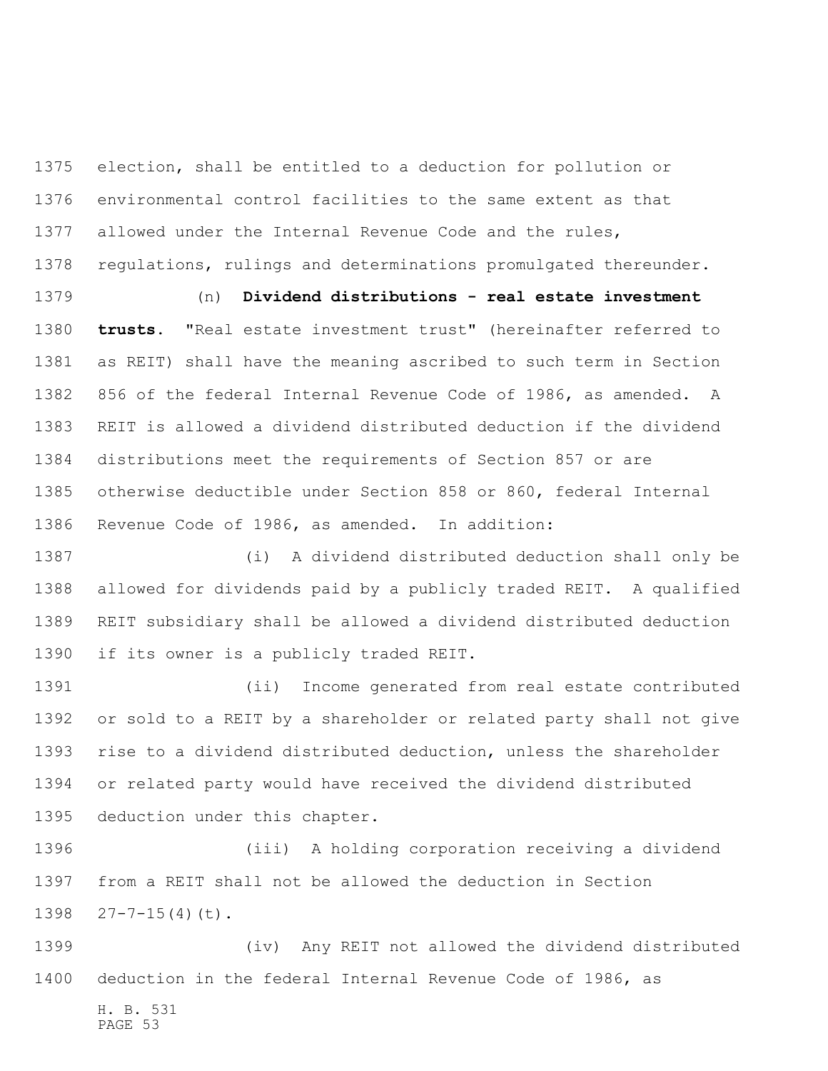election, shall be entitled to a deduction for pollution or environmental control facilities to the same extent as that allowed under the Internal Revenue Code and the rules, regulations, rulings and determinations promulgated thereunder.

(n) **Dividend distributions - real estate investment trusts.** "Real estate investment trust" (hereinafter referred to as REIT) shall have the meaning ascribed to such term in Section 856 of the federal Internal Revenue Code of 1986, as amended. A REIT is allowed a dividend distributed deduction if the dividend distributions meet the requirements of Section 857 or are otherwise deductible under Section 858 or 860, federal Internal Revenue Code of 1986, as amended. In addition:

(i) A dividend distributed deduction shall only be allowed for dividends paid by a publicly traded REIT. A qualified REIT subsidiary shall be allowed a dividend distributed deduction if its owner is a publicly traded REIT.

(ii) Income generated from real estate contributed or sold to a REIT by a shareholder or related party shall not give rise to a dividend distributed deduction, unless the shareholder or related party would have received the dividend distributed deduction under this chapter.

(iii) A holding corporation receiving a dividend from a REIT shall not be allowed the deduction in Section 27-7-15(4)(t).

(iv) Any REIT not allowed the dividend distributed deduction in the federal Internal Revenue Code of 1986, as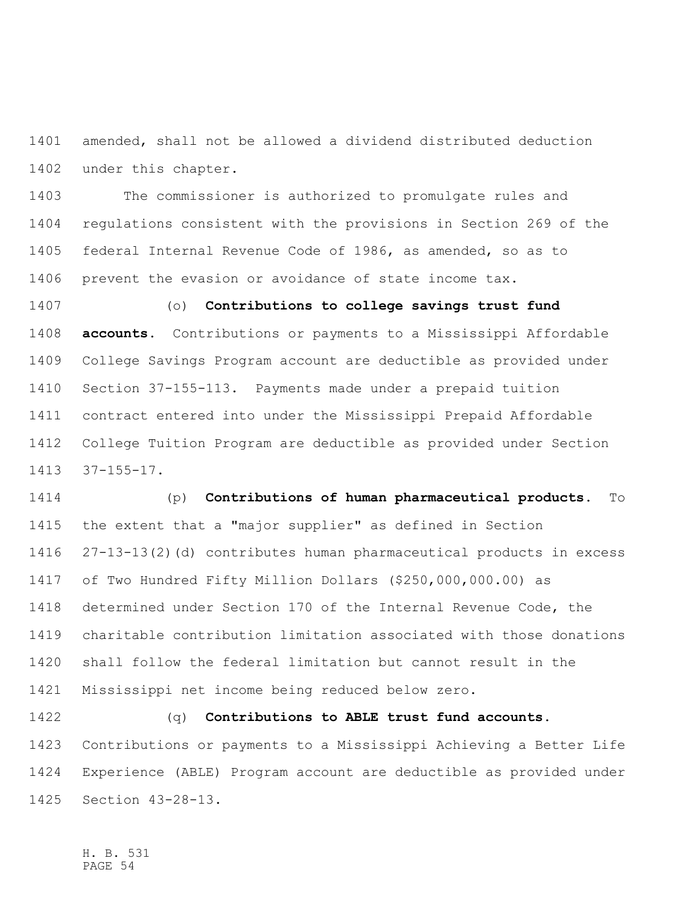amended, shall not be allowed a dividend distributed deduction under this chapter.

The commissioner is authorized to promulgate rules and regulations consistent with the provisions in Section 269 of the federal Internal Revenue Code of 1986, as amended, so as to prevent the evasion or avoidance of state income tax.

(o) **Contributions to college savings trust fund accounts.** Contributions or payments to a Mississippi Affordable College Savings Program account are deductible as provided under Section 37-155-113. Payments made under a prepaid tuition contract entered into under the Mississippi Prepaid Affordable College Tuition Program are deductible as provided under Section 37-155-17.

(p) **Contributions of human pharmaceutical products.** To the extent that a "major supplier" as defined in Section 27-13-13(2)(d) contributes human pharmaceutical products in excess of Two Hundred Fifty Million Dollars ($250,000,000.00) as determined under Section 170 of the Internal Revenue Code, the charitable contribution limitation associated with those donations shall follow the federal limitation but cannot result in the Mississippi net income being reduced below zero.

(q) **Contributions to ABLE trust fund accounts.** Contributions or payments to a Mississippi Achieving a Better Life Experience (ABLE) Program account are deductible as provided under Section 43-28-13.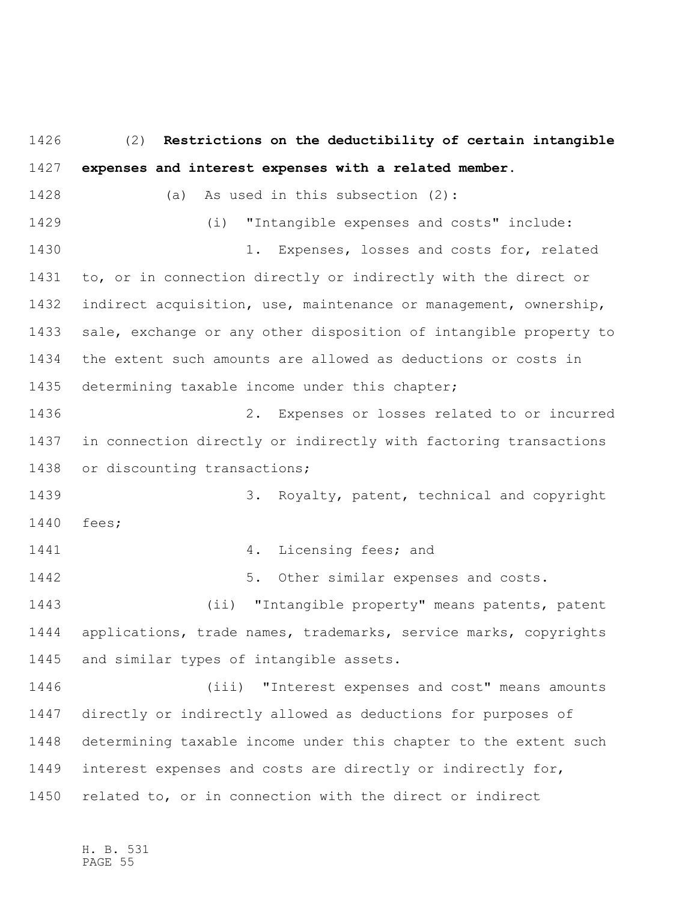(2) **Restrictions on the deductibility of certain intangible expenses and interest expenses with a related member.**

(a) As used in this subsection (2):

(i) "Intangible expenses and costs" include:

1. Expenses, losses and costs for, related to, or in connection directly or indirectly with the direct or indirect acquisition, use, maintenance or management, ownership, sale, exchange or any other disposition of intangible property to the extent such amounts are allowed as deductions or costs in determining taxable income under this chapter;

2. Expenses or losses related to or incurred in connection directly or indirectly with factoring transactions or discounting transactions;

3. Royalty, patent, technical and copyright fees;

4. Licensing fees; and

5. Other similar expenses and costs.

(ii) "Intangible property" means patents, patent applications, trade names, trademarks, service marks, copyrights and similar types of intangible assets.

(iii) "Interest expenses and cost" means amounts directly or indirectly allowed as deductions for purposes of determining taxable income under this chapter to the extent such interest expenses and costs are directly or indirectly for, related to, or in connection with the direct or indirect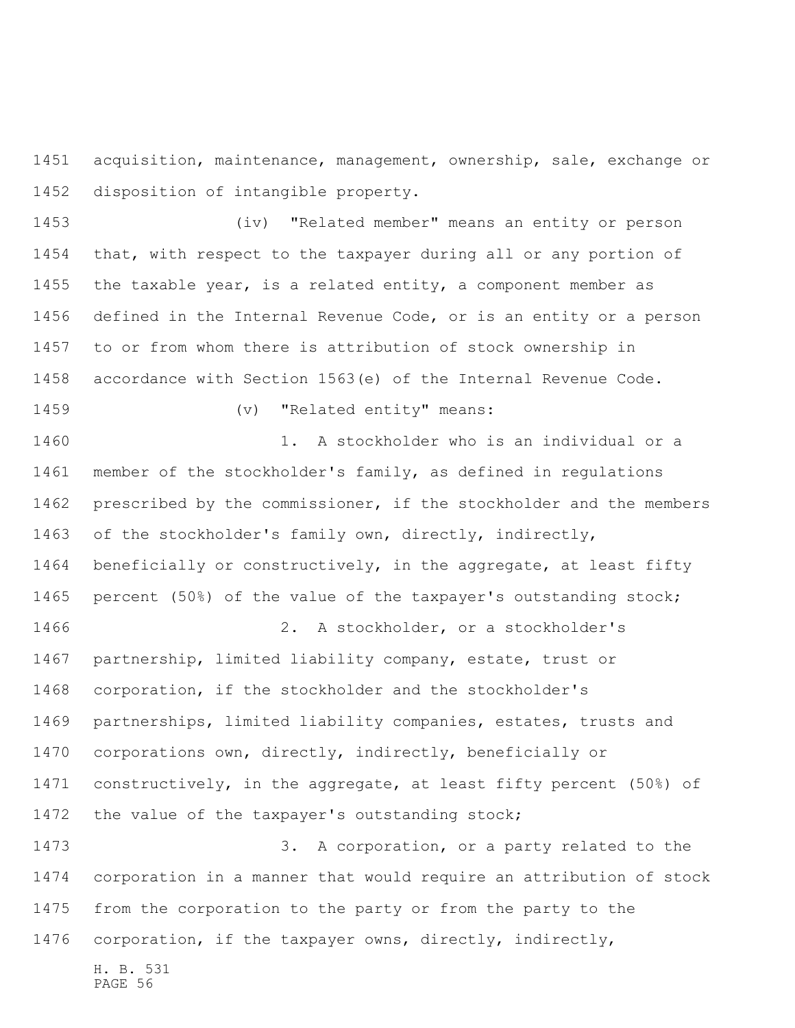acquisition, maintenance, management, ownership, sale, exchange or disposition of intangible property.

(iv) "Related member" means an entity or person that, with respect to the taxpayer during all or any portion of the taxable year, is a related entity, a component member as defined in the Internal Revenue Code, or is an entity or a person to or from whom there is attribution of stock ownership in accordance with Section 1563(e) of the Internal Revenue Code.

(v) "Related entity" means:

1. A stockholder who is an individual or a member of the stockholder's family, as defined in regulations prescribed by the commissioner, if the stockholder and the members of the stockholder's family own, directly, indirectly, beneficially or constructively, in the aggregate, at least fifty percent (50%) of the value of the taxpayer's outstanding stock;

2. A stockholder, or a stockholder's partnership, limited liability company, estate, trust or corporation, if the stockholder and the stockholder's partnerships, limited liability companies, estates, trusts and corporations own, directly, indirectly, beneficially or constructively, in the aggregate, at least fifty percent (50%) of the value of the taxpayer's outstanding stock;

3. A corporation, or a party related to the corporation in a manner that would require an attribution of stock from the corporation to the party or from the party to the corporation, if the taxpayer owns, directly, indirectly,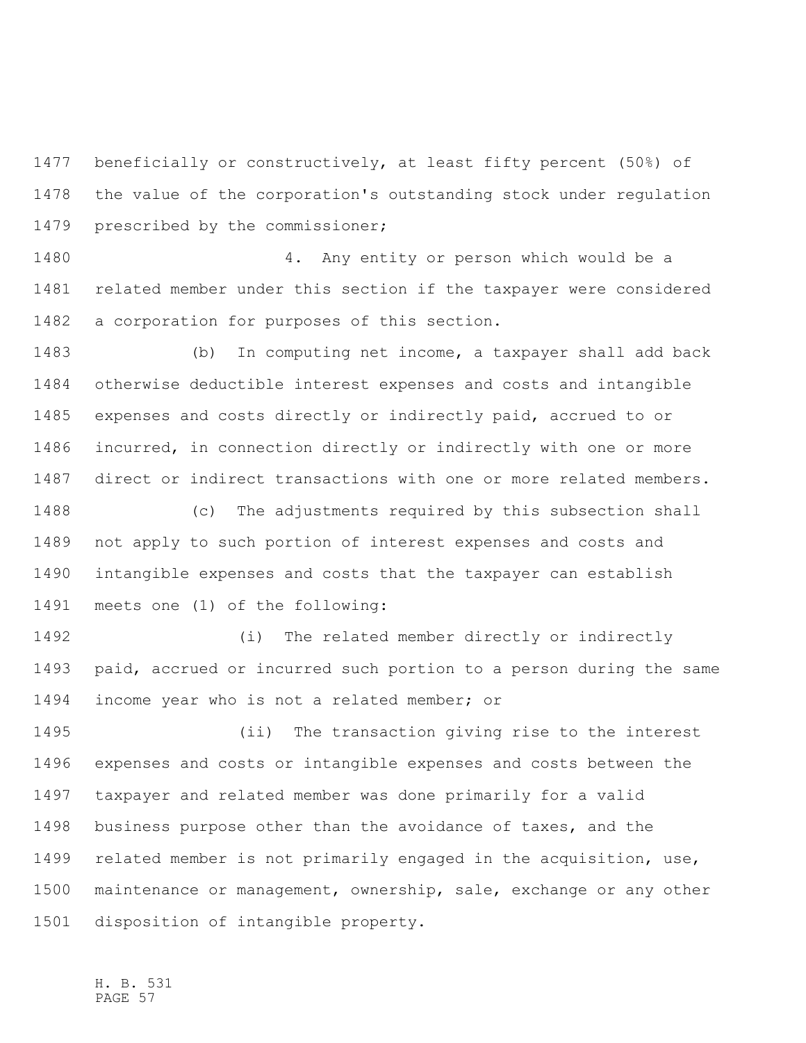beneficially or constructively, at least fifty percent (50%) of the value of the corporation's outstanding stock under regulation prescribed by the commissioner;

4. Any entity or person which would be a related member under this section if the taxpayer were considered a corporation for purposes of this section.

(b) In computing net income, a taxpayer shall add back otherwise deductible interest expenses and costs and intangible expenses and costs directly or indirectly paid, accrued to or incurred, in connection directly or indirectly with one or more direct or indirect transactions with one or more related members.

(c) The adjustments required by this subsection shall not apply to such portion of interest expenses and costs and intangible expenses and costs that the taxpayer can establish meets one (1) of the following:

(i) The related member directly or indirectly paid, accrued or incurred such portion to a person during the same income year who is not a related member; or

(ii) The transaction giving rise to the interest expenses and costs or intangible expenses and costs between the taxpayer and related member was done primarily for a valid business purpose other than the avoidance of taxes, and the related member is not primarily engaged in the acquisition, use, maintenance or management, ownership, sale, exchange or any other disposition of intangible property.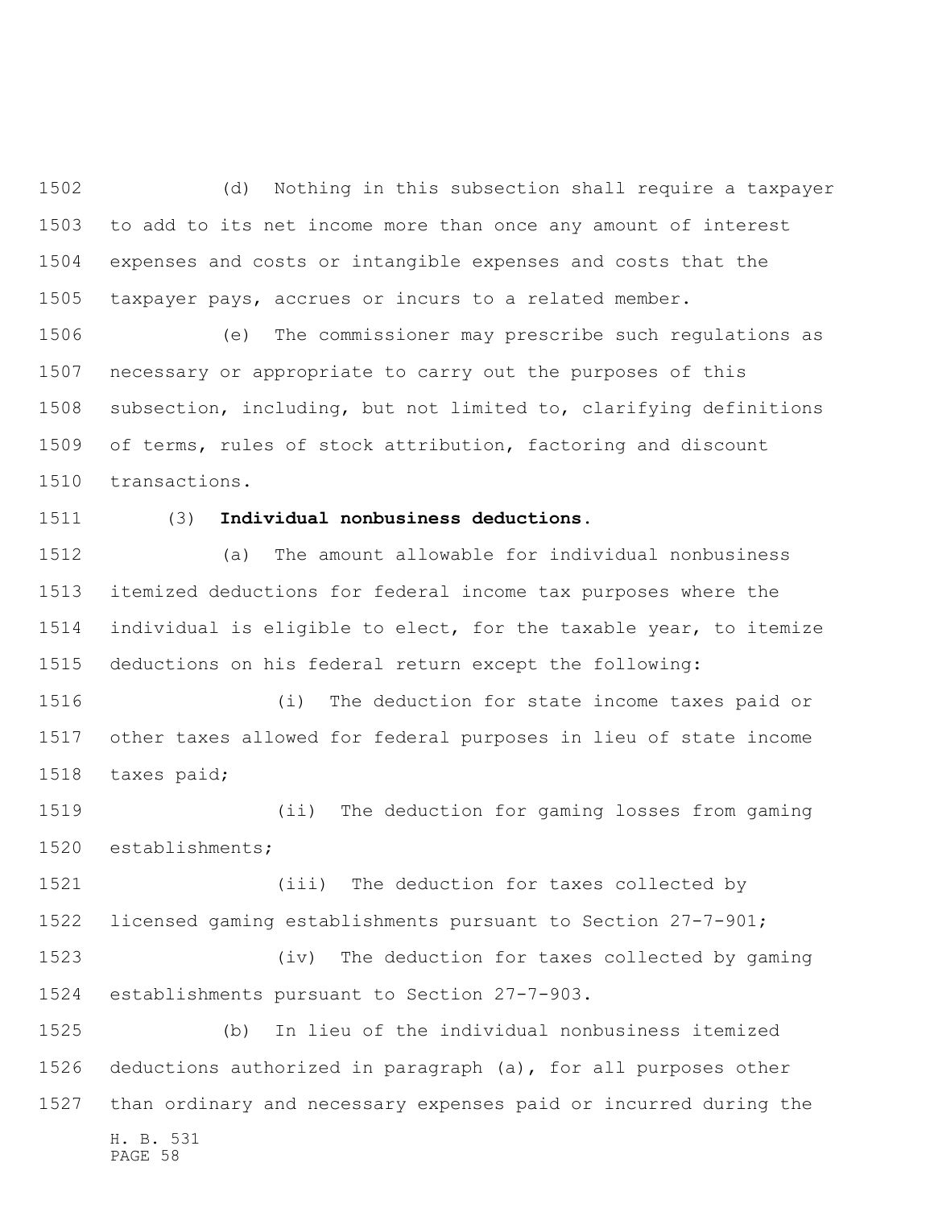(d) Nothing in this subsection shall require a taxpayer to add to its net income more than once any amount of interest expenses and costs or intangible expenses and costs that the taxpayer pays, accrues or incurs to a related member.

(e) The commissioner may prescribe such regulations as necessary or appropriate to carry out the purposes of this subsection, including, but not limited to, clarifying definitions of terms, rules of stock attribution, factoring and discount transactions.

(3) **Individual nonbusiness deductions.**

(a) The amount allowable for individual nonbusiness itemized deductions for federal income tax purposes where the individual is eligible to elect, for the taxable year, to itemize deductions on his federal return except the following:

(i) The deduction for state income taxes paid or other taxes allowed for federal purposes in lieu of state income taxes paid;

(ii) The deduction for gaming losses from gaming establishments;

(iii) The deduction for taxes collected by licensed gaming establishments pursuant to Section 27-7-901;

(iv) The deduction for taxes collected by gaming establishments pursuant to Section 27-7-903.

(b) In lieu of the individual nonbusiness itemized deductions authorized in paragraph (a), for all purposes other than ordinary and necessary expenses paid or incurred during the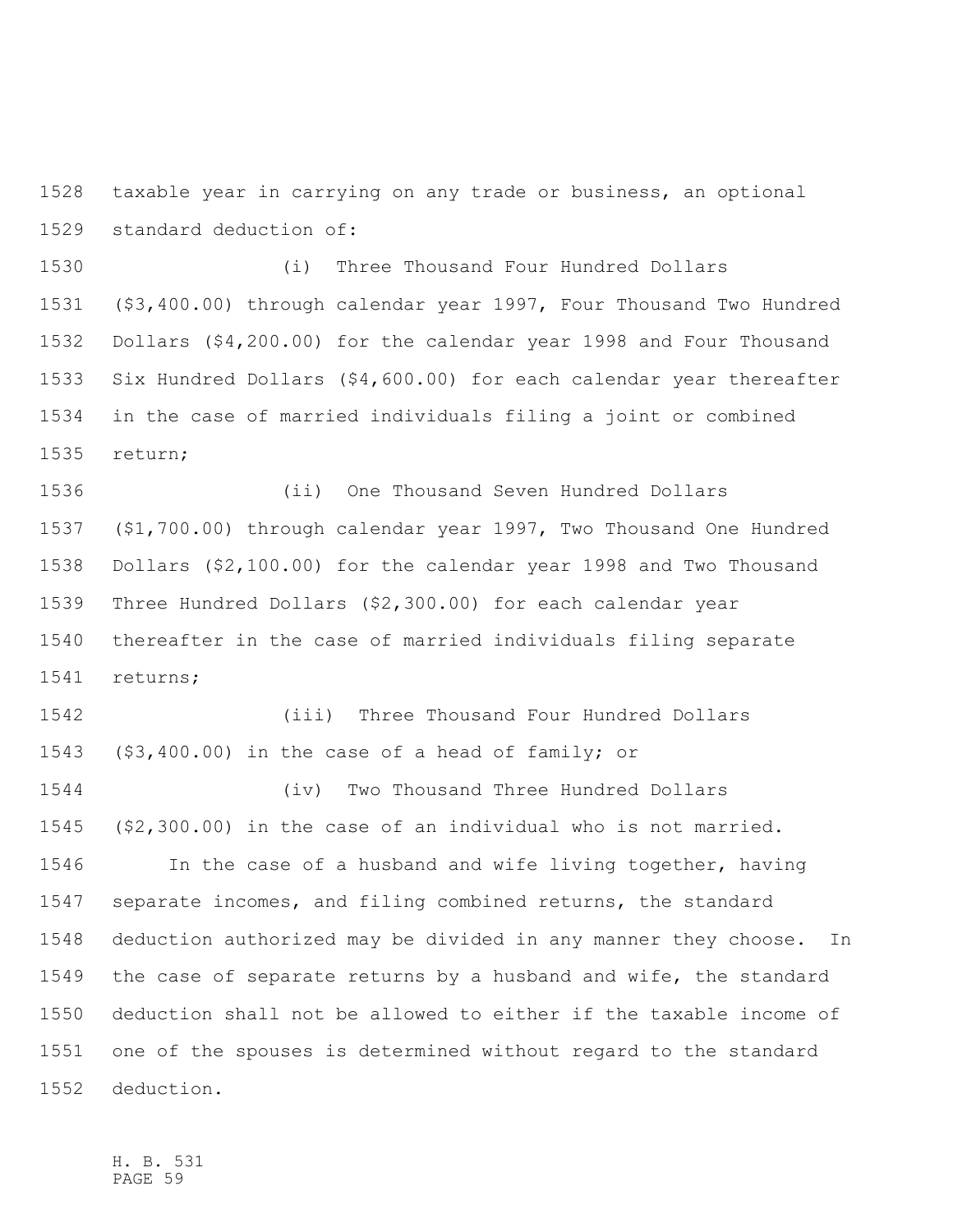taxable year in carrying on any trade or business, an optional standard deduction of:

(i) Three Thousand Four Hundred Dollars ($3,400.00) through calendar year 1997, Four Thousand Two Hundred Dollars ($4,200.00) for the calendar year 1998 and Four Thousand Six Hundred Dollars ($4,600.00) for each calendar year thereafter in the case of married individuals filing a joint or combined return;

(ii) One Thousand Seven Hundred Dollars ($1,700.00) through calendar year 1997, Two Thousand One Hundred Dollars ($2,100.00) for the calendar year 1998 and Two Thousand Three Hundred Dollars ($2,300.00) for each calendar year thereafter in the case of married individuals filing separate returns;

(iii) Three Thousand Four Hundred Dollars ($3,400.00) in the case of a head of family; or

(iv) Two Thousand Three Hundred Dollars ($2,300.00) in the case of an individual who is not married.

In the case of a husband and wife living together, having separate incomes, and filing combined returns, the standard deduction authorized may be divided in any manner they choose. In the case of separate returns by a husband and wife, the standard deduction shall not be allowed to either if the taxable income of one of the spouses is determined without regard to the standard deduction.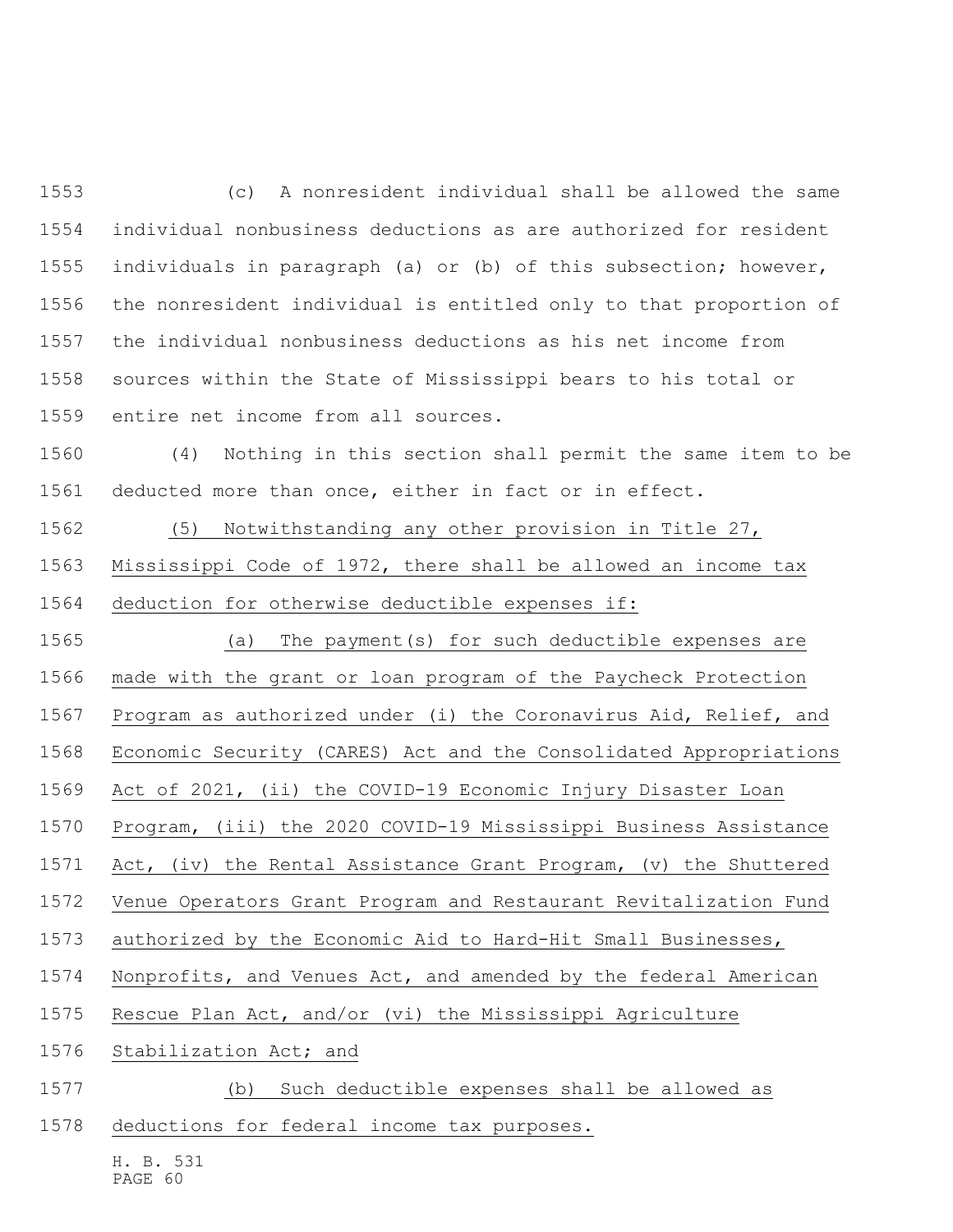(c) A nonresident individual shall be allowed the same individual nonbusiness deductions as are authorized for resident individuals in paragraph (a) or (b) of this subsection; however, the nonresident individual is entitled only to that proportion of the individual nonbusiness deductions as his net income from sources within the State of Mississippi bears to his total or entire net income from all sources.

(4) Nothing in this section shall permit the same item to be deducted more than once, either in fact or in effect.

(5) Notwithstanding any other provision in Title 27, Mississippi Code of 1972, there shall be allowed an income tax deduction for otherwise deductible expenses if:

(a) The payment(s) for such deductible expenses are made with the grant or loan program of the Paycheck Protection Program as authorized under (i) the Coronavirus Aid, Relief, and Economic Security (CARES) Act and the Consolidated Appropriations Act of 2021, (ii) the COVID-19 Economic Injury Disaster Loan Program, (iii) the 2020 COVID-19 Mississippi Business Assistance Act, (iv) the Rental Assistance Grant Program, (v) the Shuttered Venue Operators Grant Program and Restaurant Revitalization Fund authorized by the Economic Aid to Hard-Hit Small Businesses, Nonprofits, and Venues Act, and amended by the federal American Rescue Plan Act, and/or (vi) the Mississippi Agriculture Stabilization Act; and

(b) Such deductible expenses shall be allowed as deductions for federal income tax purposes.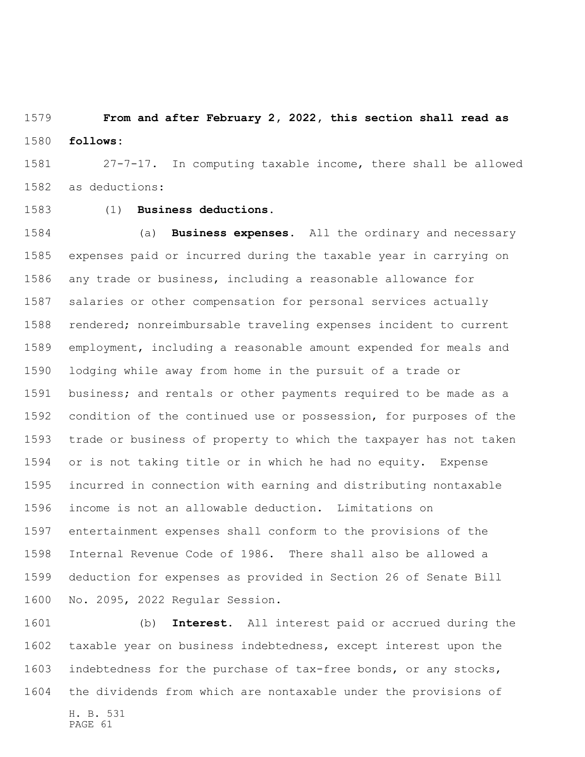**From and after February 2, 2022, this section shall read as follows:**

27-7-17. In computing taxable income, there shall be allowed as deductions:

(1) **Business deductions.**

(a) **Business expenses.** All the ordinary and necessary expenses paid or incurred during the taxable year in carrying on any trade or business, including a reasonable allowance for salaries or other compensation for personal services actually rendered; nonreimbursable traveling expenses incident to current employment, including a reasonable amount expended for meals and lodging while away from home in the pursuit of a trade or business; and rentals or other payments required to be made as a condition of the continued use or possession, for purposes of the trade or business of property to which the taxpayer has not taken or is not taking title or in which he had no equity. Expense incurred in connection with earning and distributing nontaxable income is not an allowable deduction. Limitations on entertainment expenses shall conform to the provisions of the Internal Revenue Code of 1986. There shall also be allowed a deduction for expenses as provided in Section 26 of Senate Bill No. 2095, 2022 Regular Session.

(b) **Interest.** All interest paid or accrued during the taxable year on business indebtedness, except interest upon the indebtedness for the purchase of tax-free bonds, or any stocks, the dividends from which are nontaxable under the provisions of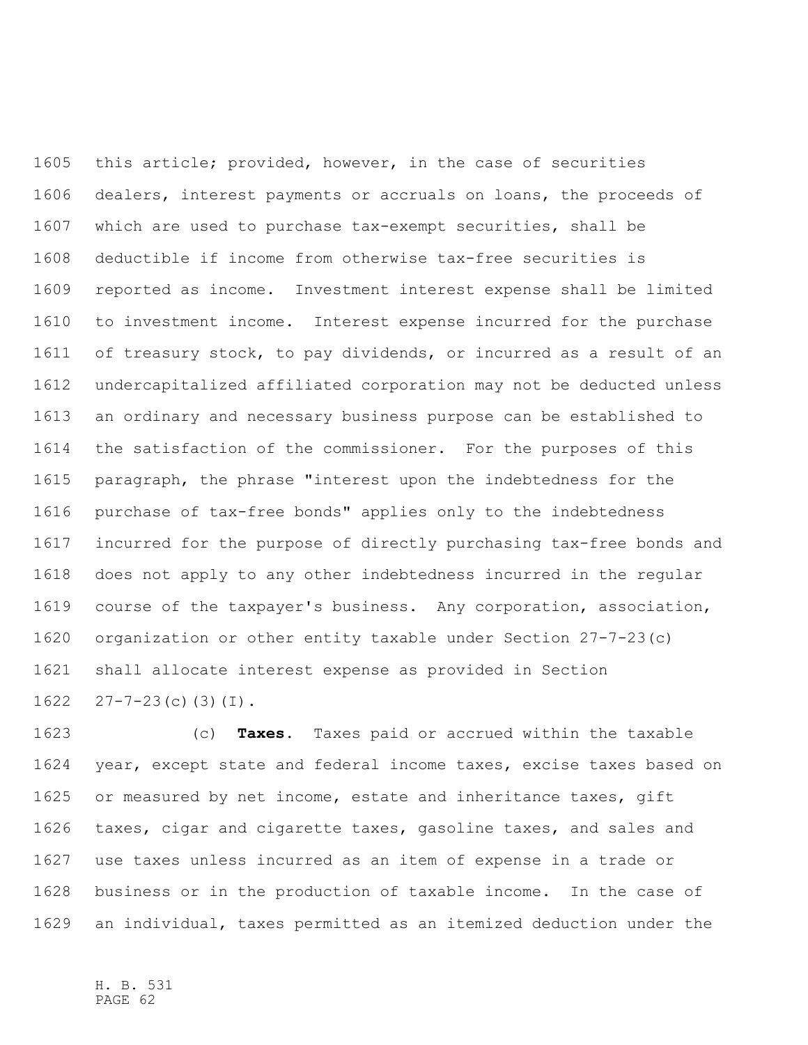this article; provided, however, in the case of securities dealers, interest payments or accruals on loans, the proceeds of which are used to purchase tax-exempt securities, shall be deductible if income from otherwise tax-free securities is reported as income. Investment interest expense shall be limited to investment income. Interest expense incurred for the purchase of treasury stock, to pay dividends, or incurred as a result of an undercapitalized affiliated corporation may not be deducted unless an ordinary and necessary business purpose can be established to the satisfaction of the commissioner. For the purposes of this paragraph, the phrase "interest upon the indebtedness for the purchase of tax-free bonds" applies only to the indebtedness incurred for the purpose of directly purchasing tax-free bonds and does not apply to any other indebtedness incurred in the regular course of the taxpayer's business. Any corporation, association, organization or other entity taxable under Section 27-7-23(c) shall allocate interest expense as provided in Section 27-7-23(c)(3)(I).

(c) **Taxes**. Taxes paid or accrued within the taxable year, except state and federal income taxes, excise taxes based on or measured by net income, estate and inheritance taxes, gift taxes, cigar and cigarette taxes, gasoline taxes, and sales and use taxes unless incurred as an item of expense in a trade or business or in the production of taxable income. In the case of an individual, taxes permitted as an itemized deduction under the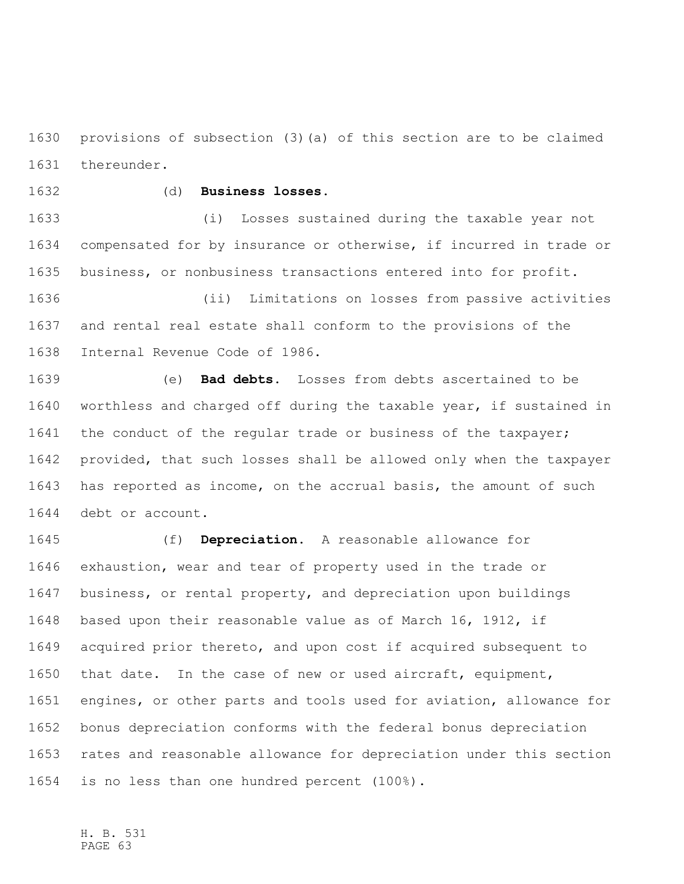provisions of subsection (3)(a) of this section are to be claimed thereunder.

(d) **Business losses.**

(i) Losses sustained during the taxable year not compensated for by insurance or otherwise, if incurred in trade or business, or nonbusiness transactions entered into for profit.

(ii) Limitations on losses from passive activities and rental real estate shall conform to the provisions of the Internal Revenue Code of 1986.

(e) **Bad debts.** Losses from debts ascertained to be worthless and charged off during the taxable year, if sustained in the conduct of the regular trade or business of the taxpayer; provided, that such losses shall be allowed only when the taxpayer has reported as income, on the accrual basis, the amount of such debt or account.

(f) **Depreciation.** A reasonable allowance for exhaustion, wear and tear of property used in the trade or business, or rental property, and depreciation upon buildings based upon their reasonable value as of March 16, 1912, if acquired prior thereto, and upon cost if acquired subsequent to that date. In the case of new or used aircraft, equipment, engines, or other parts and tools used for aviation, allowance for bonus depreciation conforms with the federal bonus depreciation rates and reasonable allowance for depreciation under this section is no less than one hundred percent (100%).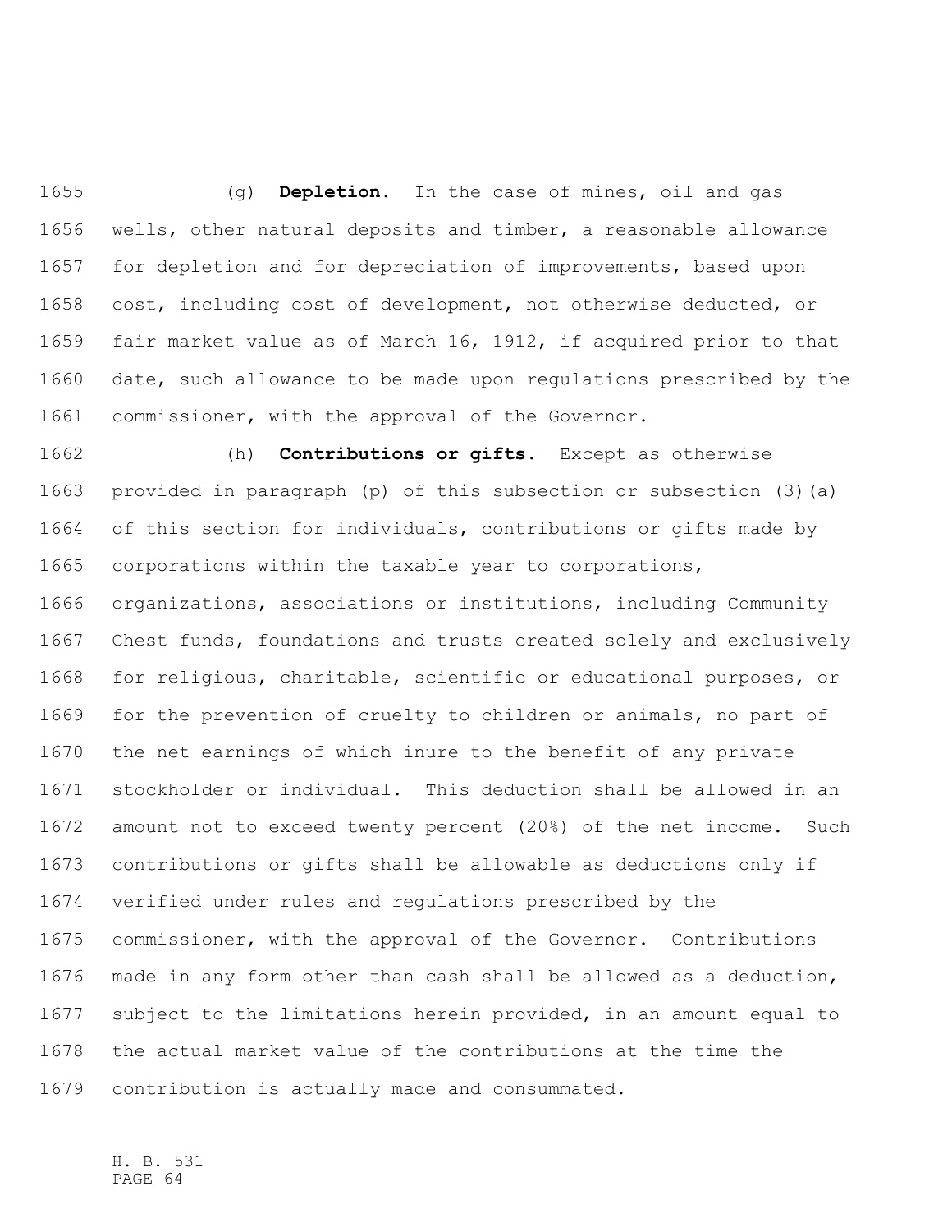(g) **Depletion.** In the case of mines, oil and gas wells, other natural deposits and timber, a reasonable allowance for depletion and for depreciation of improvements, based upon cost, including cost of development, not otherwise deducted, or fair market value as of March 16, 1912, if acquired prior to that date, such allowance to be made upon regulations prescribed by the commissioner, with the approval of the Governor.

(h) **Contributions or gifts.** Except as otherwise provided in paragraph (p) of this subsection or subsection (3)(a) of this section for individuals, contributions or gifts made by corporations within the taxable year to corporations, organizations, associations or institutions, including Community Chest funds, foundations and trusts created solely and exclusively for religious, charitable, scientific or educational purposes, or for the prevention of cruelty to children or animals, no part of the net earnings of which inure to the benefit of any private stockholder or individual. This deduction shall be allowed in an amount not to exceed twenty percent (20%) of the net income. Such contributions or gifts shall be allowable as deductions only if verified under rules and regulations prescribed by the commissioner, with the approval of the Governor. Contributions made in any form other than cash shall be allowed as a deduction, subject to the limitations herein provided, in an amount equal to the actual market value of the contributions at the time the contribution is actually made and consummated.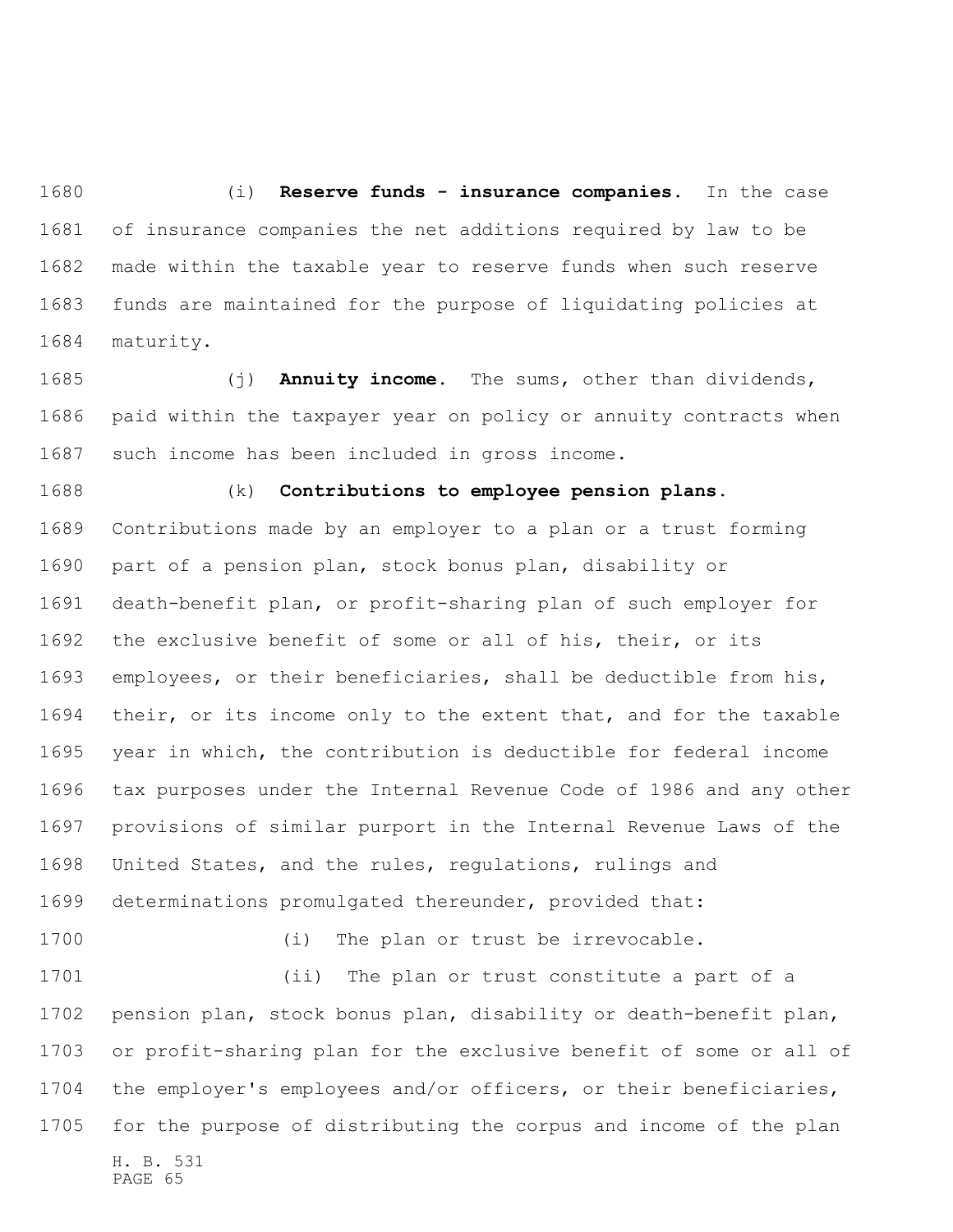(i) **Reserve funds - insurance companies.** In the case of insurance companies the net additions required by law to be made within the taxable year to reserve funds when such reserve funds are maintained for the purpose of liquidating policies at maturity.

(j) **Annuity income.** The sums, other than dividends, paid within the taxpayer year on policy or annuity contracts when such income has been included in gross income.

(k) **Contributions to employee pension plans.** Contributions made by an employer to a plan or a trust forming part of a pension plan, stock bonus plan, disability or death-benefit plan, or profit-sharing plan of such employer for the exclusive benefit of some or all of his, their, or its employees, or their beneficiaries, shall be deductible from his, their, or its income only to the extent that, and for the taxable year in which, the contribution is deductible for federal income tax purposes under the Internal Revenue Code of 1986 and any other provisions of similar purport in the Internal Revenue Laws of the United States, and the rules, regulations, rulings and determinations promulgated thereunder, provided that:

(i) The plan or trust be irrevocable.

(ii) The plan or trust constitute a part of a pension plan, stock bonus plan, disability or death-benefit plan, or profit-sharing plan for the exclusive benefit of some or all of the employer's employees and/or officers, or their beneficiaries, for the purpose of distributing the corpus and income of the plan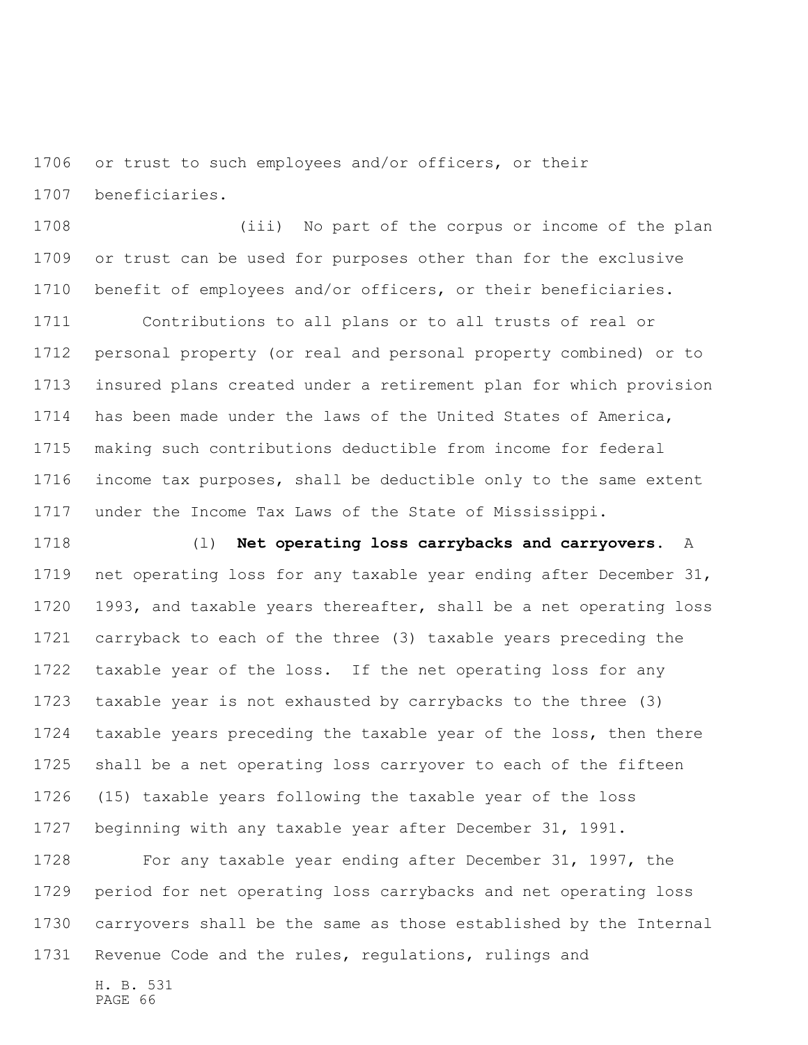or trust to such employees and/or officers, or their beneficiaries.

(iii) No part of the corpus or income of the plan or trust can be used for purposes other than for the exclusive benefit of employees and/or officers, or their beneficiaries.

Contributions to all plans or to all trusts of real or personal property (or real and personal property combined) or to insured plans created under a retirement plan for which provision has been made under the laws of the United States of America, making such contributions deductible from income for federal income tax purposes, shall be deductible only to the same extent under the Income Tax Laws of the State of Mississippi.

(l) **Net operating loss carrybacks and carryovers.** A net operating loss for any taxable year ending after December 31, 1993, and taxable years thereafter, shall be a net operating loss carryback to each of the three (3) taxable years preceding the taxable year of the loss. If the net operating loss for any taxable year is not exhausted by carrybacks to the three (3) taxable years preceding the taxable year of the loss, then there shall be a net operating loss carryover to each of the fifteen (15) taxable years following the taxable year of the loss beginning with any taxable year after December 31, 1991.

For any taxable year ending after December 31, 1997, the period for net operating loss carrybacks and net operating loss carryovers shall be the same as those established by the Internal Revenue Code and the rules, regulations, rulings and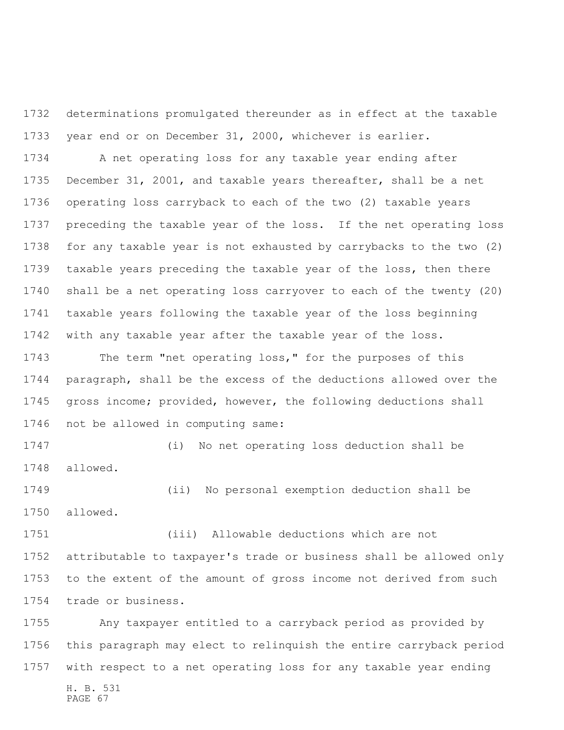determinations promulgated thereunder as in effect at the taxable year end or on December 31, 2000, whichever is earlier.

A net operating loss for any taxable year ending after December 31, 2001, and taxable years thereafter, shall be a net operating loss carryback to each of the two (2) taxable years preceding the taxable year of the loss. If the net operating loss for any taxable year is not exhausted by carrybacks to the two (2) taxable years preceding the taxable year of the loss, then there shall be a net operating loss carryover to each of the twenty (20) taxable years following the taxable year of the loss beginning with any taxable year after the taxable year of the loss.

The term "net operating loss," for the purposes of this paragraph, shall be the excess of the deductions allowed over the gross income; provided, however, the following deductions shall not be allowed in computing same:

(i) No net operating loss deduction shall be allowed.

(ii) No personal exemption deduction shall be allowed.

(iii) Allowable deductions which are not attributable to taxpayer's trade or business shall be allowed only to the extent of the amount of gross income not derived from such trade or business.

Any taxpayer entitled to a carryback period as provided by this paragraph may elect to relinquish the entire carryback period with respect to a net operating loss for any taxable year ending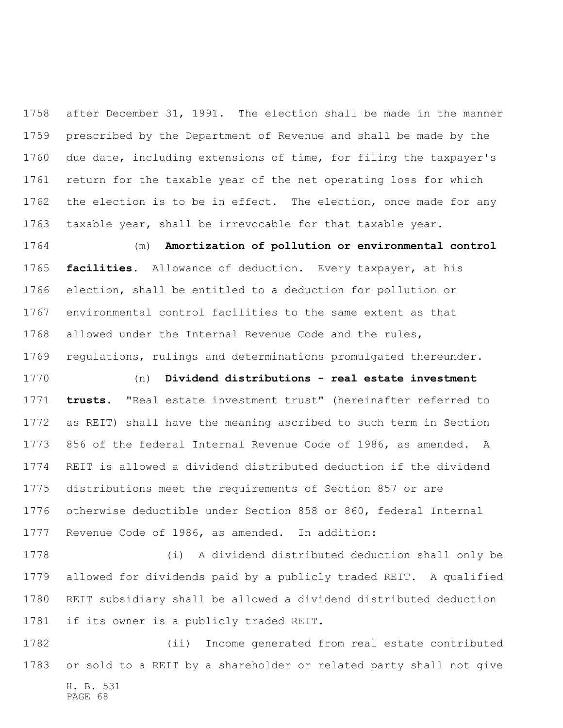after December 31, 1991. The election shall be made in the manner prescribed by the Department of Revenue and shall be made by the due date, including extensions of time, for filing the taxpayer's return for the taxable year of the net operating loss for which the election is to be in effect. The election, once made for any taxable year, shall be irrevocable for that taxable year.

(m) **Amortization of pollution or environmental control facilities.** Allowance of deduction. Every taxpayer, at his election, shall be entitled to a deduction for pollution or environmental control facilities to the same extent as that allowed under the Internal Revenue Code and the rules, regulations, rulings and determinations promulgated thereunder.

(n) **Dividend distributions - real estate investment trusts.** "Real estate investment trust" (hereinafter referred to as REIT) shall have the meaning ascribed to such term in Section 856 of the federal Internal Revenue Code of 1986, as amended. A REIT is allowed a dividend distributed deduction if the dividend distributions meet the requirements of Section 857 or are otherwise deductible under Section 858 or 860, federal Internal Revenue Code of 1986, as amended. In addition:

(i) A dividend distributed deduction shall only be allowed for dividends paid by a publicly traded REIT. A qualified REIT subsidiary shall be allowed a dividend distributed deduction if its owner is a publicly traded REIT.

(ii) Income generated from real estate contributed or sold to a REIT by a shareholder or related party shall not give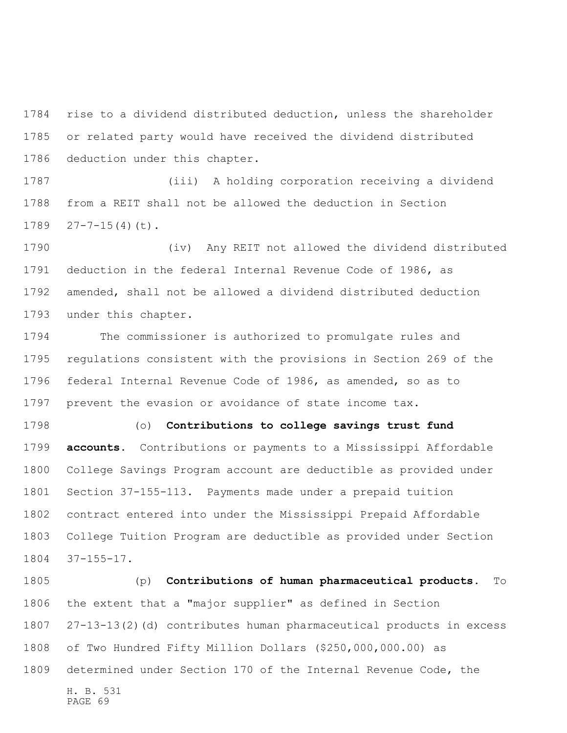rise to a dividend distributed deduction, unless the shareholder or related party would have received the dividend distributed deduction under this chapter.

(iii) A holding corporation receiving a dividend from a REIT shall not be allowed the deduction in Section 27-7-15(4)(t).

(iv) Any REIT not allowed the dividend distributed deduction in the federal Internal Revenue Code of 1986, as amended, shall not be allowed a dividend distributed deduction under this chapter.

The commissioner is authorized to promulgate rules and regulations consistent with the provisions in Section 269 of the federal Internal Revenue Code of 1986, as amended, so as to prevent the evasion or avoidance of state income tax.

(o) **Contributions to college savings trust fund accounts.** Contributions or payments to a Mississippi Affordable College Savings Program account are deductible as provided under Section 37-155-113. Payments made under a prepaid tuition contract entered into under the Mississippi Prepaid Affordable College Tuition Program are deductible as provided under Section 37-155-17.

(p) **Contributions of human pharmaceutical products.** To the extent that a "major supplier" as defined in Section 27-13-13(2)(d) contributes human pharmaceutical products in excess of Two Hundred Fifty Million Dollars ($250,000,000.00) as determined under Section 170 of the Internal Revenue Code, the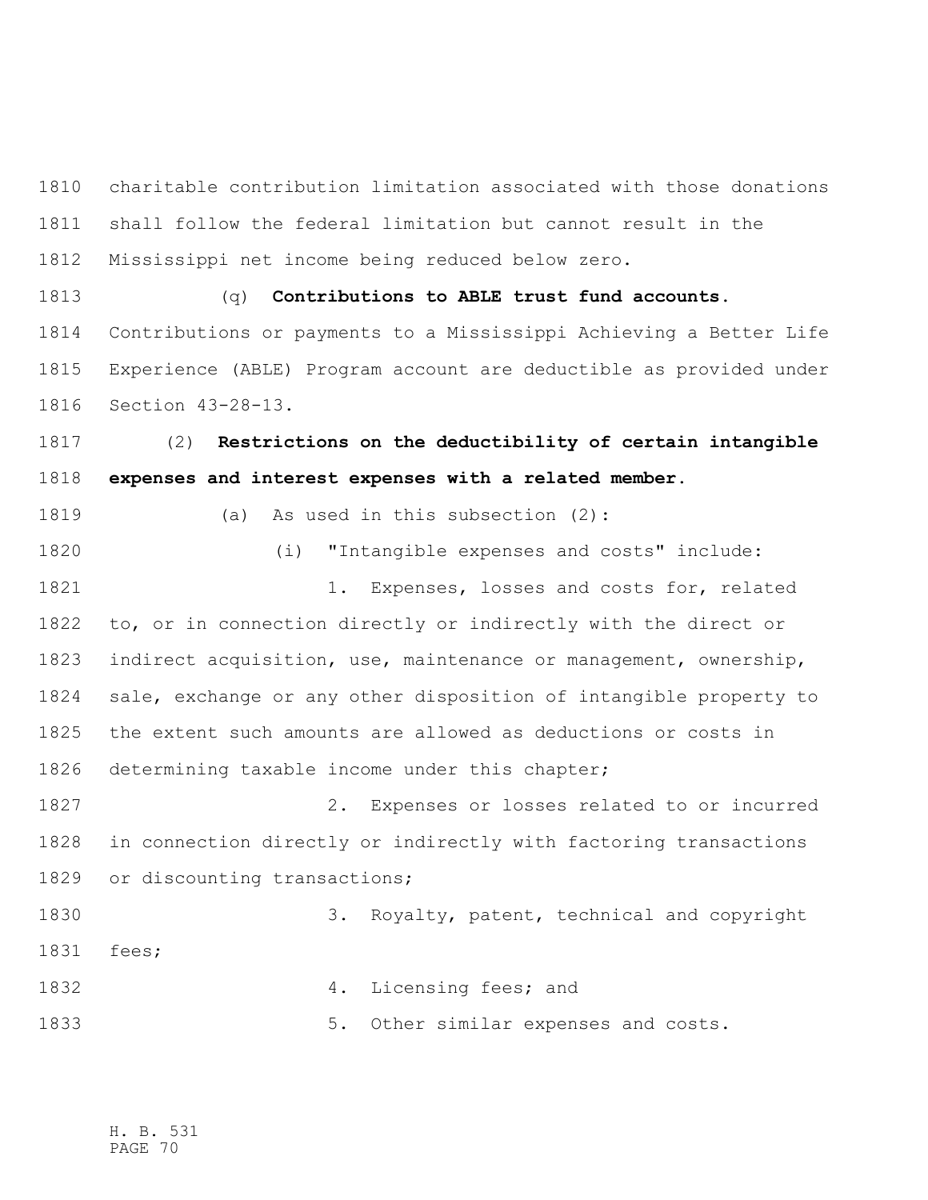charitable contribution limitation associated with those donations shall follow the federal limitation but cannot result in the Mississippi net income being reduced below zero.

(q) **Contributions to ABLE trust fund accounts.** Contributions or payments to a Mississippi Achieving a Better Life Experience (ABLE) Program account are deductible as provided under Section 43-28-13.

(2) **Restrictions on the deductibility of certain intangible expenses and interest expenses with a related member.**

(a) As used in this subsection (2):

(i) "Intangible expenses and costs" include:

1. Expenses, losses and costs for, related to, or in connection directly or indirectly with the direct or indirect acquisition, use, maintenance or management, ownership, sale, exchange or any other disposition of intangible property to the extent such amounts are allowed as deductions or costs in determining taxable income under this chapter;

2. Expenses or losses related to or incurred in connection directly or indirectly with factoring transactions or discounting transactions;

3. Royalty, patent, technical and copyright fees;

4. Licensing fees; and

5. Other similar expenses and costs.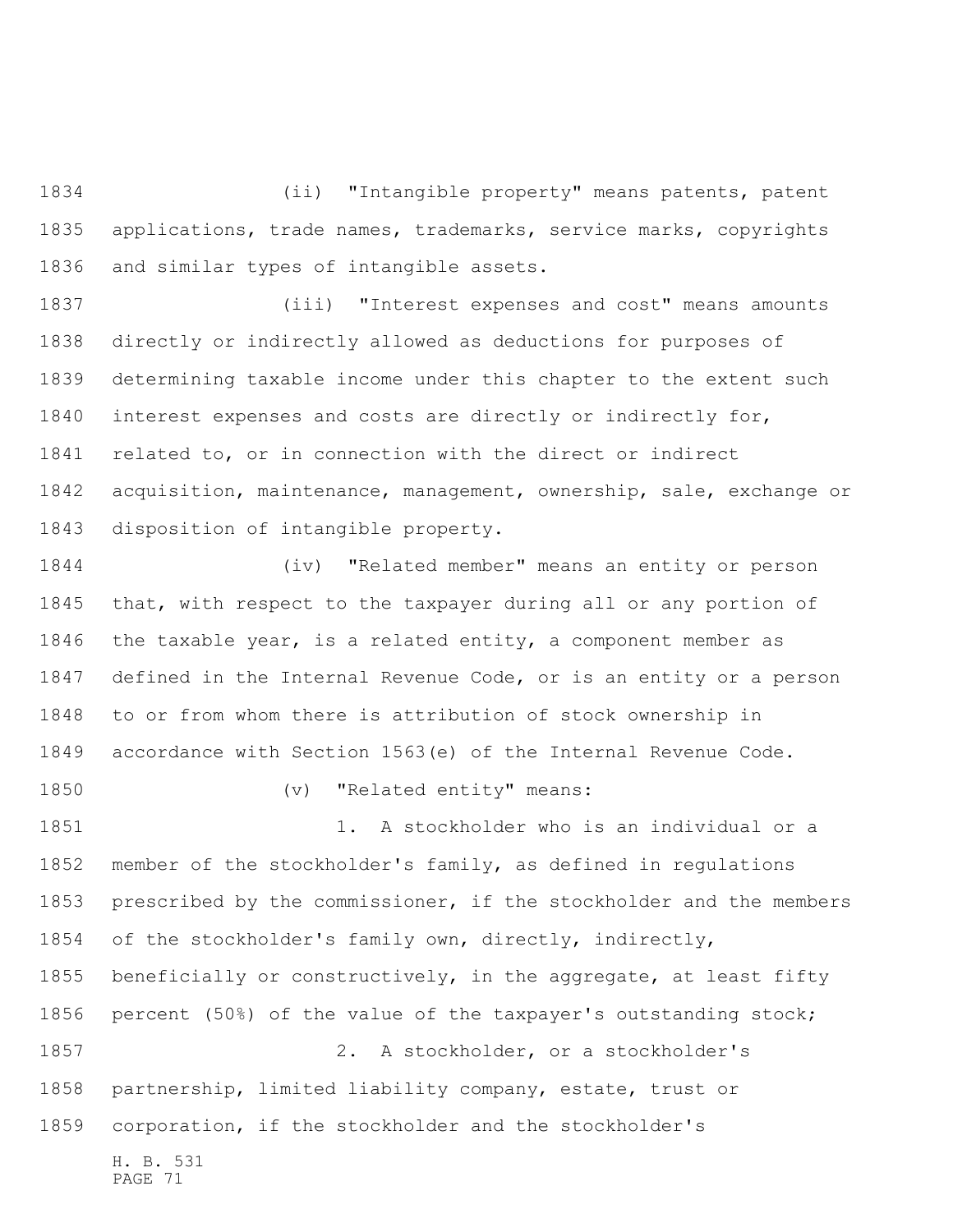(ii) "Intangible property" means patents, patent applications, trade names, trademarks, service marks, copyrights and similar types of intangible assets.

(iii) "Interest expenses and cost" means amounts directly or indirectly allowed as deductions for purposes of determining taxable income under this chapter to the extent such interest expenses and costs are directly or indirectly for, related to, or in connection with the direct or indirect acquisition, maintenance, management, ownership, sale, exchange or disposition of intangible property.

(iv) "Related member" means an entity or person that, with respect to the taxpayer during all or any portion of the taxable year, is a related entity, a component member as defined in the Internal Revenue Code, or is an entity or a person to or from whom there is attribution of stock ownership in accordance with Section 1563(e) of the Internal Revenue Code.

(v) "Related entity" means:

1. A stockholder who is an individual or a member of the stockholder's family, as defined in regulations prescribed by the commissioner, if the stockholder and the members of the stockholder's family own, directly, indirectly, beneficially or constructively, in the aggregate, at least fifty percent (50%) of the value of the taxpayer's outstanding stock;

2. A stockholder, or a stockholder's partnership, limited liability company, estate, trust or corporation, if the stockholder and the stockholder's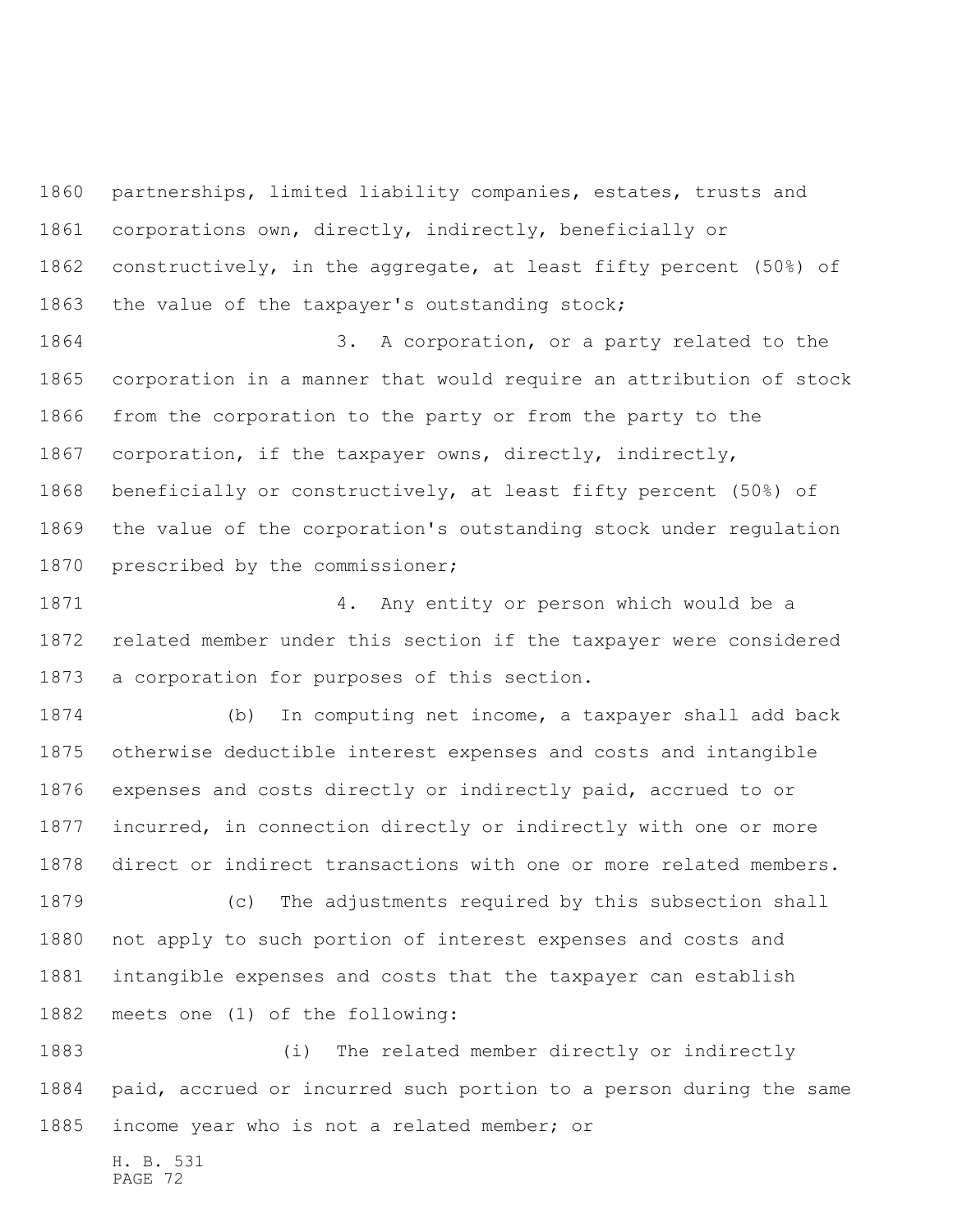partnerships, limited liability companies, estates, trusts and corporations own, directly, indirectly, beneficially or constructively, in the aggregate, at least fifty percent (50%) of the value of the taxpayer's outstanding stock;

3. A corporation, or a party related to the corporation in a manner that would require an attribution of stock from the corporation to the party or from the party to the corporation, if the taxpayer owns, directly, indirectly, beneficially or constructively, at least fifty percent (50%) of the value of the corporation's outstanding stock under regulation prescribed by the commissioner;

4. Any entity or person which would be a related member under this section if the taxpayer were considered a corporation for purposes of this section.

(b) In computing net income, a taxpayer shall add back otherwise deductible interest expenses and costs and intangible expenses and costs directly or indirectly paid, accrued to or incurred, in connection directly or indirectly with one or more direct or indirect transactions with one or more related members.

(c) The adjustments required by this subsection shall not apply to such portion of interest expenses and costs and intangible expenses and costs that the taxpayer can establish meets one (1) of the following:

(i) The related member directly or indirectly paid, accrued or incurred such portion to a person during the same income year who is not a related member; or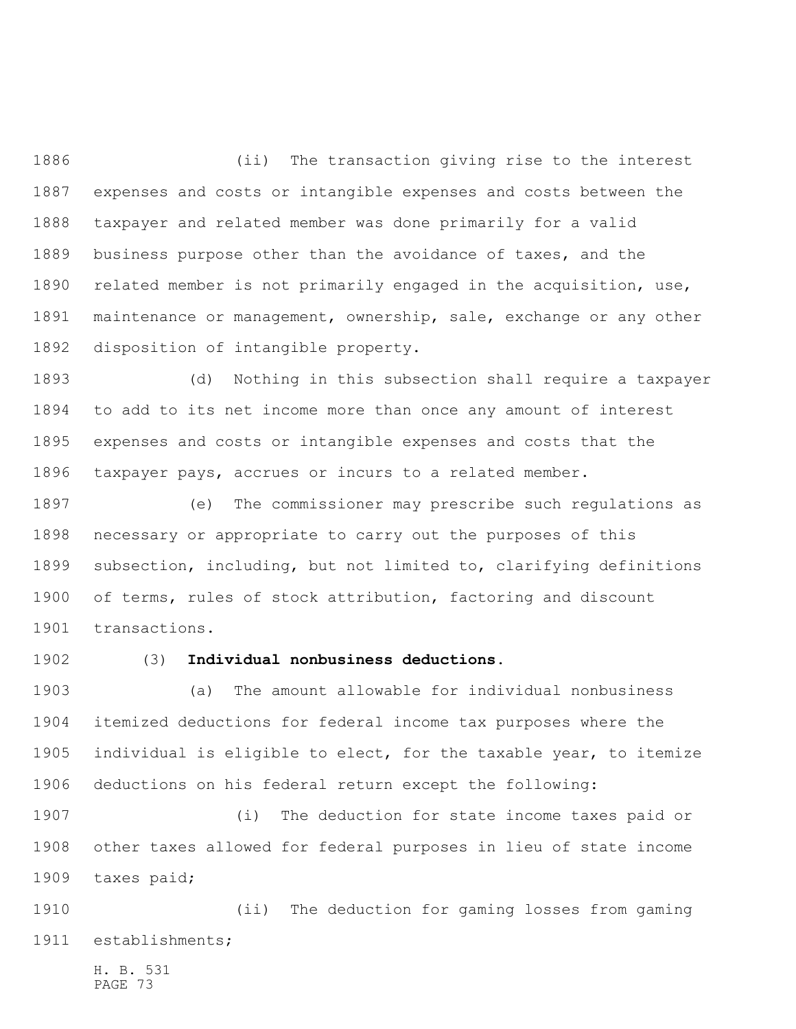(ii) The transaction giving rise to the interest expenses and costs or intangible expenses and costs between the taxpayer and related member was done primarily for a valid business purpose other than the avoidance of taxes, and the related member is not primarily engaged in the acquisition, use, maintenance or management, ownership, sale, exchange or any other disposition of intangible property.

(d) Nothing in this subsection shall require a taxpayer to add to its net income more than once any amount of interest expenses and costs or intangible expenses and costs that the taxpayer pays, accrues or incurs to a related member.

(e) The commissioner may prescribe such regulations as necessary or appropriate to carry out the purposes of this subsection, including, but not limited to, clarifying definitions of terms, rules of stock attribution, factoring and discount transactions.

(3) **Individual nonbusiness deductions.**

(a) The amount allowable for individual nonbusiness itemized deductions for federal income tax purposes where the individual is eligible to elect, for the taxable year, to itemize deductions on his federal return except the following:

(i) The deduction for state income taxes paid or other taxes allowed for federal purposes in lieu of state income taxes paid;

(ii) The deduction for gaming losses from gaming establishments;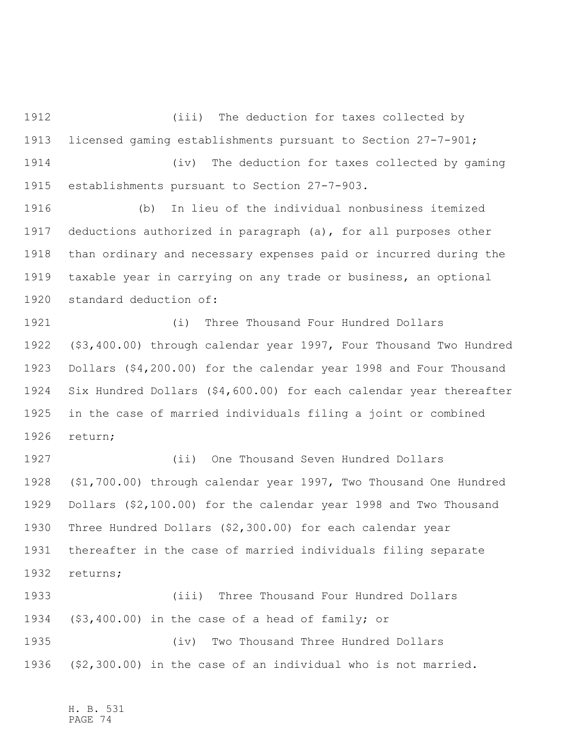(iii) The deduction for taxes collected by licensed gaming establishments pursuant to Section 27-7-901;

(iv) The deduction for taxes collected by gaming establishments pursuant to Section 27-7-903.

(b) In lieu of the individual nonbusiness itemized deductions authorized in paragraph (a), for all purposes other than ordinary and necessary expenses paid or incurred during the taxable year in carrying on any trade or business, an optional standard deduction of:

(i) Three Thousand Four Hundred Dollars ($3,400.00) through calendar year 1997, Four Thousand Two Hundred Dollars ($4,200.00) for the calendar year 1998 and Four Thousand Six Hundred Dollars ($4,600.00) for each calendar year thereafter in the case of married individuals filing a joint or combined return;

(ii) One Thousand Seven Hundred Dollars ($1,700.00) through calendar year 1997, Two Thousand One Hundred Dollars ($2,100.00) for the calendar year 1998 and Two Thousand Three Hundred Dollars ($2,300.00) for each calendar year thereafter in the case of married individuals filing separate returns;

(iii) Three Thousand Four Hundred Dollars ($3,400.00) in the case of a head of family; or

(iv) Two Thousand Three Hundred Dollars ($2,300.00) in the case of an individual who is not married.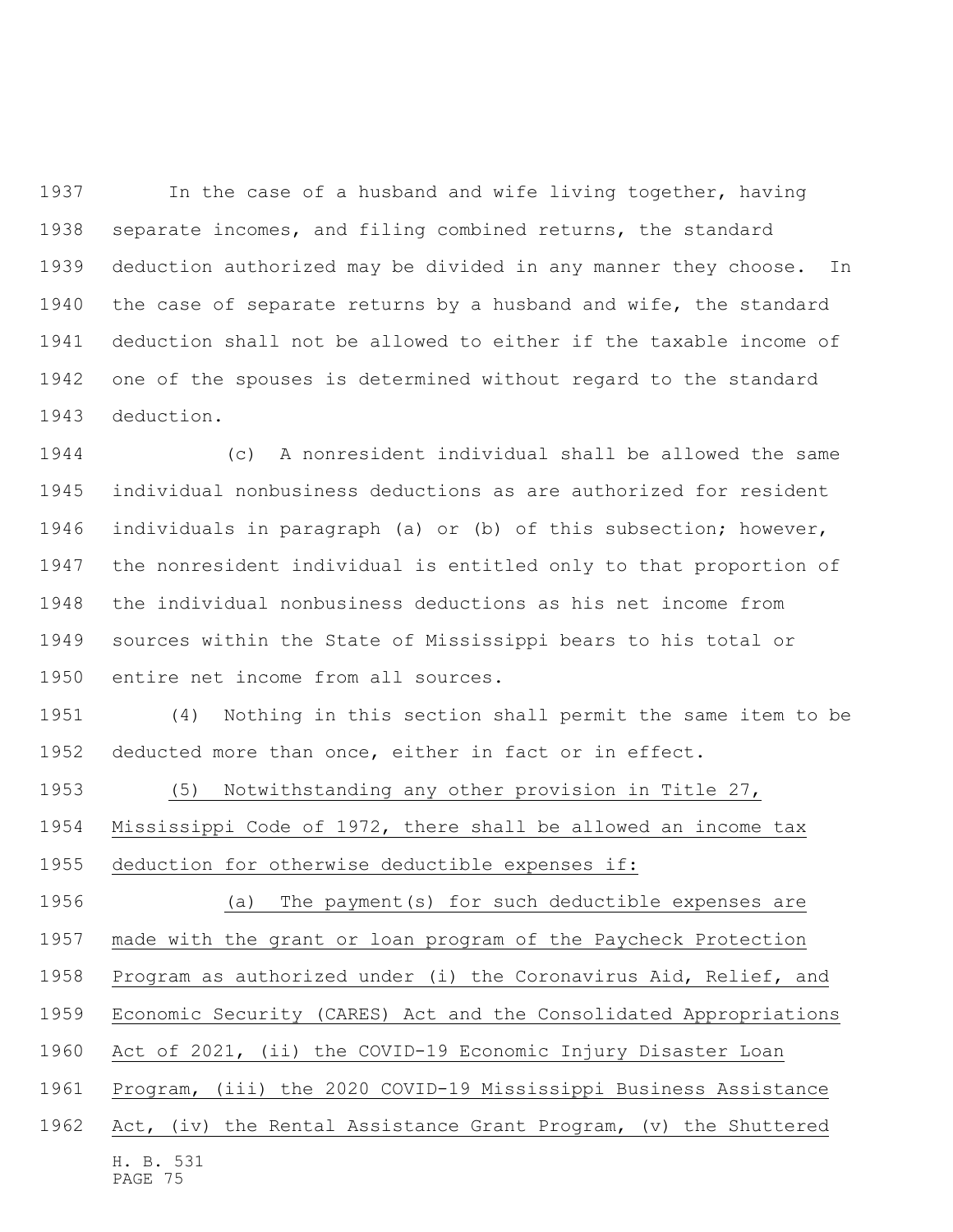In the case of a husband and wife living together, having separate incomes, and filing combined returns, the standard deduction authorized may be divided in any manner they choose. In the case of separate returns by a husband and wife, the standard deduction shall not be allowed to either if the taxable income of one of the spouses is determined without regard to the standard deduction.

(c) A nonresident individual shall be allowed the same individual nonbusiness deductions as are authorized for resident individuals in paragraph (a) or (b) of this subsection; however, the nonresident individual is entitled only to that proportion of the individual nonbusiness deductions as his net income from sources within the State of Mississippi bears to his total or entire net income from all sources.

(4) Nothing in this section shall permit the same item to be deducted more than once, either in fact or in effect.

(5) Notwithstanding any other provision in Title 27, Mississippi Code of 1972, there shall be allowed an income tax deduction for otherwise deductible expenses if:

(a) The payment(s) for such deductible expenses are made with the grant or loan program of the Paycheck Protection Program as authorized under (i) the Coronavirus Aid, Relief, and Economic Security (CARES) Act and the Consolidated Appropriations Act of 2021, (ii) the COVID-19 Economic Injury Disaster Loan Program, (iii) the 2020 COVID-19 Mississippi Business Assistance Act, (iv) the Rental Assistance Grant Program, (v) the Shuttered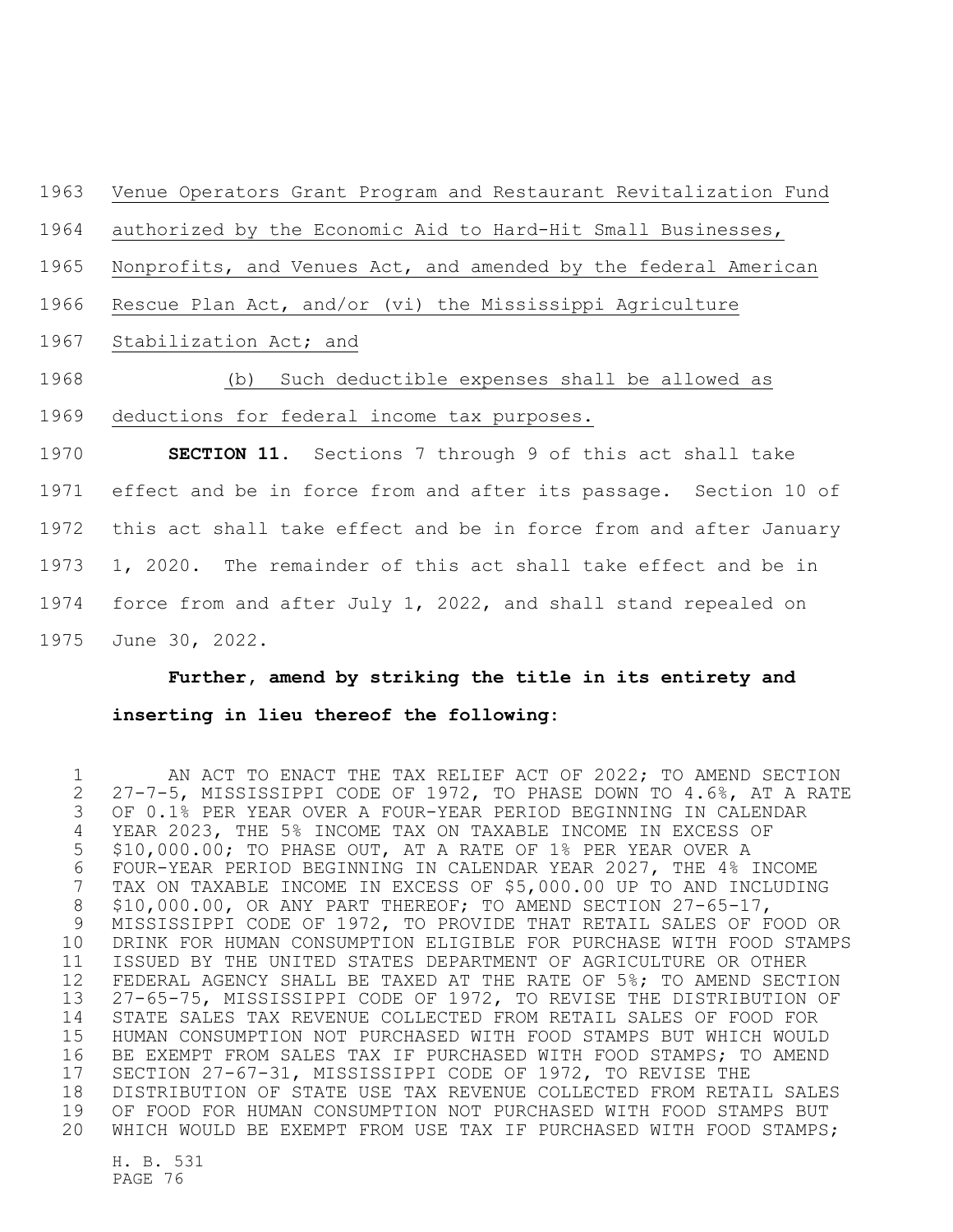Venue Operators Grant Program and Restaurant Revitalization Fund authorized by the Economic Aid to Hard-Hit Small Businesses, Nonprofits, and Venues Act, and amended by the federal American Rescue Plan Act, and/or (vi) the Mississippi Agriculture Stabilization Act; and

(b) Such deductible expenses shall be allowed as deductions for federal income tax purposes.

**SECTION 11.** Sections 7 through 9 of this act shall take effect and be in force from and after its passage. Section 10 of this act shall take effect and be in force from and after January 1, 2020. The remainder of this act shall take effect and be in force from and after July 1, 2022, and shall stand repealed on June 30, 2022.

**Further, amend by striking the title in its entirety and inserting in lieu thereof the following:**

AN ACT TO ENACT THE TAX RELIEF ACT OF 2022; TO AMEND SECTION 27-7-5, MISSISSIPPI CODE OF 1972, TO PHASE DOWN TO 4.6%, AT A RATE OF 0.1% PER YEAR OVER A FOUR-YEAR PERIOD BEGINNING IN CALENDAR YEAR 2023, THE 5% INCOME TAX ON TAXABLE INCOME IN EXCESS OF $10,000.00; TO PHASE OUT, AT A RATE OF 1% PER YEAR OVER A FOUR-YEAR PERIOD BEGINNING IN CALENDAR YEAR 2027, THE 4% INCOME TAX ON TAXABLE INCOME IN EXCESS OF $5,000.00 UP TO AND INCLUDING $10,000.00, OR ANY PART THEREOF; TO AMEND SECTION 27-65-17, MISSISSIPPI CODE OF 1972, TO PROVIDE THAT RETAIL SALES OF FOOD OR DRINK FOR HUMAN CONSUMPTION ELIGIBLE FOR PURCHASE WITH FOOD STAMPS ISSUED BY THE UNITED STATES DEPARTMENT OF AGRICULTURE OR OTHER FEDERAL AGENCY SHALL BE TAXED AT THE RATE OF 5%; TO AMEND SECTION 27-65-75, MISSISSIPPI CODE OF 1972, TO REVISE THE DISTRIBUTION OF STATE SALES TAX REVENUE COLLECTED FROM RETAIL SALES OF FOOD FOR HUMAN CONSUMPTION NOT PURCHASED WITH FOOD STAMPS BUT WHICH WOULD BE EXEMPT FROM SALES TAX IF PURCHASED WITH FOOD STAMPS; TO AMEND SECTION 27-67-31, MISSISSIPPI CODE OF 1972, TO REVISE THE DISTRIBUTION OF STATE USE TAX REVENUE COLLECTED FROM RETAIL SALES OF FOOD FOR HUMAN CONSUMPTION NOT PURCHASED WITH FOOD STAMPS BUT WHICH WOULD BE EXEMPT FROM USE TAX IF PURCHASED WITH FOOD STAMPS;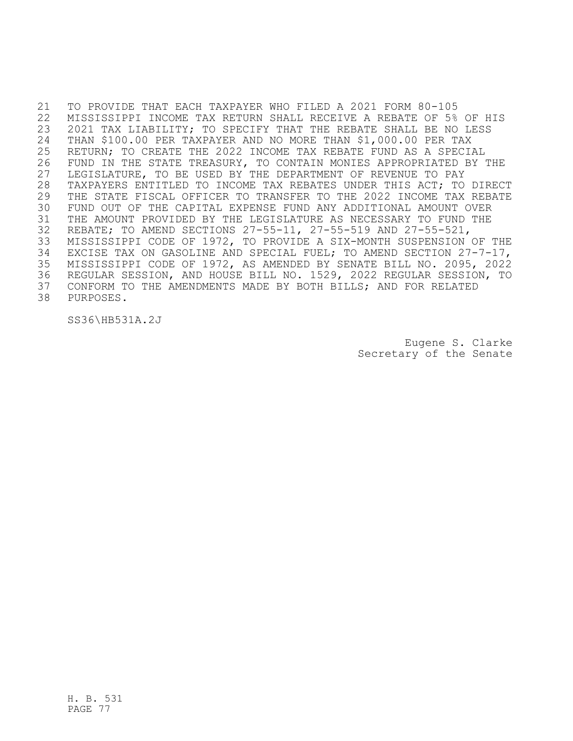TO PROVIDE THAT EACH TAXPAYER WHO FILED A 2021 FORM 80-105 MISSISSIPPI INCOME TAX RETURN SHALL RECEIVE A REBATE OF 5% OF HIS 2021 TAX LIABILITY; TO SPECIFY THAT THE REBATE SHALL BE NO LESS THAN $100.00 PER TAXPAYER AND NO MORE THAN $1,000.00 PER TAX RETURN; TO CREATE THE 2022 INCOME TAX REBATE FUND AS A SPECIAL FUND IN THE STATE TREASURY, TO CONTAIN MONIES APPROPRIATED BY THE LEGISLATURE, TO BE USED BY THE DEPARTMENT OF REVENUE TO PAY TAXPAYERS ENTITLED TO INCOME TAX REBATES UNDER THIS ACT; TO DIRECT THE STATE FISCAL OFFICER TO TRANSFER TO THE 2022 INCOME TAX REBATE FUND OUT OF THE CAPITAL EXPENSE FUND ANY ADDITIONAL AMOUNT OVER THE AMOUNT PROVIDED BY THE LEGISLATURE AS NECESSARY TO FUND THE REBATE; TO AMEND SECTIONS 27-55-11, 27-55-519 AND 27-55-521, MISSISSIPPI CODE OF 1972, TO PROVIDE A SIX-MONTH SUSPENSION OF THE EXCISE TAX ON GASOLINE AND SPECIAL FUEL; TO AMEND SECTION 27-7-17, MISSISSIPPI CODE OF 1972, AS AMENDED BY SENATE BILL NO. 2095, 2022 REGULAR SESSION, AND HOUSE BILL NO. 1529, 2022 REGULAR SESSION, TO CONFORM TO THE AMENDMENTS MADE BY BOTH BILLS; AND FOR RELATED PURPOSES.

SS36\HB531A.2J

Eugene S. Clarke
Secretary of the Senate